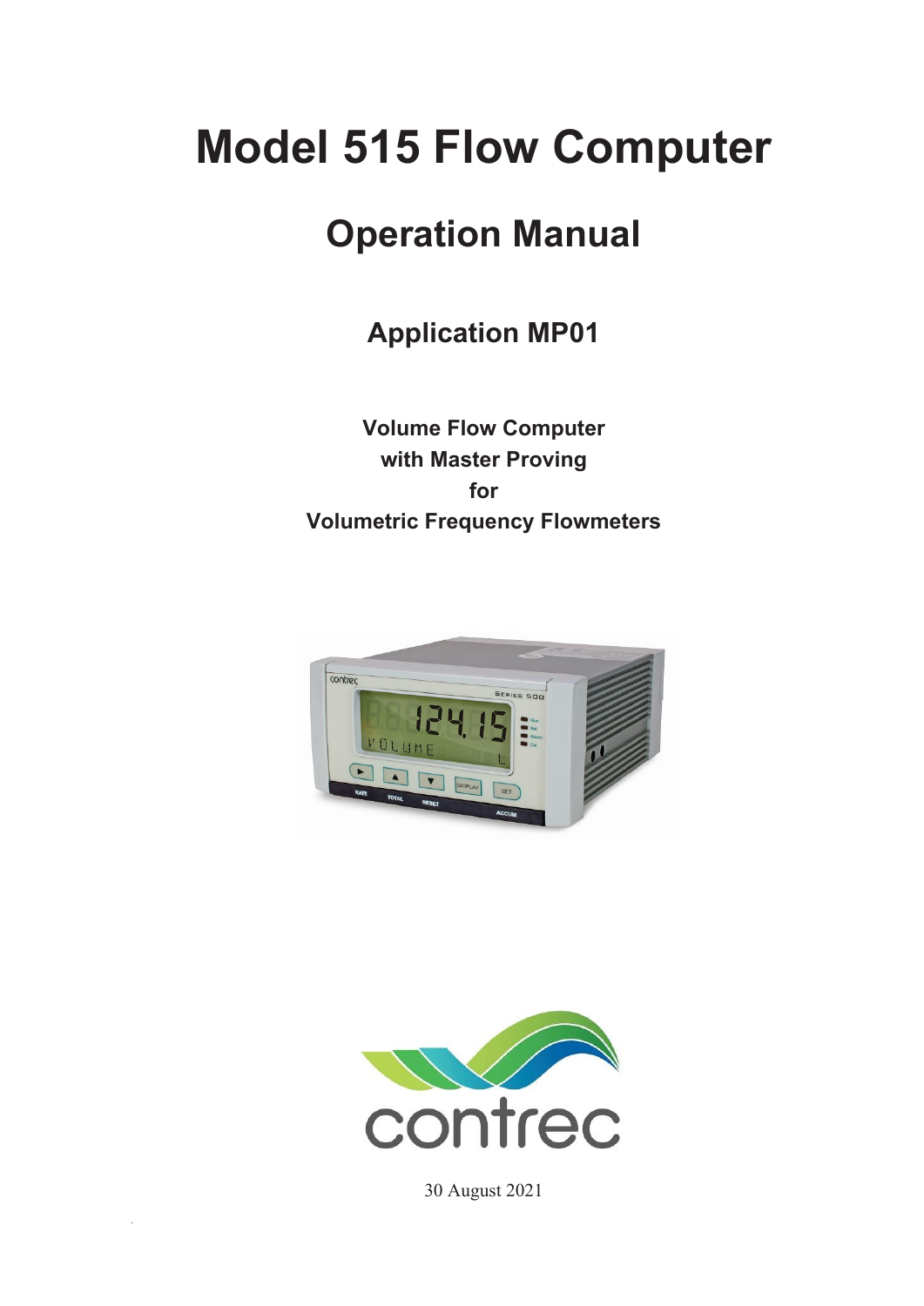# Model 515 Flow Computer

## Operation Manual

### Application MP01

**Volume Flow Computer**
**with Master Proving**
**for**
**Volumetric Frequency Flowmeters**

30 August 2021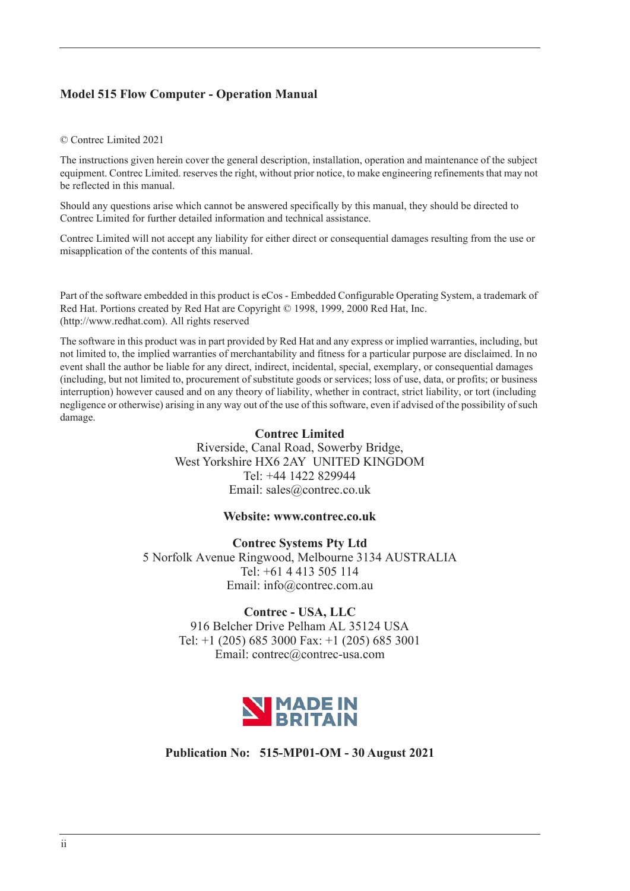**Model 515 Flow Computer - Operation Manual**

© Contrec Limited 2021

The instructions given herein cover the general description, installation, operation and maintenance of the subject equipment. Contrec Limited. reserves the right, without prior notice, to make engineering refinements that may not be reflected in this manual.

Should any questions arise which cannot be answered specifically by this manual, they should be directed to Contrec Limited for further detailed information and technical assistance.

Contrec Limited will not accept any liability for either direct or consequential damages resulting from the use or misapplication of the contents of this manual.

Part of the software embedded in this product is eCos - Embedded Configurable Operating System, a trademark of Red Hat. Portions created by Red Hat are Copyright © 1998, 1999, 2000 Red Hat, Inc. (http://www.redhat.com). All rights reserved

The software in this product was in part provided by Red Hat and any express or implied warranties, including, but not limited to, the implied warranties of merchantability and fitness for a particular purpose are disclaimed. In no event shall the author be liable for any direct, indirect, incidental, special, exemplary, or consequential damages (including, but not limited to, procurement of substitute goods or services; loss of use, data, or profits; or business interruption) however caused and on any theory of liability, whether in contract, strict liability, or tort (including negligence or otherwise) arising in any way out of the use of this software, even if advised of the possibility of such damage.

**Contrec Limited**
Riverside, Canal Road, Sowerby Bridge,
West Yorkshire HX6 2AY UNITED KINGDOM
Tel: +44 1422 829944
Email: sales@contrec.co.uk

**Website: www.contrec.co.uk**

**Contrec Systems Pty Ltd**
5 Norfolk Avenue Ringwood, Melbourne 3134 AUSTRALIA
Tel: +61 4 413 505 114
Email: info@contrec.com.au

**Contrec - USA, LLC**
916 Belcher Drive Pelham AL 35124 USA
Tel: +1 (205) 685 3000 Fax: +1 (205) 685 3001
Email: contrec@contrec-usa.com

MADE IN BRITAIN

**Publication No: 515-MP01-OM - 30 August 2021**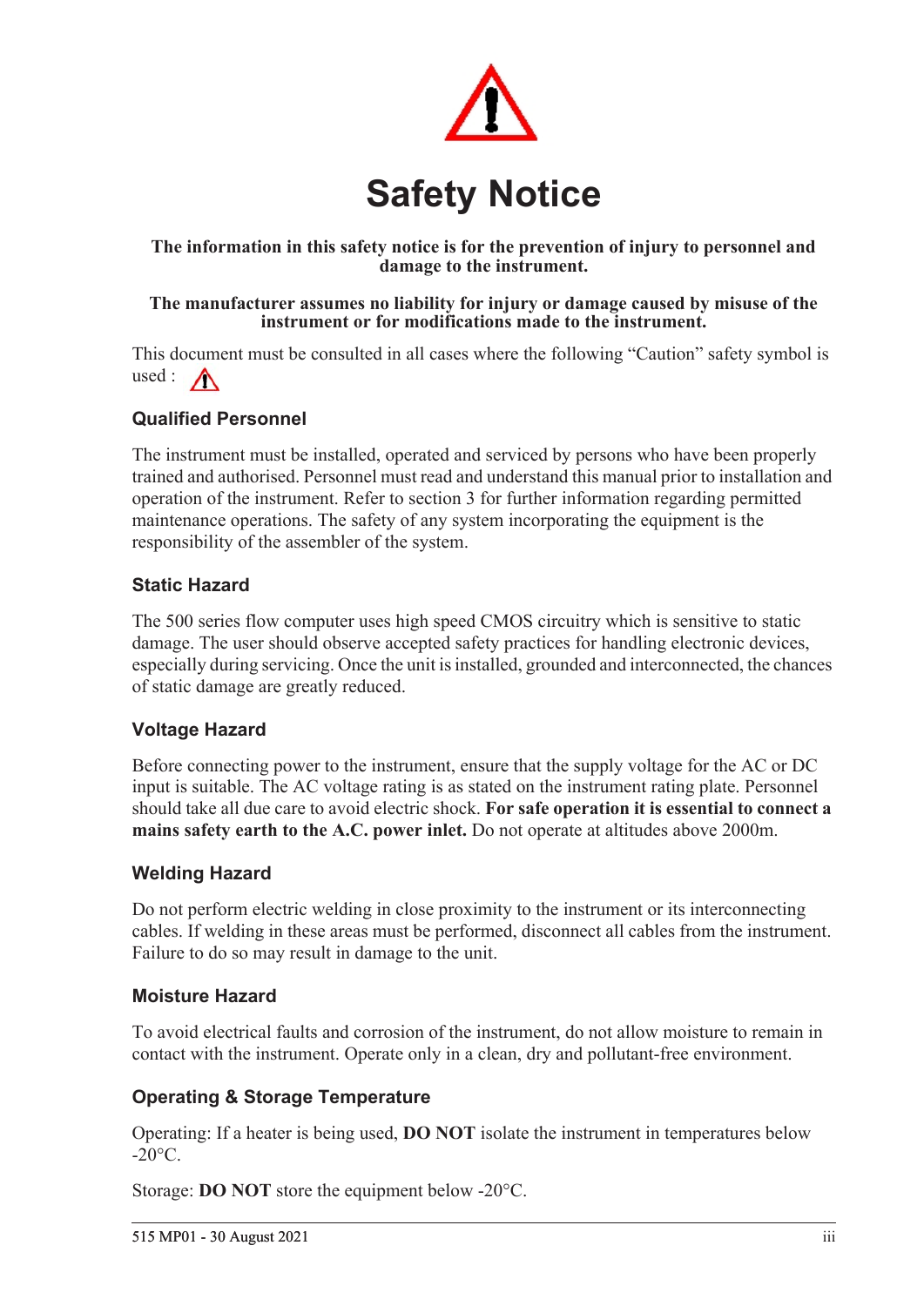# Safety Notice

**The information in this safety notice is for the prevention of injury to personnel and damage to the instrument.**

**The manufacturer assumes no liability for injury or damage caused by misuse of the instrument or for modifications made to the instrument.**

This document must be consulted in all cases where the following “Caution” safety symbol is used : ⚠

## Qualified Personnel

The instrument must be installed, operated and serviced by persons who have been properly trained and authorised. Personnel must read and understand this manual prior to installation and operation of the instrument. Refer to section 3 for further information regarding permitted maintenance operations. The safety of any system incorporating the equipment is the responsibility of the assembler of the system.

## Static Hazard

The 500 series flow computer uses high speed CMOS circuitry which is sensitive to static damage. The user should observe accepted safety practices for handling electronic devices, especially during servicing. Once the unit is installed, grounded and interconnected, the chances of static damage are greatly reduced.

## Voltage Hazard

Before connecting power to the instrument, ensure that the supply voltage for the AC or DC input is suitable. The AC voltage rating is as stated on the instrument rating plate. Personnel should take all due care to avoid electric shock. **For safe operation it is essential to connect a mains safety earth to the A.C. power inlet.** Do not operate at altitudes above 2000m.

## Welding Hazard

Do not perform electric welding in close proximity to the instrument or its interconnecting cables. If welding in these areas must be performed, disconnect all cables from the instrument. Failure to do so may result in damage to the unit.

## Moisture Hazard

To avoid electrical faults and corrosion of the instrument, do not allow moisture to remain in contact with the instrument. Operate only in a clean, dry and pollutant-free environment.

## Operating & Storage Temperature

Operating: If a heater is being used, **DO NOT** isolate the instrument in temperatures below -20°C.

Storage: **DO NOT** store the equipment below -20°C.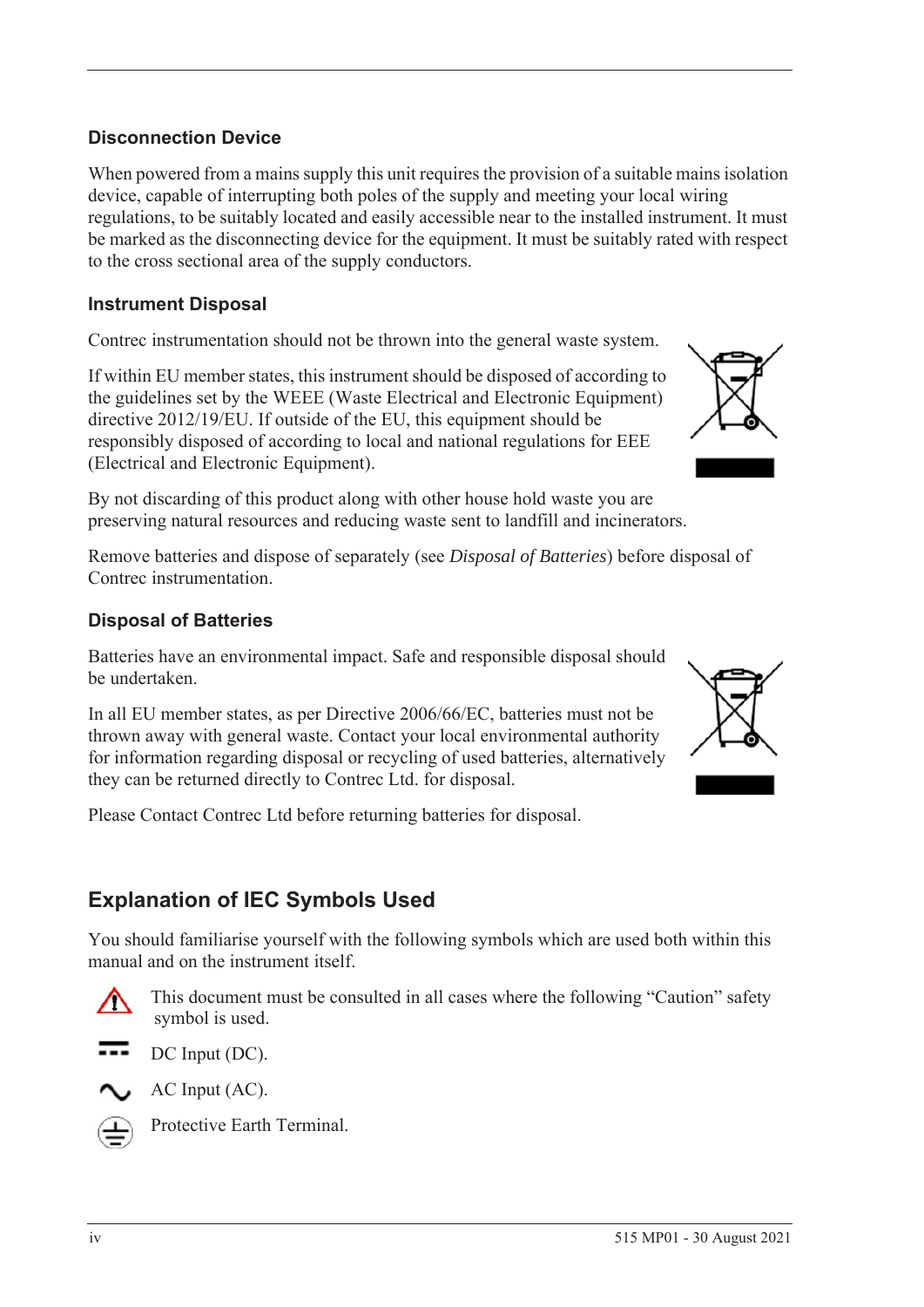### Disconnection Device

When powered from a mains supply this unit requires the provision of a suitable mains isolation device, capable of interrupting both poles of the supply and meeting your local wiring regulations, to be suitably located and easily accessible near to the installed instrument. It must be marked as the disconnecting device for the equipment. It must be suitably rated with respect to the cross sectional area of the supply conductors.

### Instrument Disposal

Contrec instrumentation should not be thrown into the general waste system.

If within EU member states, this instrument should be disposed of according to the guidelines set by the WEEE (Waste Electrical and Electronic Equipment) directive 2012/19/EU. If outside of the EU, this equipment should be responsibly disposed of according to local and national regulations for EEE (Electrical and Electronic Equipment).

By not discarding of this product along with other house hold waste you are preserving natural resources and reducing waste sent to landfill and incinerators.

Remove batteries and dispose of separately (see *Disposal of Batteries*) before disposal of Contrec instrumentation.

### Disposal of Batteries

Batteries have an environmental impact. Safe and responsible disposal should be undertaken.

In all EU member states, as per Directive 2006/66/EC, batteries must not be thrown away with general waste. Contact your local environmental authority for information regarding disposal or recycling of used batteries, alternatively they can be returned directly to Contrec Ltd. for disposal.

Please Contact Contrec Ltd before returning batteries for disposal.

## Explanation of IEC Symbols Used

You should familiarise yourself with the following symbols which are used both within this manual and on the instrument itself.

This document must be consulted in all cases where the following "Caution" safety symbol is used.

DC Input (DC).

AC Input (AC).

Protective Earth Terminal.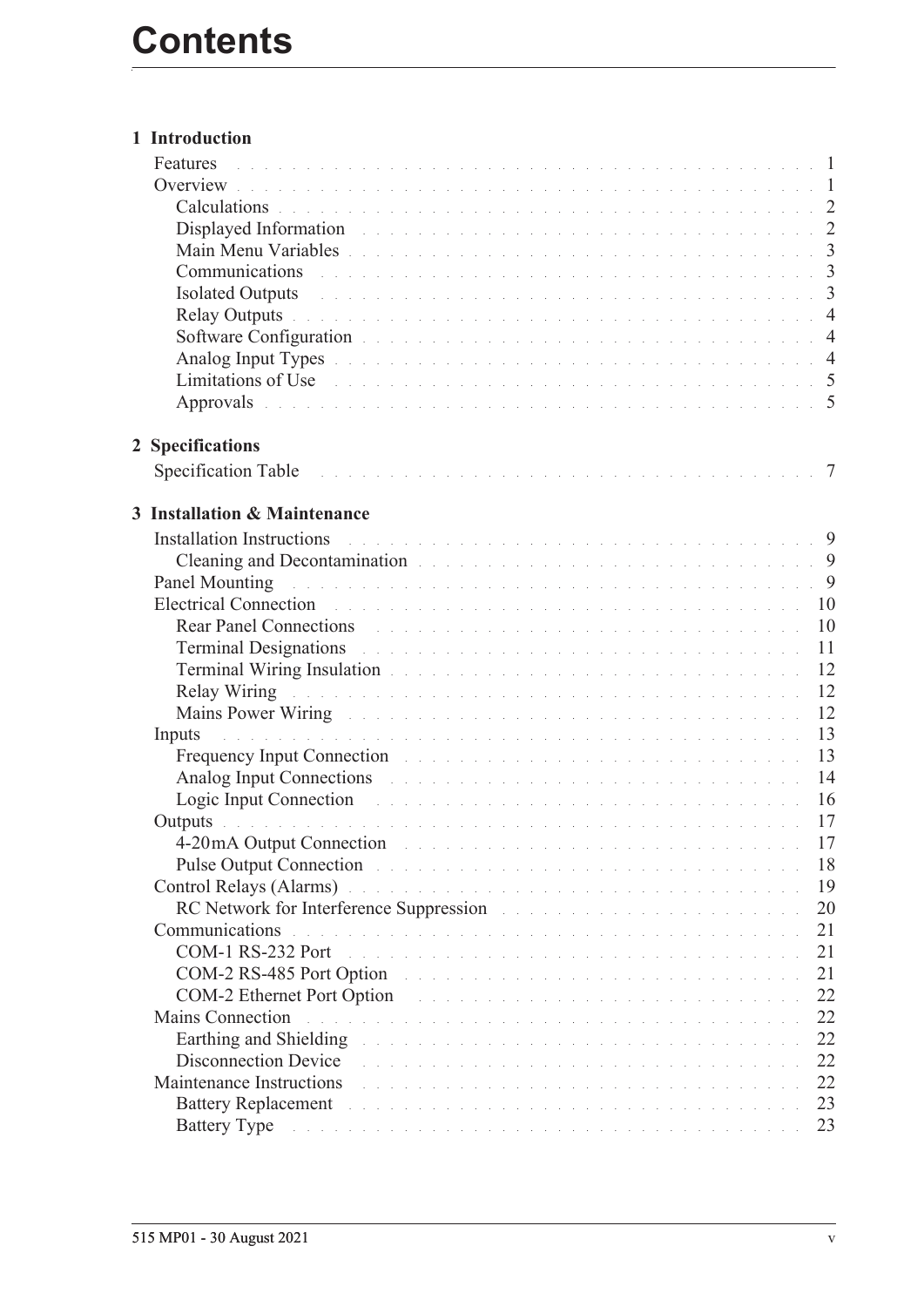# Contents

**1 Introduction**

Features . . . 1
Overview . . . 1
  Calculations . . . 2
  Displayed Information . . . 2
  Main Menu Variables . . . 3
  Communications . . . 3
  Isolated Outputs . . . 3
  Relay Outputs . . . 4
  Software Configuration . . . 4
  Analog Input Types . . . 4
  Limitations of Use . . . 5
  Approvals . . . 5

**2 Specifications**

Specification Table . . . 7

**3 Installation & Maintenance**

Installation Instructions . . . 9
  Cleaning and Decontamination . . . 9
Panel Mounting . . . 9
Electrical Connection . . . 10
  Rear Panel Connections . . . 10
  Terminal Designations . . . 11
  Terminal Wiring Insulation . . . 12
  Relay Wiring . . . 12
  Mains Power Wiring . . . 12
Inputs . . . 13
  Frequency Input Connection . . . 13
  Analog Input Connections . . . 14
  Logic Input Connection . . . 16
Outputs . . . 17
  4-20mA Output Connection . . . 17
  Pulse Output Connection . . . 18
Control Relays (Alarms) . . . 19
  RC Network for Interference Suppression . . . 20
Communications . . . 21
  COM-1 RS-232 Port . . . 21
  COM-2 RS-485 Port Option . . . 21
  COM-2 Ethernet Port Option . . . 22
Mains Connection . . . 22
  Earthing and Shielding . . . 22
  Disconnection Device . . . 22
Maintenance Instructions . . . 22
  Battery Replacement . . . 23
  Battery Type . . . 23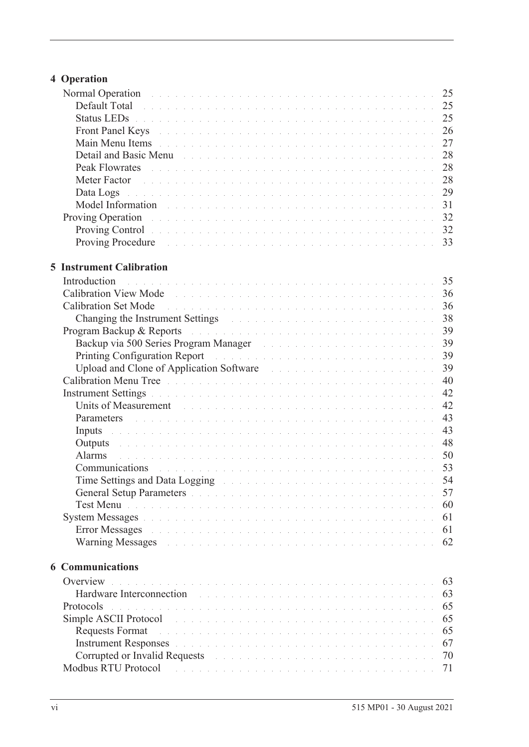**4 Operation**

- Normal Operation ... 25
  - Default Total ... 25
  - Status LEDs ... 25
  - Front Panel Keys ... 26
  - Main Menu Items ... 27
  - Detail and Basic Menu ... 28
  - Peak Flowrates ... 28
  - Meter Factor ... 28
  - Data Logs ... 29
  - Model Information ... 31
- Proving Operation ... 32
  - Proving Control ... 32
  - Proving Procedure ... 33

**5 Instrument Calibration**

- Introduction ... 35
- Calibration View Mode ... 36
- Calibration Set Mode ... 36
  - Changing the Instrument Settings ... 38
- Program Backup & Reports ... 39
  - Backup via 500 Series Program Manager ... 39
  - Printing Configuration Report ... 39
  - Upload and Clone of Application Software ... 39
- Calibration Menu Tree ... 40
- Instrument Settings ... 42
  - Units of Measurement ... 42
  - Parameters ... 43
  - Inputs ... 43
  - Outputs ... 48
  - Alarms ... 50
  - Communications ... 53
  - Time Settings and Data Logging ... 54
  - General Setup Parameters ... 57
  - Test Menu ... 60
- System Messages ... 61
  - Error Messages ... 61
  - Warning Messages ... 62

**6 Communications**

- Overview ... 63
  - Hardware Interconnection ... 63
- Protocols ... 65
- Simple ASCII Protocol ... 65
  - Requests Format ... 65
  - Instrument Responses ... 67
  - Corrupted or Invalid Requests ... 70
- Modbus RTU Protocol ... 71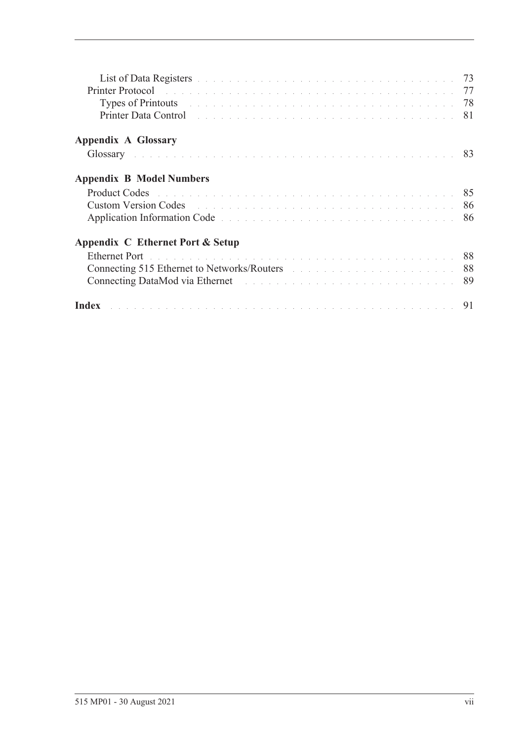List of Data Registers . . . . . . . . . . . . . . . . . . . . . . . . . . . . . . . . . . . 73
Printer Protocol . . . . . . . . . . . . . . . . . . . . . . . . . . . . . . . . . . . . . . 77
Types of Printouts . . . . . . . . . . . . . . . . . . . . . . . . . . . . . . . . . . . . 78
Printer Data Control . . . . . . . . . . . . . . . . . . . . . . . . . . . . . . . . . . . 81

**Appendix A Glossary**

Glossary . . . . . . . . . . . . . . . . . . . . . . . . . . . . . . . . . . . . . . . . . . 83

**Appendix B Model Numbers**

Product Codes . . . . . . . . . . . . . . . . . . . . . . . . . . . . . . . . . . . . . . . 85
Custom Version Codes . . . . . . . . . . . . . . . . . . . . . . . . . . . . . . . . . . 86
Application Information Code . . . . . . . . . . . . . . . . . . . . . . . . . . . . . . 86

**Appendix C Ethernet Port & Setup**

Ethernet Port . . . . . . . . . . . . . . . . . . . . . . . . . . . . . . . . . . . . . . . . 88
Connecting 515 Ethernet to Networks/Routers . . . . . . . . . . . . . . . . . . . . . 88
Connecting DataMod via Ethernet . . . . . . . . . . . . . . . . . . . . . . . . . . . . 89

**Index** . . . . . . . . . . . . . . . . . . . . . . . . . . . . . . . . . . . . . . . . . . . 91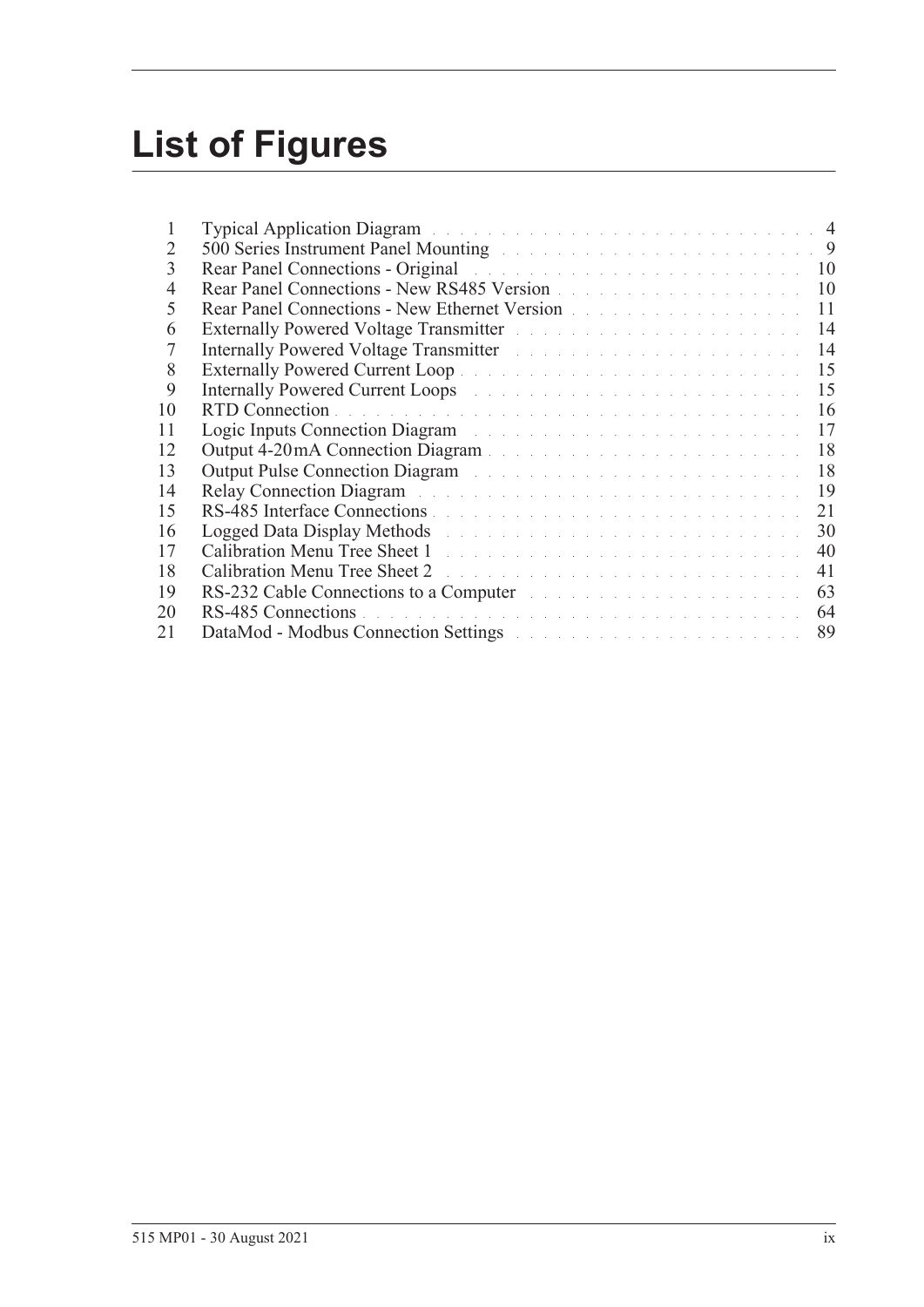# List of Figures

| | | |
|---|---|---|
| 1 | Typical Application Diagram | 4 |
| 2 | 500 Series Instrument Panel Mounting | 9 |
| 3 | Rear Panel Connections - Original | 10 |
| 4 | Rear Panel Connections - New RS485 Version | 10 |
| 5 | Rear Panel Connections - New Ethernet Version | 11 |
| 6 | Externally Powered Voltage Transmitter | 14 |
| 7 | Internally Powered Voltage Transmitter | 14 |
| 8 | Externally Powered Current Loop | 15 |
| 9 | Internally Powered Current Loops | 15 |
| 10 | RTD Connection | 16 |
| 11 | Logic Inputs Connection Diagram | 17 |
| 12 | Output 4-20 mA Connection Diagram | 18 |
| 13 | Output Pulse Connection Diagram | 18 |
| 14 | Relay Connection Diagram | 19 |
| 15 | RS-485 Interface Connections | 21 |
| 16 | Logged Data Display Methods | 30 |
| 17 | Calibration Menu Tree Sheet 1 | 40 |
| 18 | Calibration Menu Tree Sheet 2 | 41 |
| 19 | RS-232 Cable Connections to a Computer | 63 |
| 20 | RS-485 Connections | 64 |
| 21 | DataMod - Modbus Connection Settings | 89 |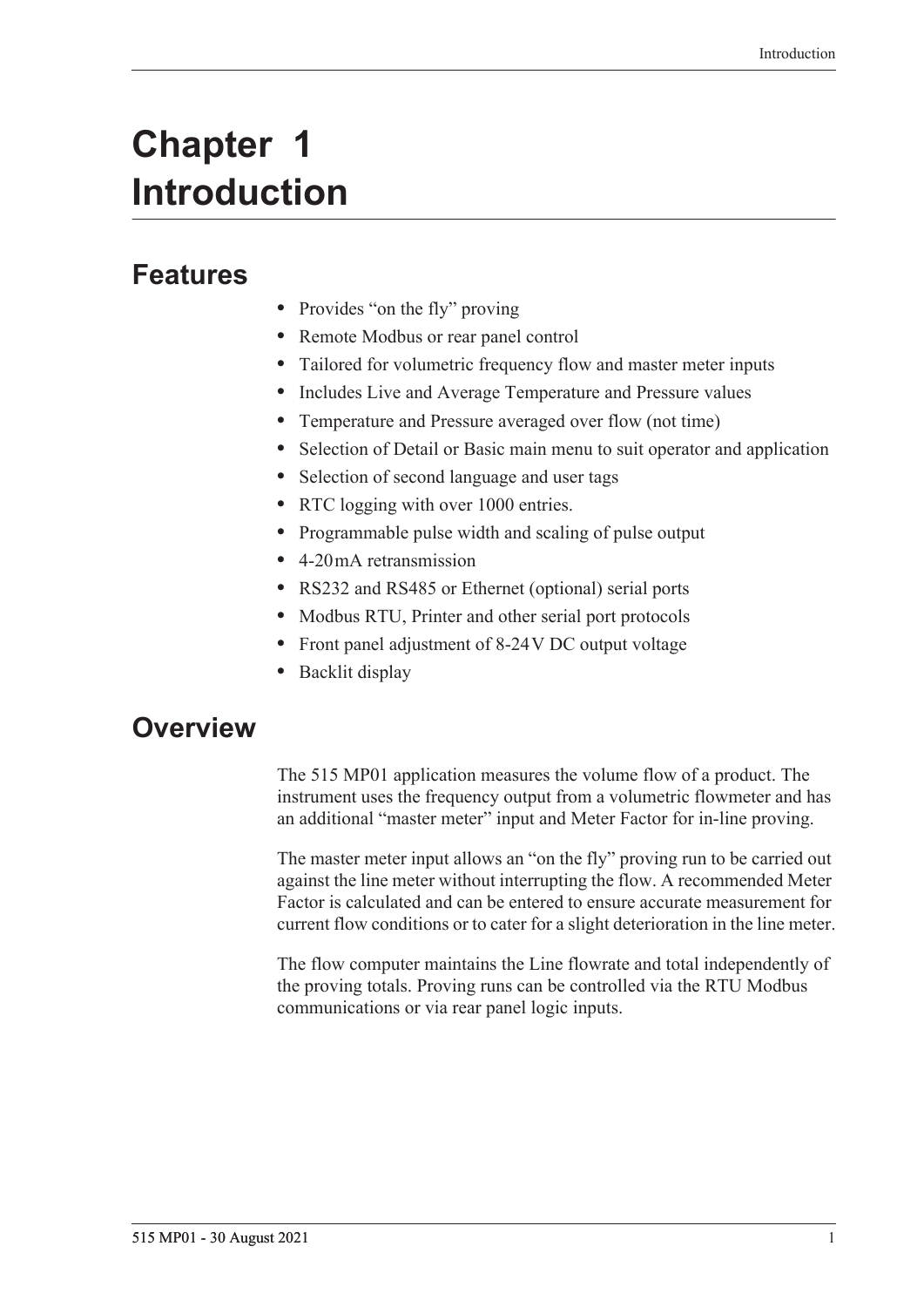# Chapter 1 Introduction

## Features

- Provides "on the fly" proving
- Remote Modbus or rear panel control
- Tailored for volumetric frequency flow and master meter inputs
- Includes Live and Average Temperature and Pressure values
- Temperature and Pressure averaged over flow (not time)
- Selection of Detail or Basic main menu to suit operator and application
- Selection of second language and user tags
- RTC logging with over 1000 entries.
- Programmable pulse width and scaling of pulse output
- 4-20 mA retransmission
- RS232 and RS485 or Ethernet (optional) serial ports
- Modbus RTU, Printer and other serial port protocols
- Front panel adjustment of 8-24 V DC output voltage
- Backlit display

## Overview

The 515 MP01 application measures the volume flow of a product. The instrument uses the frequency output from a volumetric flowmeter and has an additional "master meter" input and Meter Factor for in-line proving.

The master meter input allows an "on the fly" proving run to be carried out against the line meter without interrupting the flow. A recommended Meter Factor is calculated and can be entered to ensure accurate measurement for current flow conditions or to cater for a slight deterioration in the line meter.

The flow computer maintains the Line flowrate and total independently of the proving totals. Proving runs can be controlled via the RTU Modbus communications or via rear panel logic inputs.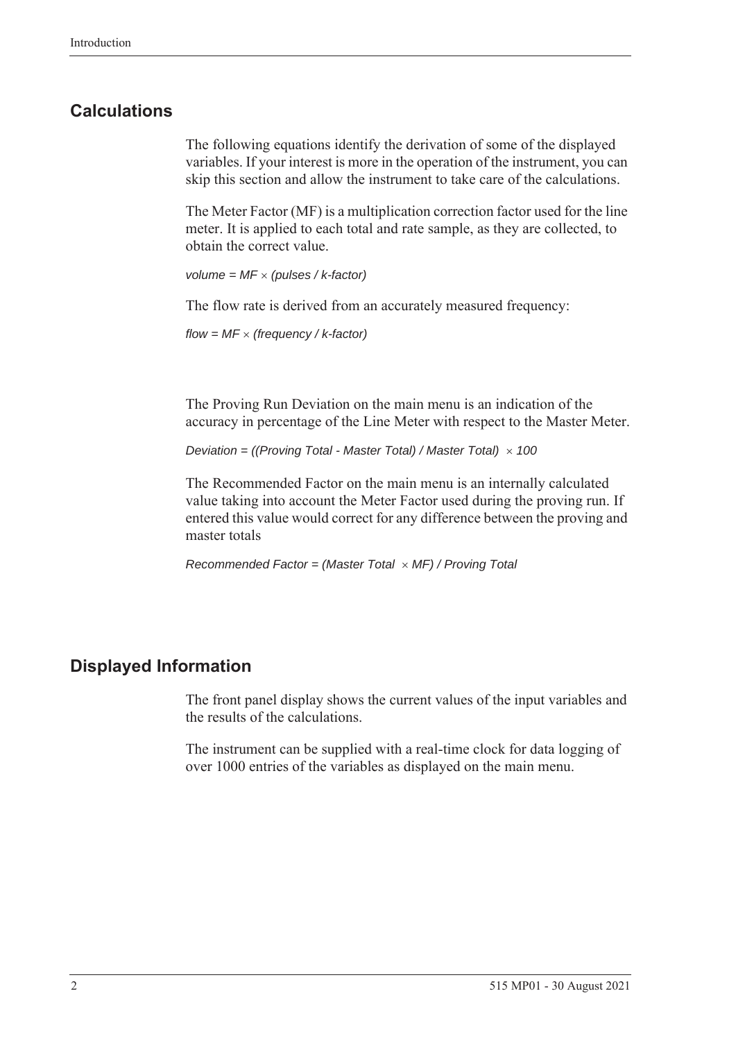## Calculations

The following equations identify the derivation of some of the displayed variables. If your interest is more in the operation of the instrument, you can skip this section and allow the instrument to take care of the calculations.

The Meter Factor (MF) is a multiplication correction factor used for the line meter. It is applied to each total and rate sample, as they are collected, to obtain the correct value.

$$volume = MF \times (pulses / k\text{-}factor)$$

The flow rate is derived from an accurately measured frequency:

$$flow = MF \times (frequency / k\text{-}factor)$$

The Proving Run Deviation on the main menu is an indication of the accuracy in percentage of the Line Meter with respect to the Master Meter.

$$Deviation = ((Proving\ Total - Master\ Total) / Master\ Total) \times 100$$

The Recommended Factor on the main menu is an internally calculated value taking into account the Meter Factor used during the proving run. If entered this value would correct for any difference between the proving and master totals

$$Recommended\ Factor = (Master\ Total \times MF) / Proving\ Total$$

## Displayed Information

The front panel display shows the current values of the input variables and the results of the calculations.

The instrument can be supplied with a real-time clock for data logging of over 1000 entries of the variables as displayed on the main menu.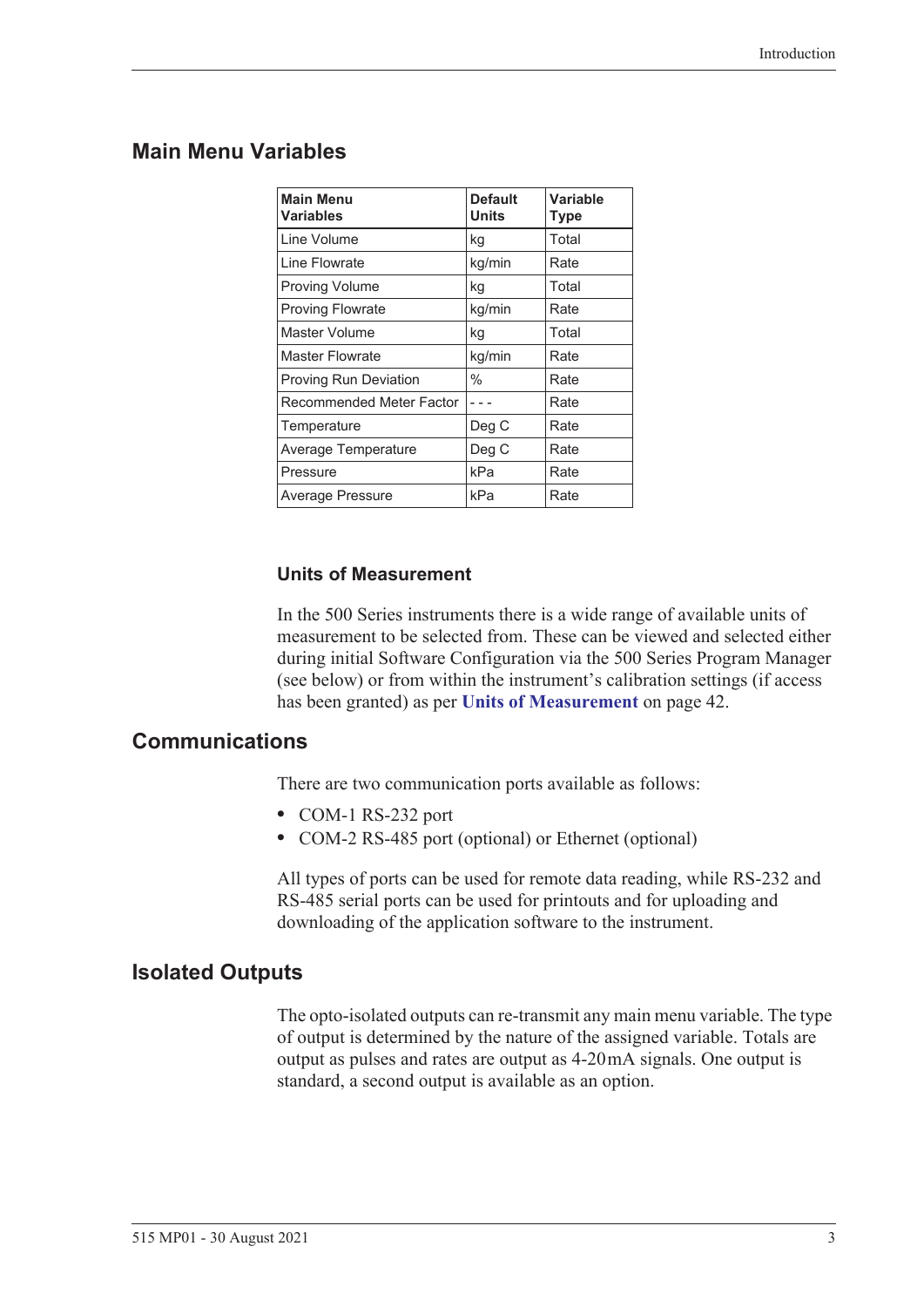## Main Menu Variables

| Main Menu Variables | Default Units | Variable Type |
|---|---|---|
| Line Volume | kg | Total |
| Line Flowrate | kg/min | Rate |
| Proving Volume | kg | Total |
| Proving Flowrate | kg/min | Rate |
| Master Volume | kg | Total |
| Master Flowrate | kg/min | Rate |
| Proving Run Deviation | % | Rate |
| Recommended Meter Factor | - - - | Rate |
| Temperature | Deg C | Rate |
| Average Temperature | Deg C | Rate |
| Pressure | kPa | Rate |
| Average Pressure | kPa | Rate |

### Units of Measurement

In the 500 Series instruments there is a wide range of available units of measurement to be selected from. These can be viewed and selected either during initial Software Configuration via the 500 Series Program Manager (see below) or from within the instrument's calibration settings (if access has been granted) as per **Units of Measurement** on page 42.

## Communications

There are two communication ports available as follows:

- COM-1 RS-232 port
- COM-2 RS-485 port (optional) or Ethernet (optional)

All types of ports can be used for remote data reading, while RS-232 and RS-485 serial ports can be used for printouts and for uploading and downloading of the application software to the instrument.

## Isolated Outputs

The opto-isolated outputs can re-transmit any main menu variable. The type of output is determined by the nature of the assigned variable. Totals are output as pulses and rates are output as 4-20mA signals. One output is standard, a second output is available as an option.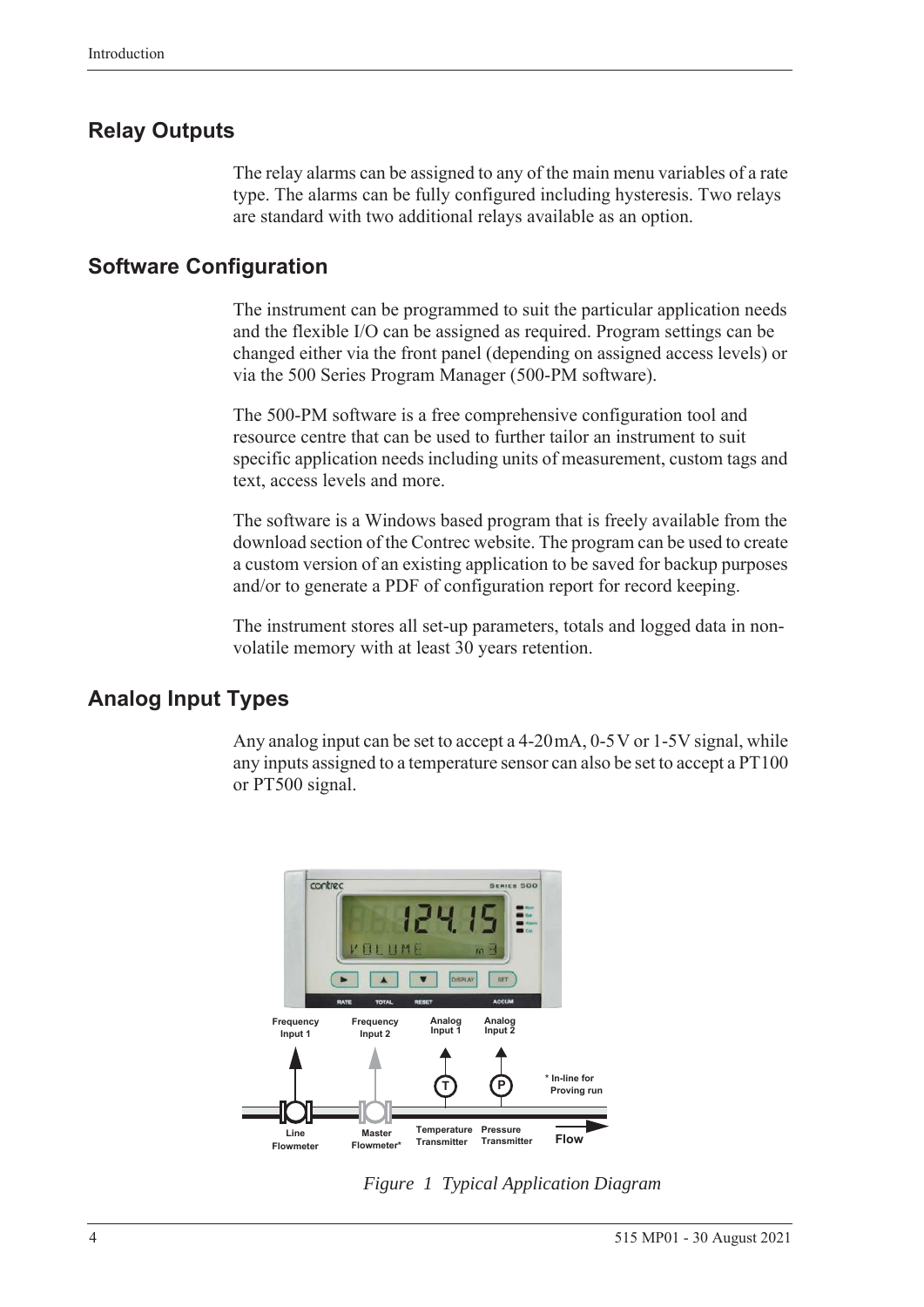## Relay Outputs

The relay alarms can be assigned to any of the main menu variables of a rate type. The alarms can be fully configured including hysteresis. Two relays are standard with two additional relays available as an option.

## Software Configuration

The instrument can be programmed to suit the particular application needs and the flexible I/O can be assigned as required. Program settings can be changed either via the front panel (depending on assigned access levels) or via the 500 Series Program Manager (500-PM software).

The 500-PM software is a free comprehensive configuration tool and resource centre that can be used to further tailor an instrument to suit specific application needs including units of measurement, custom tags and text, access levels and more.

The software is a Windows based program that is freely available from the download section of the Contrec website. The program can be used to create a custom version of an existing application to be saved for backup purposes and/or to generate a PDF of configuration report for record keeping.

The instrument stores all set-up parameters, totals and logged data in non-volatile memory with at least 30 years retention.

## Analog Input Types

Any analog input can be set to accept a 4-20 mA, 0-5 V or 1-5V signal, while any inputs assigned to a temperature sensor can also be set to accept a PT100 or PT500 signal.

*Figure 1 Typical Application Diagram*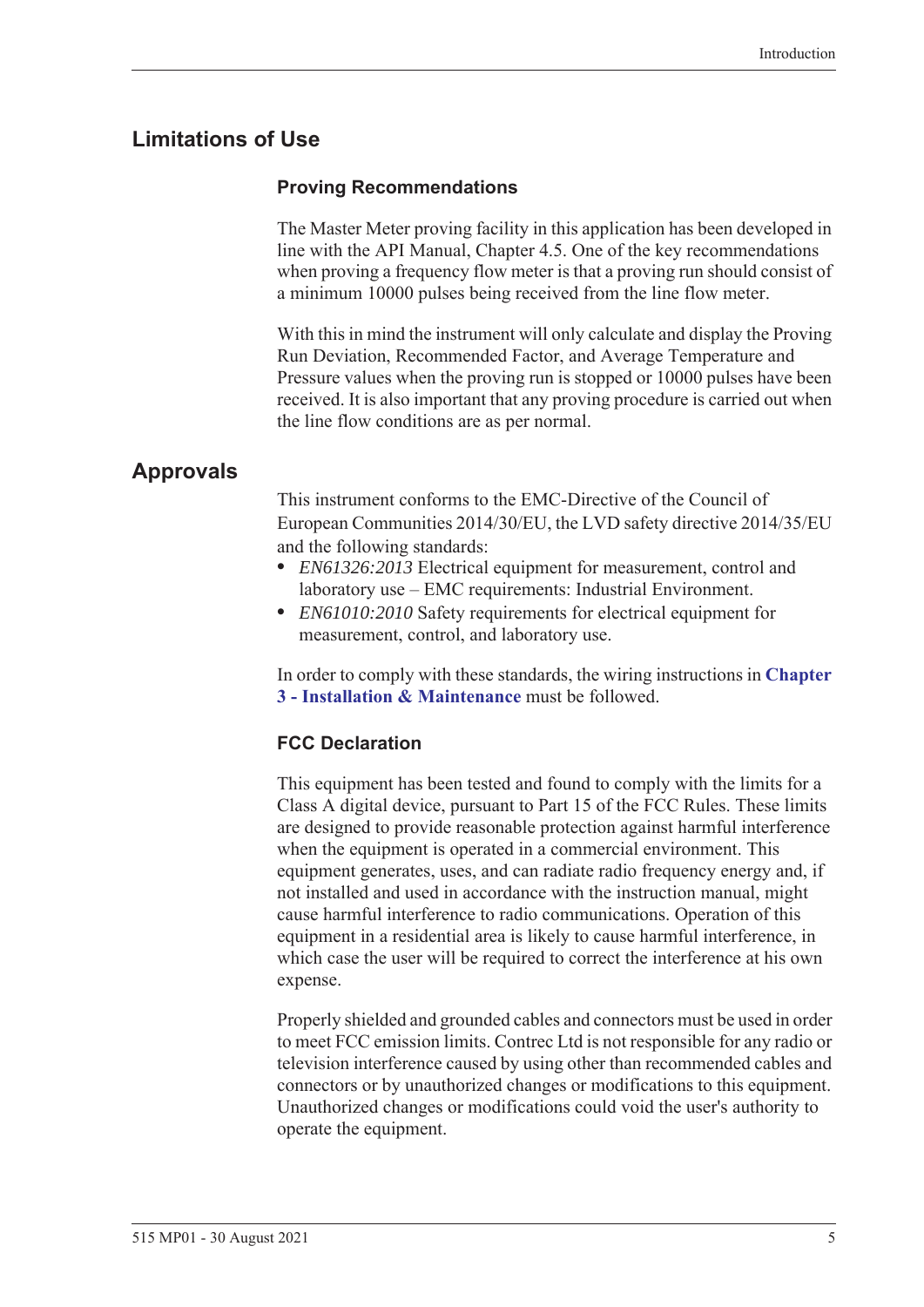## Limitations of Use

### Proving Recommendations

The Master Meter proving facility in this application has been developed in line with the API Manual, Chapter 4.5. One of the key recommendations when proving a frequency flow meter is that a proving run should consist of a minimum 10000 pulses being received from the line flow meter.

With this in mind the instrument will only calculate and display the Proving Run Deviation, Recommended Factor, and Average Temperature and Pressure values when the proving run is stopped or 10000 pulses have been received. It is also important that any proving procedure is carried out when the line flow conditions are as per normal.

## Approvals

This instrument conforms to the EMC-Directive of the Council of European Communities 2014/30/EU, the LVD safety directive 2014/35/EU and the following standards:

- *EN61326:2013* Electrical equipment for measurement, control and laboratory use – EMC requirements: Industrial Environment.
- *EN61010:2010* Safety requirements for electrical equipment for measurement, control, and laboratory use.

In order to comply with these standards, the wiring instructions in **Chapter 3 - Installation & Maintenance** must be followed.

### FCC Declaration

This equipment has been tested and found to comply with the limits for a Class A digital device, pursuant to Part 15 of the FCC Rules. These limits are designed to provide reasonable protection against harmful interference when the equipment is operated in a commercial environment. This equipment generates, uses, and can radiate radio frequency energy and, if not installed and used in accordance with the instruction manual, might cause harmful interference to radio communications. Operation of this equipment in a residential area is likely to cause harmful interference, in which case the user will be required to correct the interference at his own expense.

Properly shielded and grounded cables and connectors must be used in order to meet FCC emission limits. Contrec Ltd is not responsible for any radio or television interference caused by using other than recommended cables and connectors or by unauthorized changes or modifications to this equipment. Unauthorized changes or modifications could void the user's authority to operate the equipment.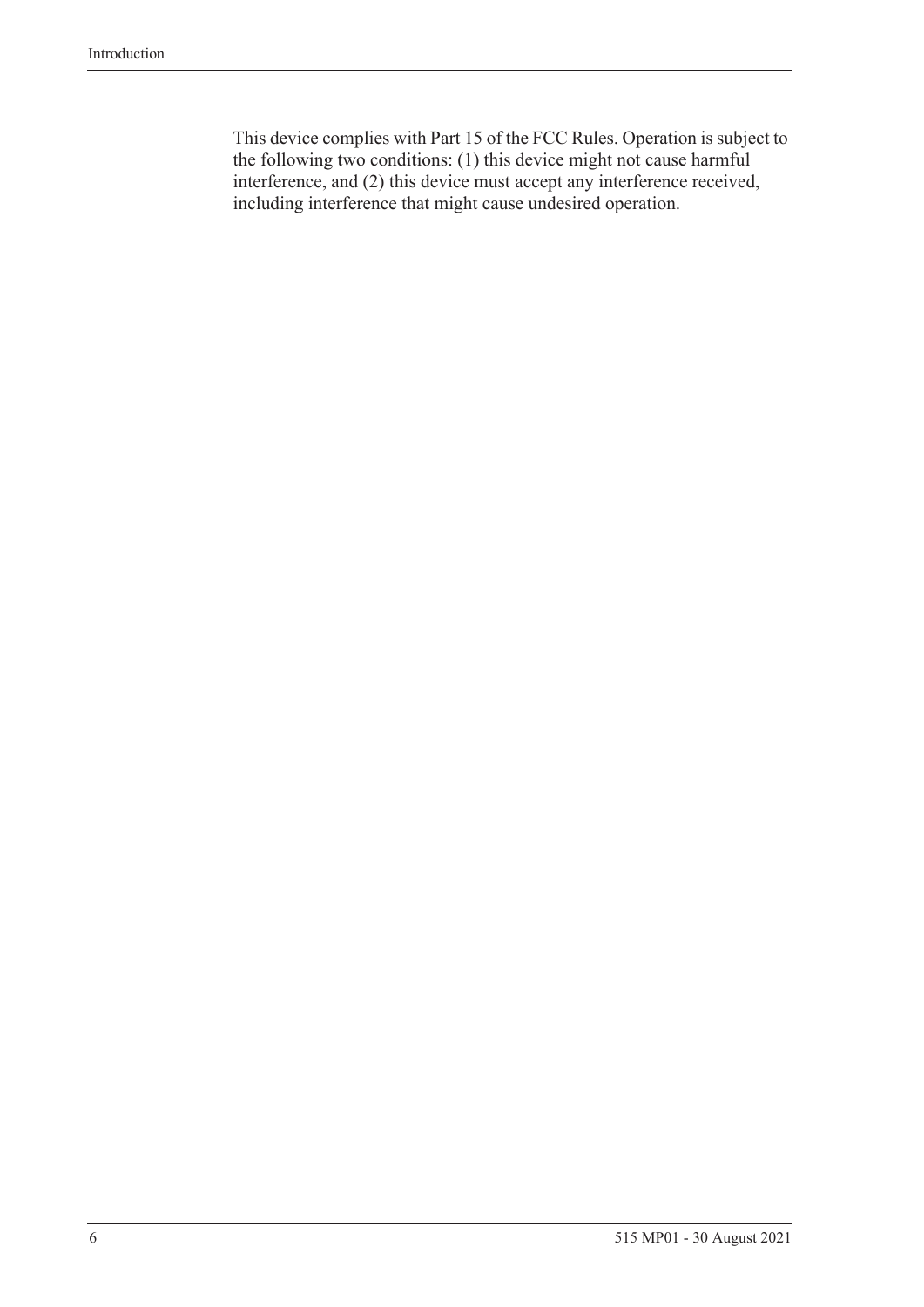This device complies with Part 15 of the FCC Rules. Operation is subject to the following two conditions: (1) this device might not cause harmful interference, and (2) this device must accept any interference received, including interference that might cause undesired operation.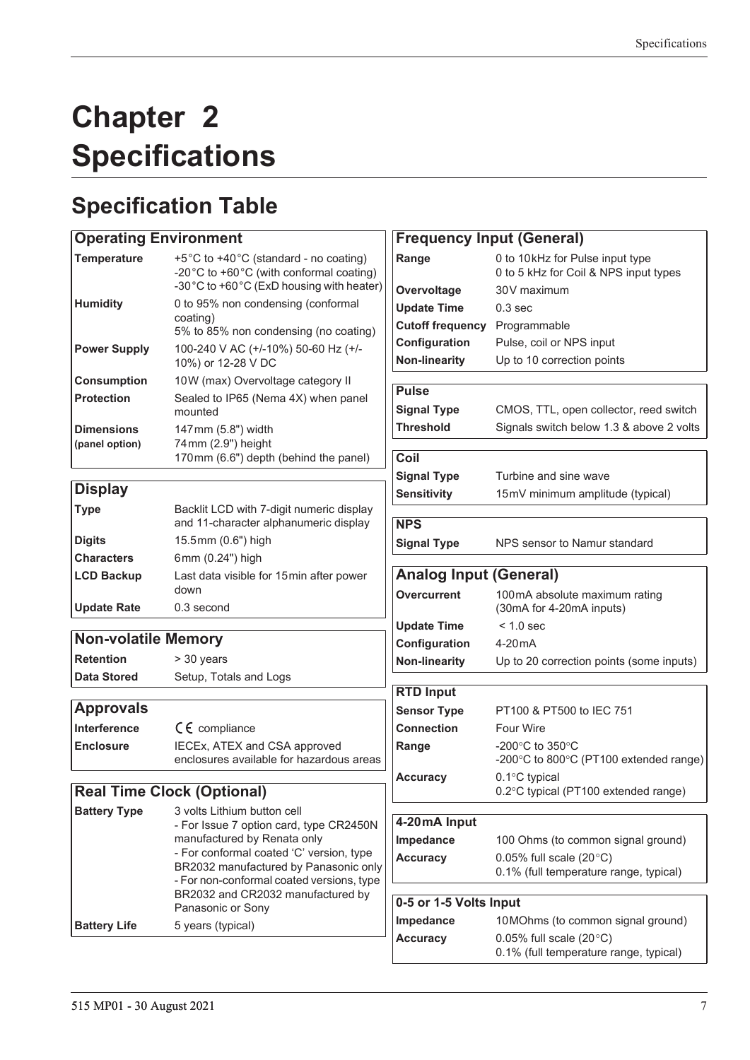# Chapter 2 Specifications

## Specification Table

| Operating Environment | |
|---|---|
| **Temperature** | +5°C to +40°C (standard - no coating)<br>-20°C to +60°C (with conformal coating)<br>-30°C to +60°C (ExD housing with heater) |
| **Humidity** | 0 to 95% non condensing (conformal coating)<br>5% to 85% non condensing (no coating) |
| **Power Supply** | 100-240 V AC (+/-10%) 50-60 Hz (+/-10%) or 12-28 V DC |
| **Consumption** | 10W (max) Overvoltage category II |
| **Protection** | Sealed to IP65 (Nema 4X) when panel mounted |
| **Dimensions (panel option)** | 147mm (5.8") width<br>74mm (2.9") height<br>170mm (6.6") depth (behind the panel) |

| Display | |
|---|---|
| **Type** | Backlit LCD with 7-digit numeric display and 11-character alphanumeric display |
| **Digits** | 15.5mm (0.6") high |
| **Characters** | 6mm (0.24") high |
| **LCD Backup** | Last data visible for 15min after power down |
| **Update Rate** | 0.3 second |

| Non-volatile Memory | |
|---|---|
| **Retention** | > 30 years |
| **Data Stored** | Setup, Totals and Logs |

| Approvals | |
|---|---|
| **Interference** | CE compliance |
| **Enclosure** | IECEx, ATEX and CSA approved enclosures available for hazardous areas |

| Real Time Clock (Optional) | |
|---|---|
| **Battery Type** | 3 volts Lithium button cell<br>- For Issue 7 option card, type CR2450N manufactured by Renata only<br>- For conformal coated 'C' version, type BR2032 manufactured by Panasonic only<br>- For non-conformal coated versions, type BR2032 and CR2032 manufactured by Panasonic or Sony |
| **Battery Life** | 5 years (typical) |

| Frequency Input (General) | |
|---|---|
| **Range** | 0 to 10kHz for Pulse input type<br>0 to 5 kHz for Coil & NPS input types |
| **Overvoltage** | 30V maximum |
| **Update Time** | 0.3 sec |
| **Cutoff frequency** | Programmable |
| **Configuration** | Pulse, coil or NPS input |
| **Non-linearity** | Up to 10 correction points |

| Pulse | |
|---|---|
| **Signal Type** | CMOS, TTL, open collector, reed switch |
| **Threshold** | Signals switch below 1.3 & above 2 volts |

| Coil | |
|---|---|
| **Signal Type** | Turbine and sine wave |
| **Sensitivity** | 15mV minimum amplitude (typical) |

| NPS | |
|---|---|
| **Signal Type** | NPS sensor to Namur standard |

| Analog Input (General) | |
|---|---|
| **Overcurrent** | 100mA absolute maximum rating<br>(30mA for 4-20mA inputs) |
| **Update Time** | < 1.0 sec |
| **Configuration** | 4-20mA |
| **Non-linearity** | Up to 20 correction points (some inputs) |

| RTD Input | |
|---|---|
| **Sensor Type** | PT100 & PT500 to IEC 751 |
| **Connection** | Four Wire |
| **Range** | -200°C to 350°C<br>-200°C to 800°C (PT100 extended range) |
| **Accuracy** | 0.1°C typical<br>0.2°C typical (PT100 extended range) |

| 4-20mA Input | |
|---|---|
| **Impedance** | 100 Ohms (to common signal ground) |
| **Accuracy** | 0.05% full scale (20°C)<br>0.1% (full temperature range, typical) |

| 0-5 or 1-5 Volts Input | |
|---|---|
| **Impedance** | 10MOhms (to common signal ground) |
| **Accuracy** | 0.05% full scale (20°C)<br>0.1% (full temperature range, typical) |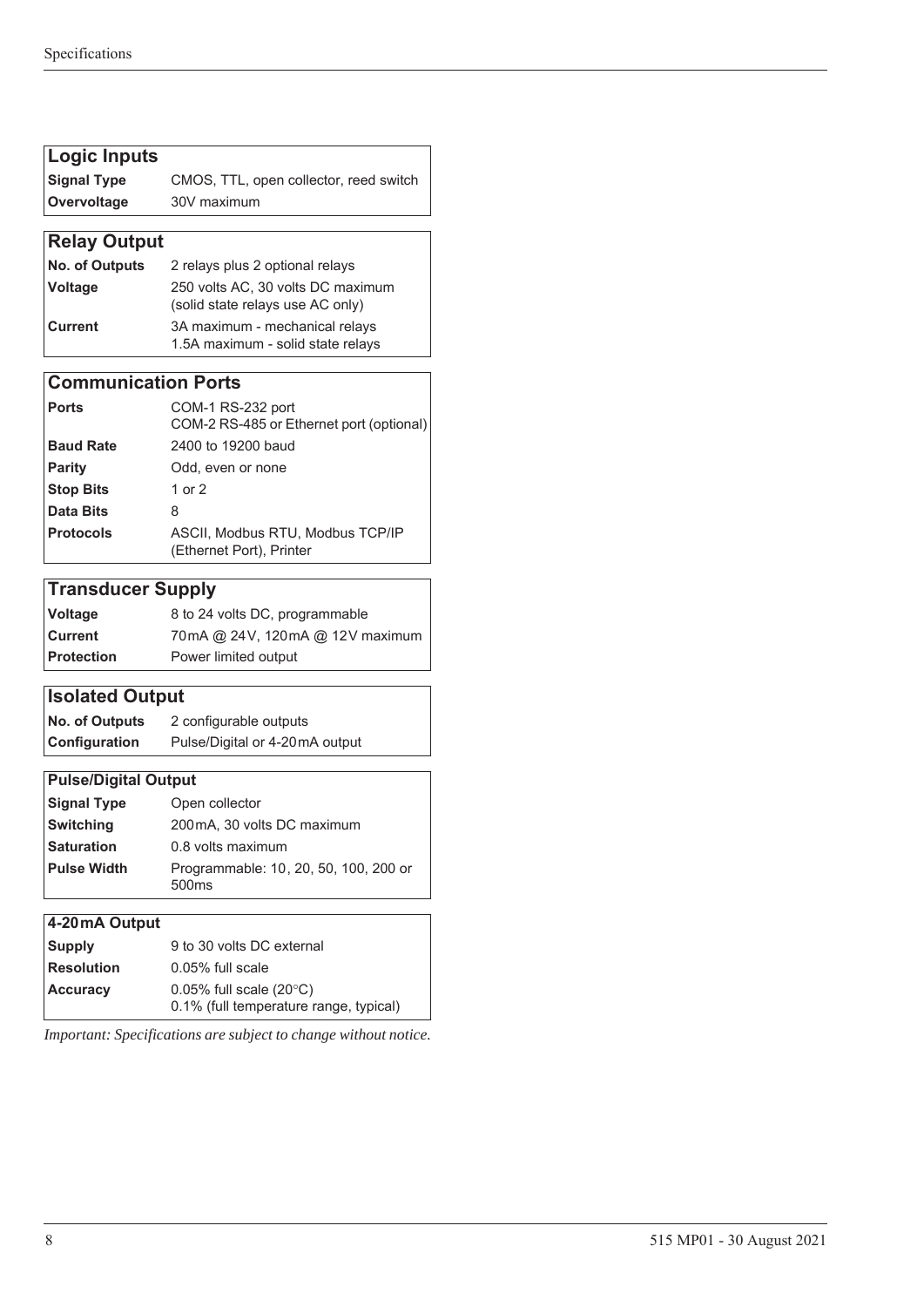| Logic Inputs | |
|---|---|
| **Signal Type** | CMOS, TTL, open collector, reed switch |
| **Overvoltage** | 30V maximum |

| Relay Output | |
|---|---|
| **No. of Outputs** | 2 relays plus 2 optional relays |
| **Voltage** | 250 volts AC, 30 volts DC maximum (solid state relays use AC only) |
| **Current** | 3A maximum - mechanical relays 1.5A maximum - solid state relays |

| Communication Ports | |
|---|---|
| **Ports** | COM-1 RS-232 port COM-2 RS-485 or Ethernet port (optional) |
| **Baud Rate** | 2400 to 19200 baud |
| **Parity** | Odd, even or none |
| **Stop Bits** | 1 or 2 |
| **Data Bits** | 8 |
| **Protocols** | ASCII, Modbus RTU, Modbus TCP/IP (Ethernet Port), Printer |

| Transducer Supply | |
|---|---|
| **Voltage** | 8 to 24 volts DC, programmable |
| **Current** | 70mA @ 24V, 120mA @ 12V maximum |
| **Protection** | Power limited output |

| Isolated Output | |
|---|---|
| **No. of Outputs** | 2 configurable outputs |
| **Configuration** | Pulse/Digital or 4-20mA output |

| Pulse/Digital Output | |
|---|---|
| **Signal Type** | Open collector |
| **Switching** | 200mA, 30 volts DC maximum |
| **Saturation** | 0.8 volts maximum |
| **Pulse Width** | Programmable: 10, 20, 50, 100, 200 or 500ms |

| 4-20mA Output | |
|---|---|
| **Supply** | 9 to 30 volts DC external |
| **Resolution** | 0.05% full scale |
| **Accuracy** | 0.05% full scale (20°C) 0.1% (full temperature range, typical) |

*Important: Specifications are subject to change without notice.*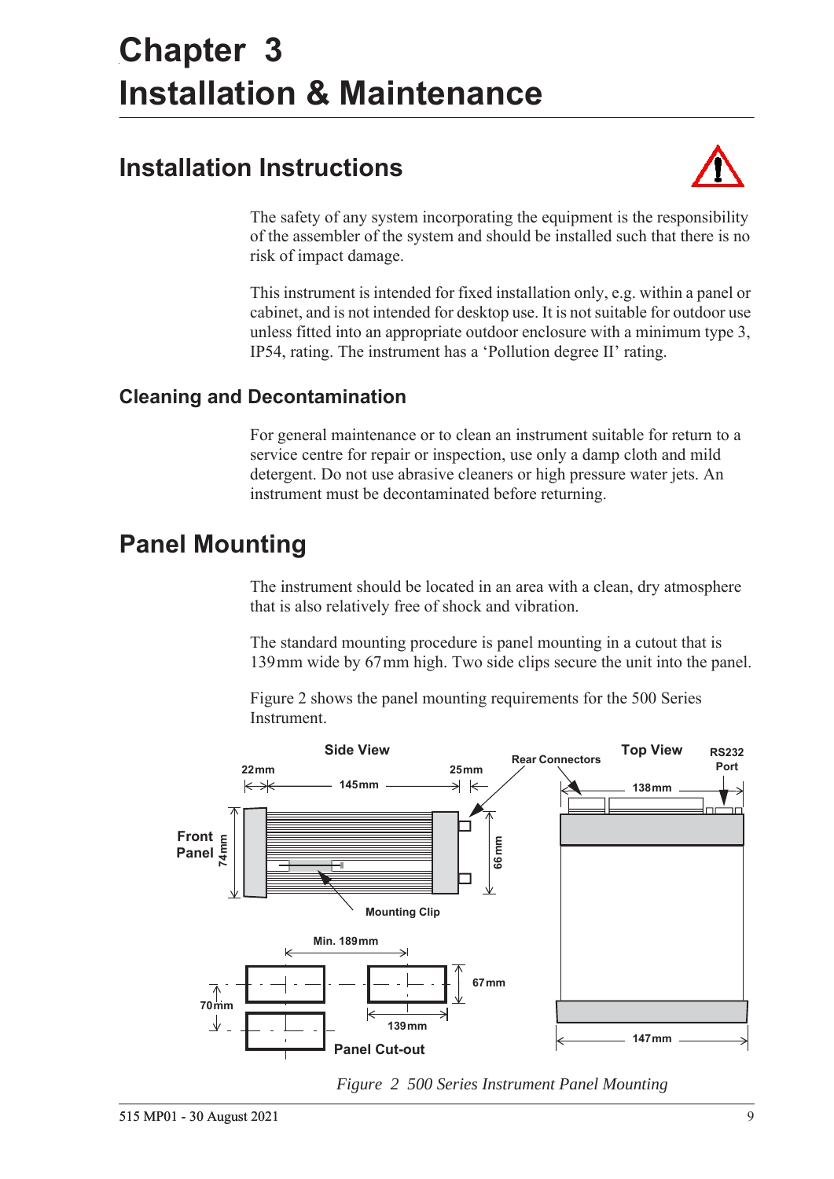# Chapter 3 Installation & Maintenance

## Installation Instructions

The safety of any system incorporating the equipment is the responsibility of the assembler of the system and should be installed such that there is no risk of impact damage.

This instrument is intended for fixed installation only, e.g. within a panel or cabinet, and is not intended for desktop use. It is not suitable for outdoor use unless fitted into an appropriate outdoor enclosure with a minimum type 3, IP54, rating. The instrument has a 'Pollution degree II' rating.

### Cleaning and Decontamination

For general maintenance or to clean an instrument suitable for return to a service centre for repair or inspection, use only a damp cloth and mild detergent. Do not use abrasive cleaners or high pressure water jets. An instrument must be decontaminated before returning.

## Panel Mounting

The instrument should be located in an area with a clean, dry atmosphere that is also relatively free of shock and vibration.

The standard mounting procedure is panel mounting in a cutout that is 139 mm wide by 67 mm high. Two side clips secure the unit into the panel.

Figure 2 shows the panel mounting requirements for the 500 Series Instrument.

*Figure 2 500 Series Instrument Panel Mounting*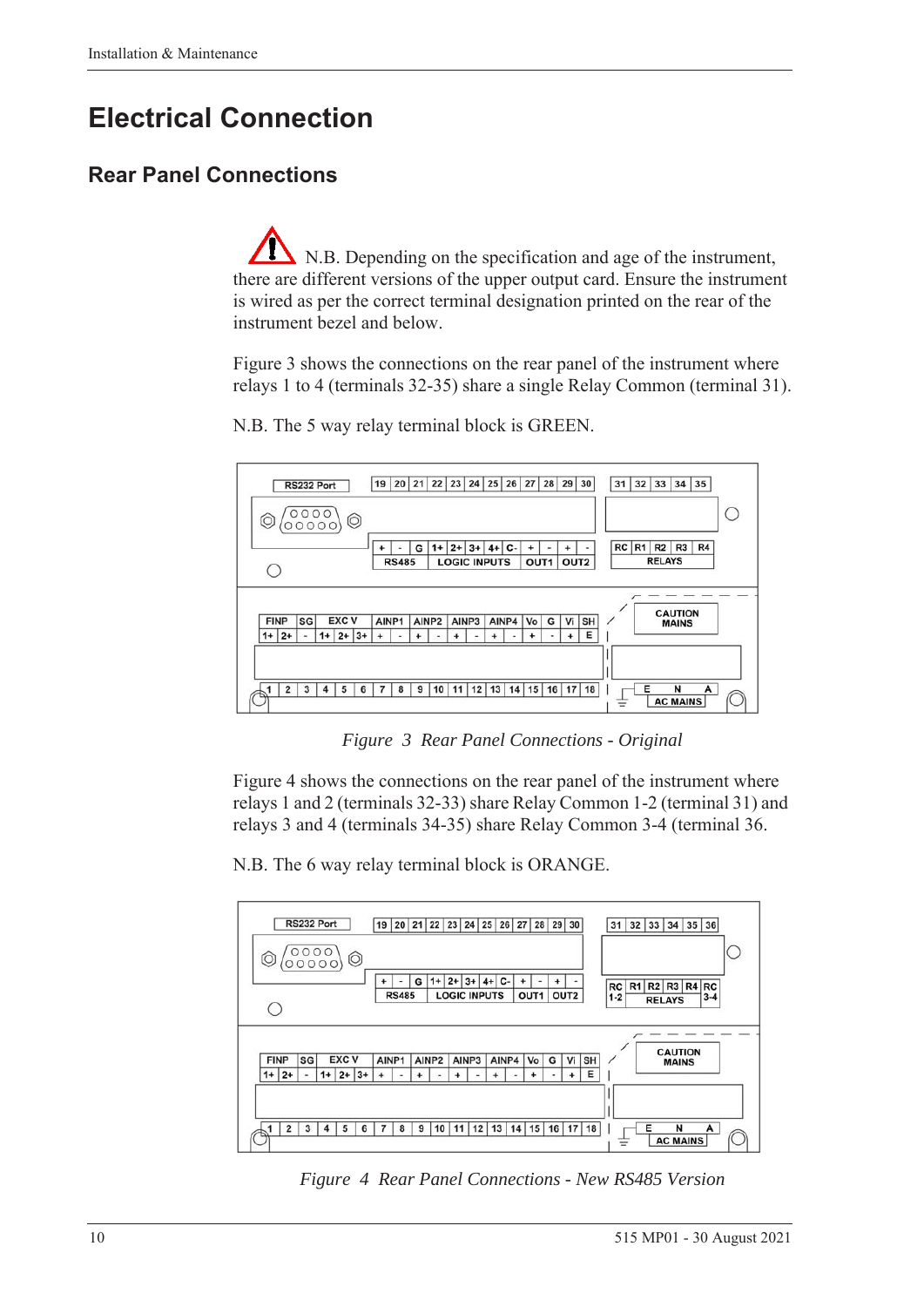# Electrical Connection

## Rear Panel Connections

N.B. Depending on the specification and age of the instrument, there are different versions of the upper output card. Ensure the instrument is wired as per the correct terminal designation printed on the rear of the instrument bezel and below.

Figure 3 shows the connections on the rear panel of the instrument where relays 1 to 4 (terminals 32-35) share a single Relay Common (terminal 31).

N.B. The 5 way relay terminal block is GREEN.

*Figure 3 Rear Panel Connections - Original*

Figure 4 shows the connections on the rear panel of the instrument where relays 1 and 2 (terminals 32-33) share Relay Common 1-2 (terminal 31) and relays 3 and 4 (terminals 34-35) share Relay Common 3-4 (terminal 36.

N.B. The 6 way relay terminal block is ORANGE.

*Figure 4 Rear Panel Connections - New RS485 Version*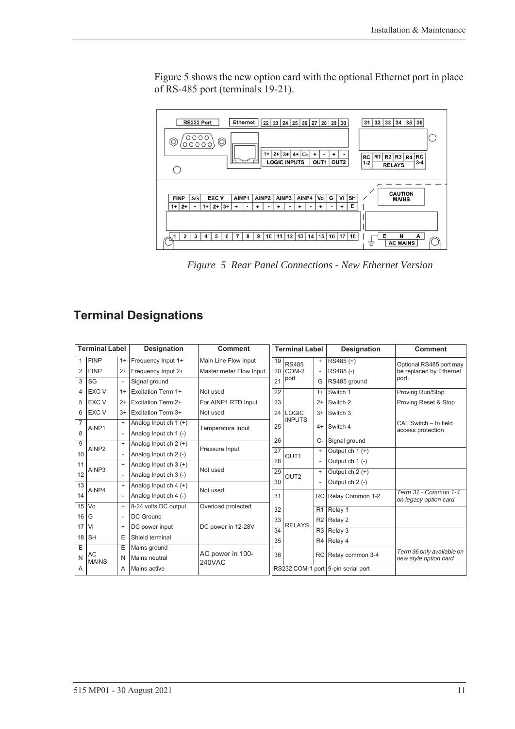Figure 5 shows the new option card with the optional Ethernet port in place of RS-485 port (terminals 19-21).

*Figure 5 Rear Panel Connections - New Ethernet Version*

## Terminal Designations

| Terminal Label | | | Designation | Comment |
|---|---|---|---|---|
| 1 | FINP | 1+ | Frequency Input 1+ | Main Line Flow Input |
| 2 | FINP | 2+ | Frequency Input 2+ | Master meter Flow Input |
| 3 | SG | - | Signal ground | |
| 4 | EXC V | 1+ | Excitation Term 1+ | Not used |
| 5 | EXC V | 2+ | Excitation Term 2+ | For AINP1 RTD Input |
| 6 | EXC V | 3+ | Excitation Term 3+ | Not used |
| 7 | AINP1 | + | Analog Input ch 1 (+) | Temperature Input |
| 8 | | - | Analog Input ch 1 (-) | |
| 9 | AINP2 | + | Analog Input ch 2 (+) | Pressure Input |
| 10 | | - | Analog Input ch 2 (-) | |
| 11 | AINP3 | + | Analog Input ch 3 (+) | Not used |
| 12 | | - | Analog Input ch 3 (-) | |
| 13 | AINP4 | + | Analog Input ch 4 (+) | Not used |
| 14 | | - | Analog Input ch 4 (-) | |
| 15 | Vo | + | 8-24 volts DC output | Overload protected |
| 16 | G | - | DC Ground | |
| 17 | Vi | + | DC power input | DC power in 12-28V |
| 18 | SH | E | Shield terminal | |
| E | AC MAINS | E | Mains ground | AC power in 100-240VAC |
| N | | N | Mains neutral | |
| A | | A | Mains active | |

| Terminal Label | | | Designation | Comment |
|---|---|---|---|---|
| 19 | RS485 COM-2 port | + | RS485 (+) | Optional RS485 port may be replaced by Ethernet port. |
| 20 | | - | RS485 (-) | |
| 21 | | G | RS485 ground | |
| 22 | LOGIC INPUTS | 1+ | Switch 1 | Proving Run/Stop |
| 23 | | 2+ | Switch 2 | Proving Reset & Stop |
| 24 | | 3+ | Switch 3 | |
| 25 | | 4+ | Switch 4 | CAL Switch – In field access protection |
| 26 | | C- | Signal ground | |
| 27 | OUT1 | + | Output ch 1 (+) | |
| 28 | | - | Output ch 1 (-) | |
| 29 | OUT2 | + | Output ch 2 (+) | |
| 30 | | - | Output ch 2 (-) | |
| 31 | RELAYS | RC | Relay Common 1-2 | *Term 31 - Common 1-4 on legacy option card* |
| 32 | | R1 | Relay 1 | |
| 33 | | R2 | Relay 2 | |
| 34 | | R3 | Relay 3 | |
| 35 | | R4 | Relay 4 | |
| 36 | | RC | Relay common 3-4 | *Term 36 only available on new style option card* |
| RS232 COM-1 port | | | 9-pin serial port | |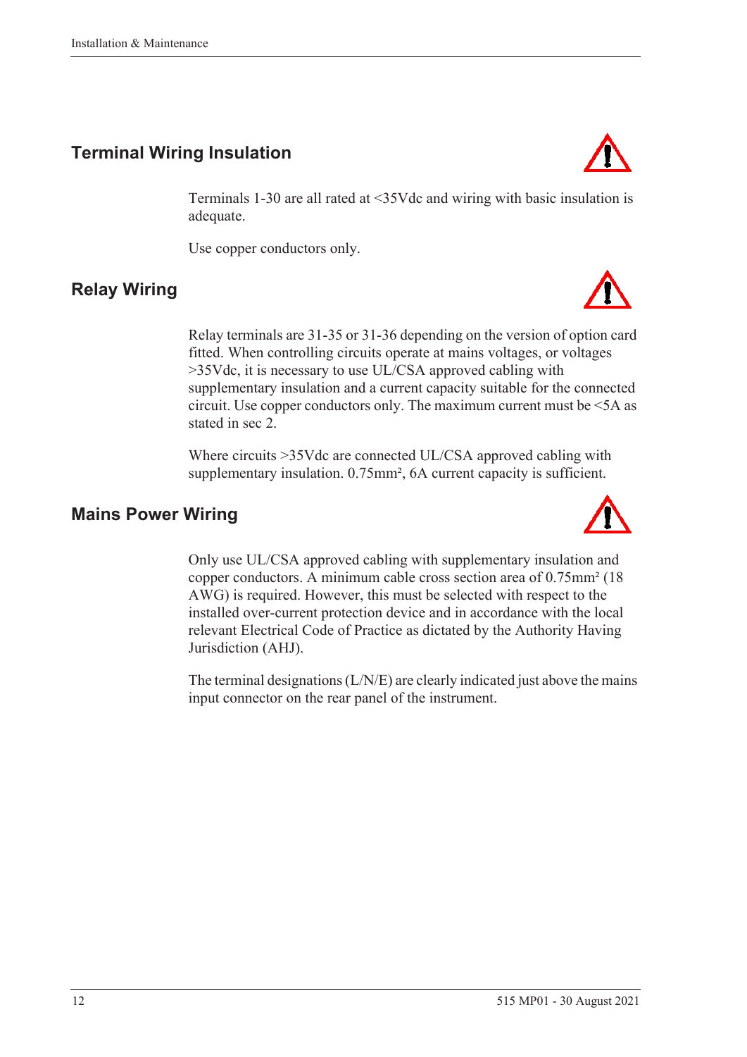## Terminal Wiring Insulation

Terminals 1-30 are all rated at <35Vdc and wiring with basic insulation is adequate.

Use copper conductors only.

## Relay Wiring

Relay terminals are 31-35 or 31-36 depending on the version of option card fitted. When controlling circuits operate at mains voltages, or voltages >35Vdc, it is necessary to use UL/CSA approved cabling with supplementary insulation and a current capacity suitable for the connected circuit. Use copper conductors only. The maximum current must be <5A as stated in sec 2.

Where circuits >35Vdc are connected UL/CSA approved cabling with supplementary insulation. 0.75mm², 6A current capacity is sufficient.

## Mains Power Wiring

Only use UL/CSA approved cabling with supplementary insulation and copper conductors. A minimum cable cross section area of 0.75mm² (18 AWG) is required. However, this must be selected with respect to the installed over-current protection device and in accordance with the local relevant Electrical Code of Practice as dictated by the Authority Having Jurisdiction (AHJ).

The terminal designations (L/N/E) are clearly indicated just above the mains input connector on the rear panel of the instrument.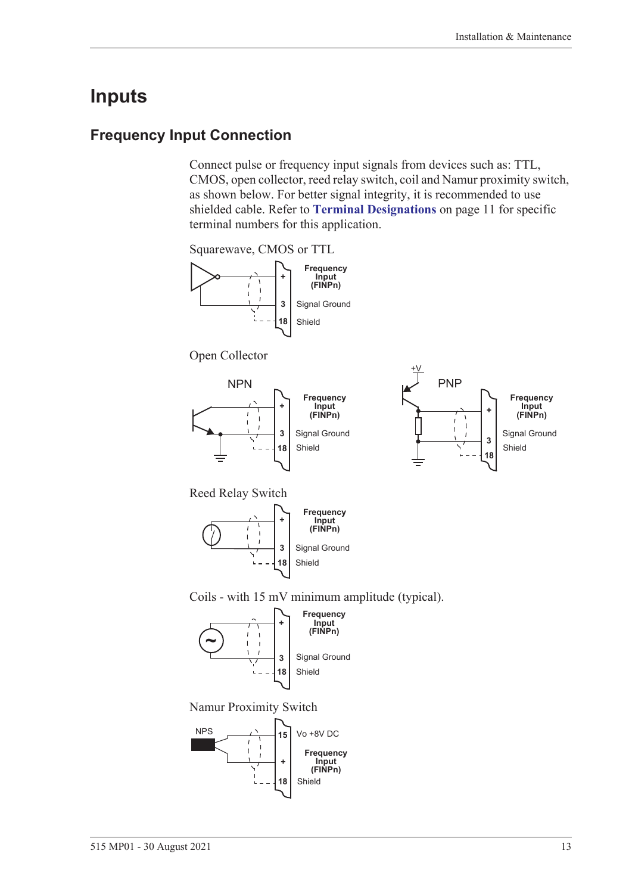# Inputs

## Frequency Input Connection

Connect pulse or frequency input signals from devices such as: TTL, CMOS, open collector, reed relay switch, coil and Namur proximity switch, as shown below. For better signal integrity, it is recommended to use shielded cable. Refer to **Terminal Designations** on page 11 for specific terminal numbers for this application.

Squarewave, CMOS or TTL

Open Collector

Reed Relay Switch

Coils - with 15 mV minimum amplitude (typical).

Namur Proximity Switch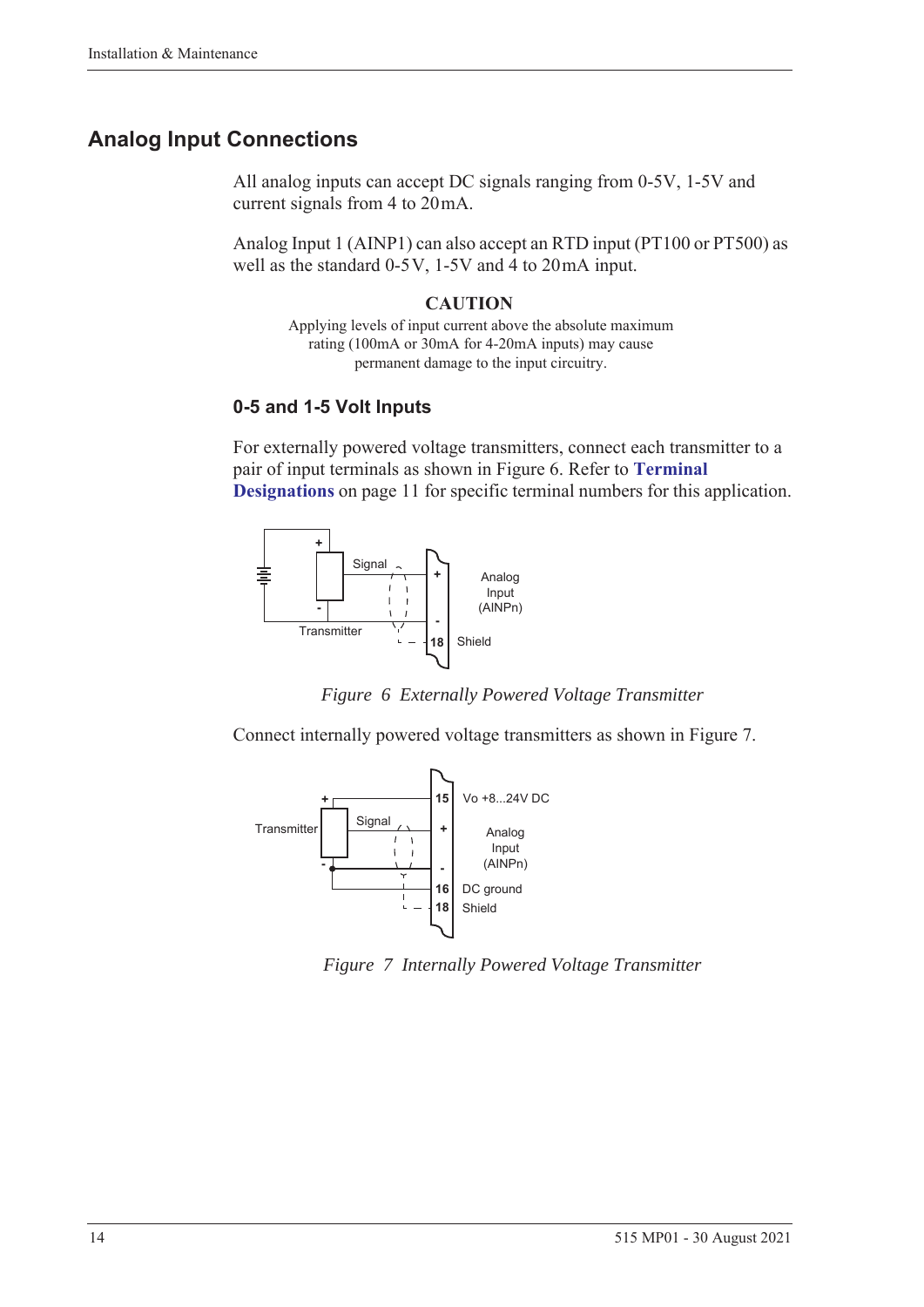## Analog Input Connections

All analog inputs can accept DC signals ranging from 0-5V, 1-5V and current signals from 4 to 20 mA.

Analog Input 1 (AINP1) can also accept an RTD input (PT100 or PT500) as well as the standard 0-5 V, 1-5V and 4 to 20 mA input.

**CAUTION**

Applying levels of input current above the absolute maximum rating (100mA or 30mA for 4-20mA inputs) may cause permanent damage to the input circuitry.

### 0-5 and 1-5 Volt Inputs

For externally powered voltage transmitters, connect each transmitter to a pair of input terminals as shown in Figure 6. Refer to **Terminal Designations** on page 11 for specific terminal numbers for this application.

*Figure 6 Externally Powered Voltage Transmitter*

Connect internally powered voltage transmitters as shown in Figure 7.

*Figure 7 Internally Powered Voltage Transmitter*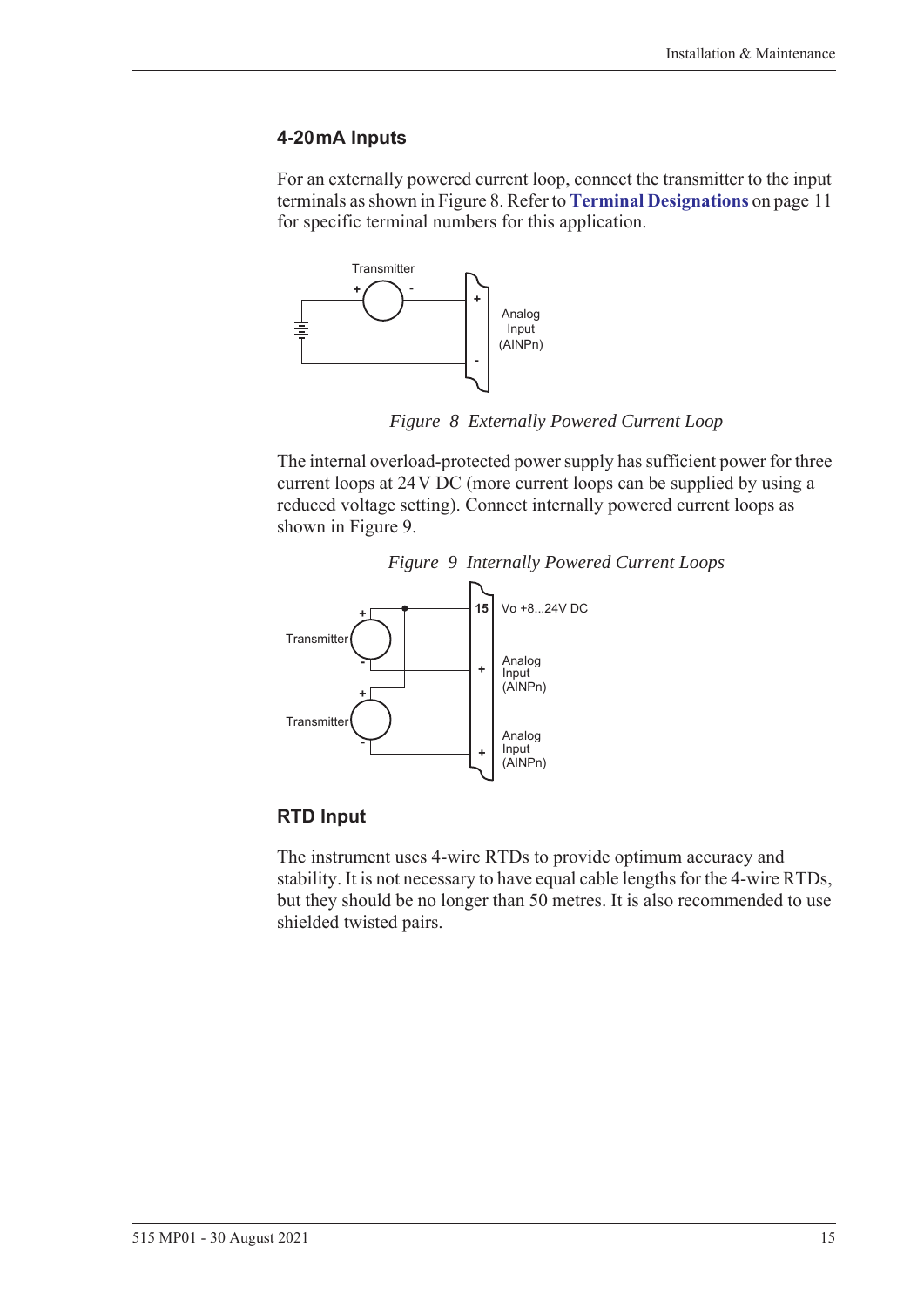### 4-20 mA Inputs

For an externally powered current loop, connect the transmitter to the input terminals as shown in Figure 8. Refer to **Terminal Designations** on page 11 for specific terminal numbers for this application.

*Figure 8 Externally Powered Current Loop*

The internal overload-protected power supply has sufficient power for three current loops at 24 V DC (more current loops can be supplied by using a reduced voltage setting). Connect internally powered current loops as shown in Figure 9.

*Figure 9 Internally Powered Current Loops*

### RTD Input

The instrument uses 4-wire RTDs to provide optimum accuracy and stability. It is not necessary to have equal cable lengths for the 4-wire RTDs, but they should be no longer than 50 metres. It is also recommended to use shielded twisted pairs.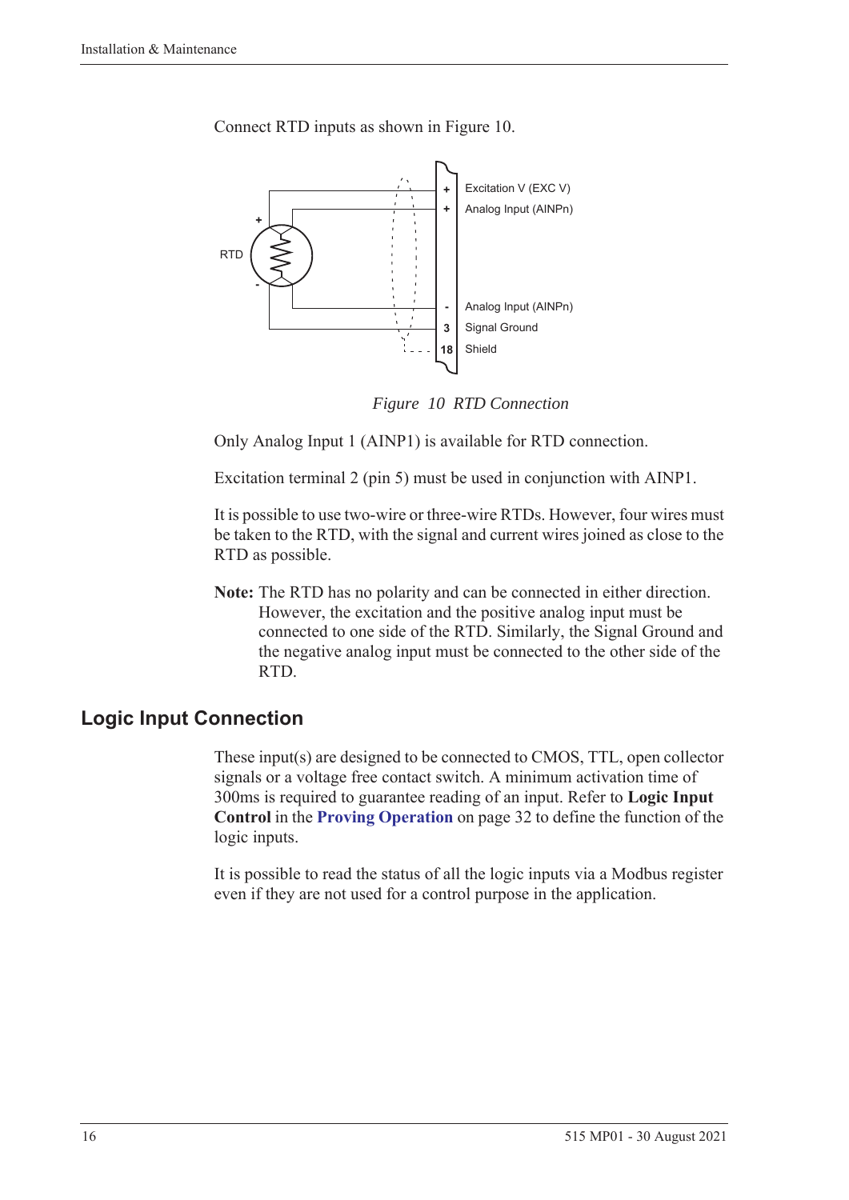Connect RTD inputs as shown in Figure 10.

*Figure 10 RTD Connection*

Only Analog Input 1 (AINP1) is available for RTD connection.

Excitation terminal 2 (pin 5) must be used in conjunction with AINP1.

It is possible to use two-wire or three-wire RTDs. However, four wires must be taken to the RTD, with the signal and current wires joined as close to the RTD as possible.

**Note:** The RTD has no polarity and can be connected in either direction. However, the excitation and the positive analog input must be connected to one side of the RTD. Similarly, the Signal Ground and the negative analog input must be connected to the other side of the RTD.

## Logic Input Connection

These input(s) are designed to be connected to CMOS, TTL, open collector signals or a voltage free contact switch. A minimum activation time of 300ms is required to guarantee reading of an input. Refer to **Logic Input Control** in the **Proving Operation** on page 32 to define the function of the logic inputs.

It is possible to read the status of all the logic inputs via a Modbus register even if they are not used for a control purpose in the application.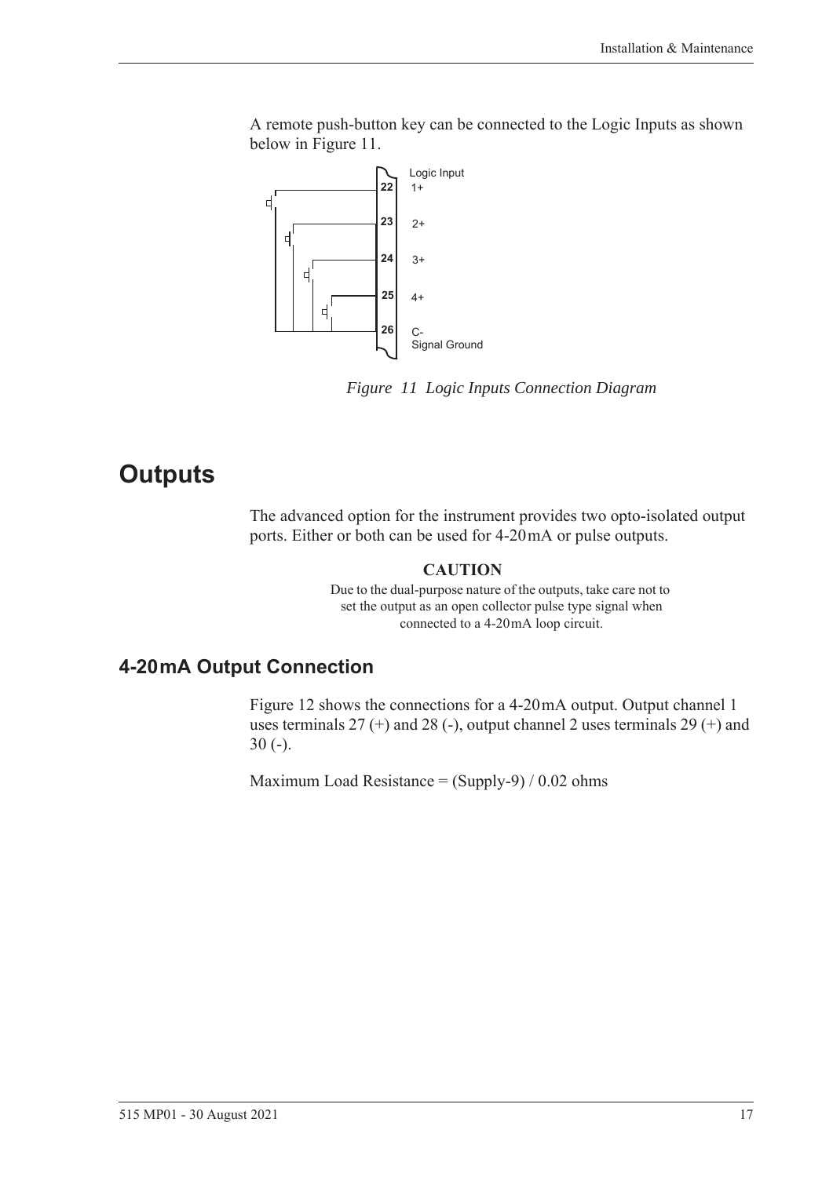A remote push-button key can be connected to the Logic Inputs as shown below in Figure 11.

*Figure 11 Logic Inputs Connection Diagram*

# Outputs

The advanced option for the instrument provides two opto-isolated output ports. Either or both can be used for 4-20mA or pulse outputs.

**CAUTION**

Due to the dual-purpose nature of the outputs, take care not to set the output as an open collector pulse type signal when connected to a 4-20mA loop circuit.

## 4-20mA Output Connection

Figure 12 shows the connections for a 4-20mA output. Output channel 1 uses terminals 27 (+) and 28 (-), output channel 2 uses terminals 29 (+) and 30 (-).

Maximum Load Resistance = (Supply-9) / 0.02 ohms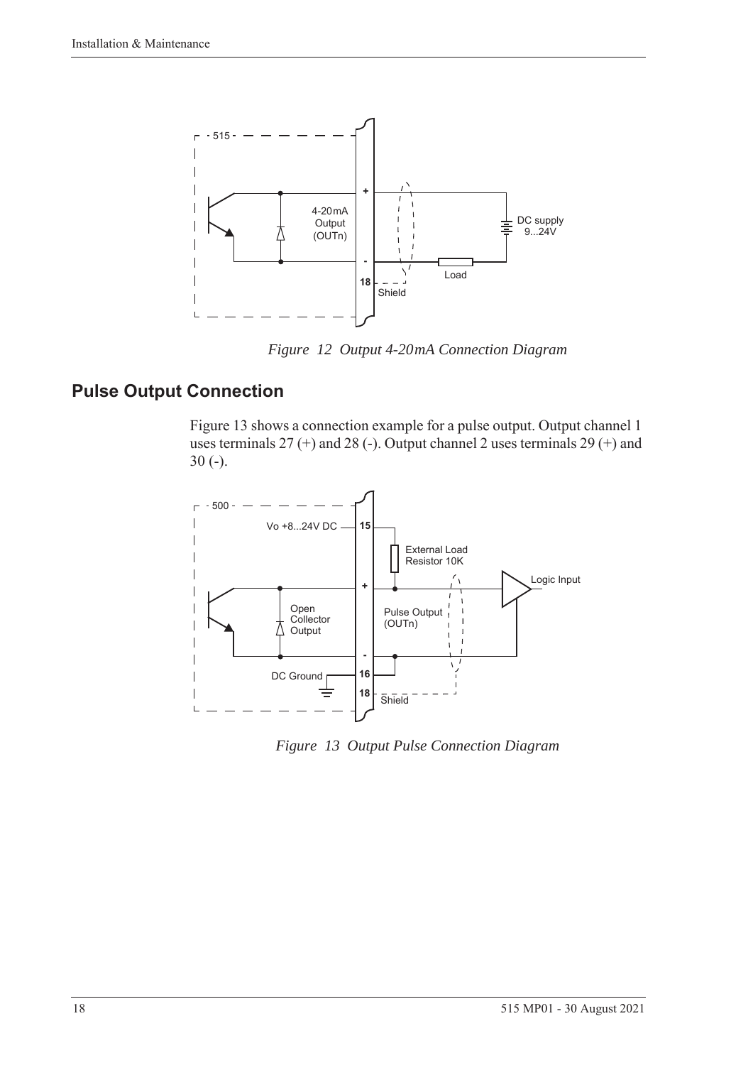*Figure 12 Output 4-20mA Connection Diagram*

## Pulse Output Connection

Figure 13 shows a connection example for a pulse output. Output channel 1 uses terminals 27 (+) and 28 (-). Output channel 2 uses terminals 29 (+) and 30 (-).

*Figure 13 Output Pulse Connection Diagram*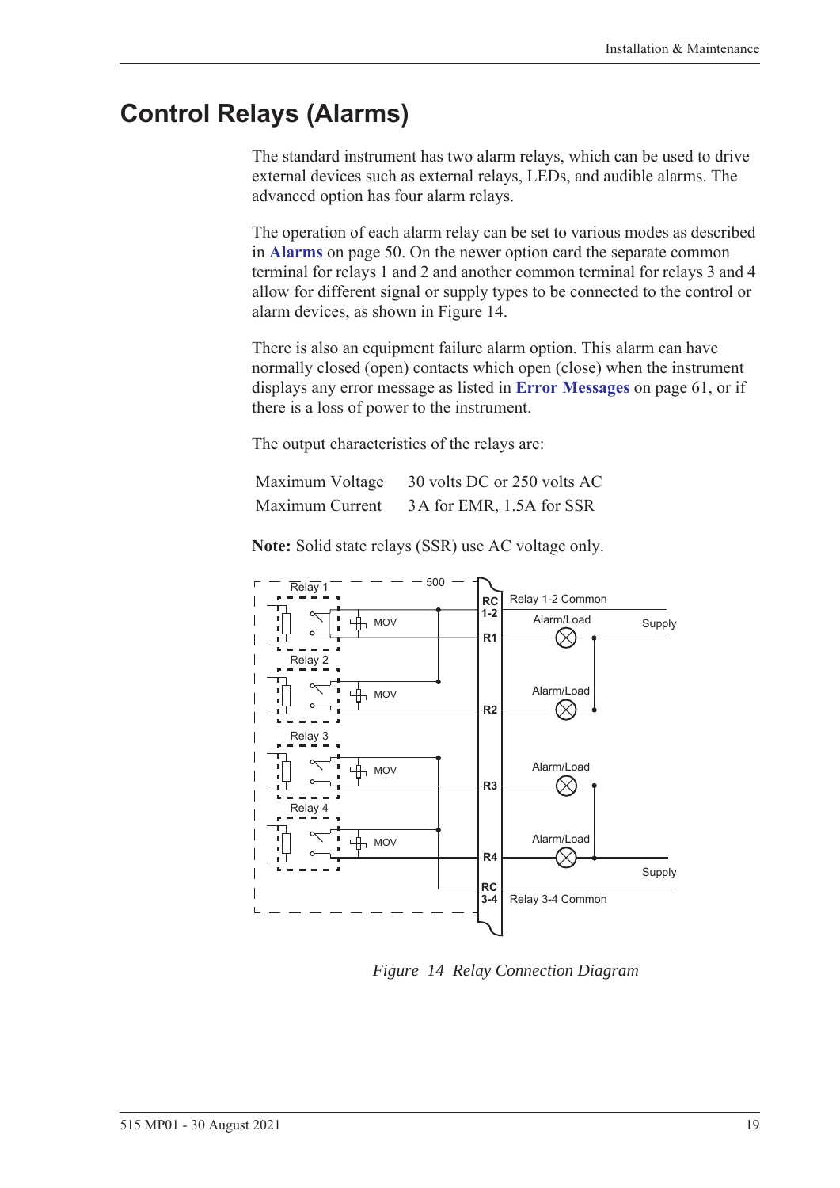# Control Relays (Alarms)

The standard instrument has two alarm relays, which can be used to drive external devices such as external relays, LEDs, and audible alarms. The advanced option has four alarm relays.

The operation of each alarm relay can be set to various modes as described in **Alarms** on page 50. On the newer option card the separate common terminal for relays 1 and 2 and another common terminal for relays 3 and 4 allow for different signal or supply types to be connected to the control or alarm devices, as shown in Figure 14.

There is also an equipment failure alarm option. This alarm can have normally closed (open) contacts which open (close) when the instrument displays any error message as listed in **Error Messages** on page 61, or if there is a loss of power to the instrument.

The output characteristics of the relays are:

| | |
|---|---|
| Maximum Voltage | 30 volts DC or 250 volts AC |
| Maximum Current | 3A for EMR, 1.5A for SSR |

**Note:** Solid state relays (SSR) use AC voltage only.

*Figure 14 Relay Connection Diagram*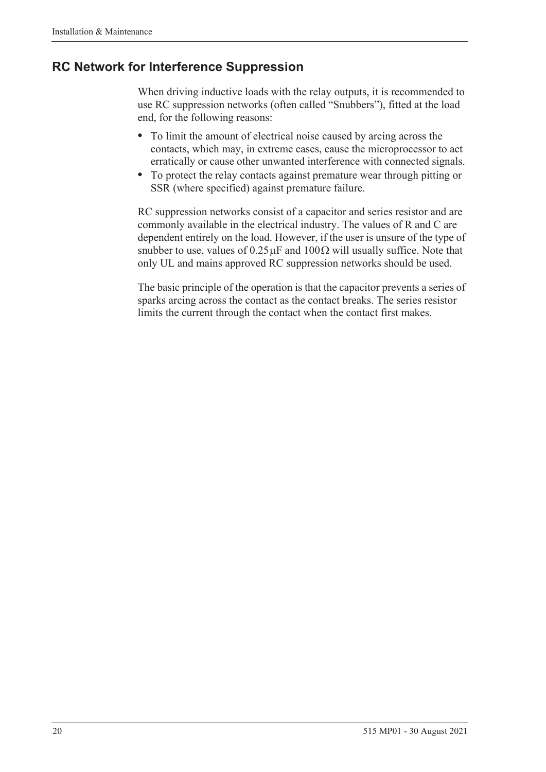## RC Network for Interference Suppression

When driving inductive loads with the relay outputs, it is recommended to use RC suppression networks (often called "Snubbers"), fitted at the load end, for the following reasons:

- To limit the amount of electrical noise caused by arcing across the contacts, which may, in extreme cases, cause the microprocessor to act erratically or cause other unwanted interference with connected signals.
- To protect the relay contacts against premature wear through pitting or SSR (where specified) against premature failure.

RC suppression networks consist of a capacitor and series resistor and are commonly available in the electrical industry. The values of R and C are dependent entirely on the load. However, if the user is unsure of the type of snubber to use, values of $0.25\,\mu F$ and $100\,\Omega$ will usually suffice. Note that only UL and mains approved RC suppression networks should be used.

The basic principle of the operation is that the capacitor prevents a series of sparks arcing across the contact as the contact breaks. The series resistor limits the current through the contact when the contact first makes.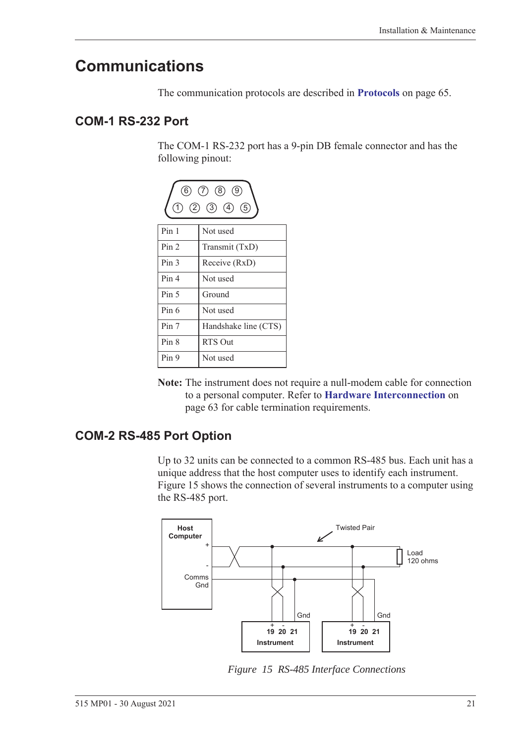# Communications

The communication protocols are described in **Protocols** on page 65.

## COM-1 RS-232 Port

The COM-1 RS-232 port has a 9-pin DB female connector and has the following pinout:

| Pin | Function |
|---|---|
| Pin 1 | Not used |
| Pin 2 | Transmit (TxD) |
| Pin 3 | Receive (RxD) |
| Pin 4 | Not used |
| Pin 5 | Ground |
| Pin 6 | Not used |
| Pin 7 | Handshake line (CTS) |
| Pin 8 | RTS Out |
| Pin 9 | Not used |

**Note:** The instrument does not require a null-modem cable for connection to a personal computer. Refer to **Hardware Interconnection** on page 63 for cable termination requirements.

## COM-2 RS-485 Port Option

Up to 32 units can be connected to a common RS-485 bus. Each unit has a unique address that the host computer uses to identify each instrument. Figure 15 shows the connection of several instruments to a computer using the RS-485 port.

*Figure 15 RS-485 Interface Connections*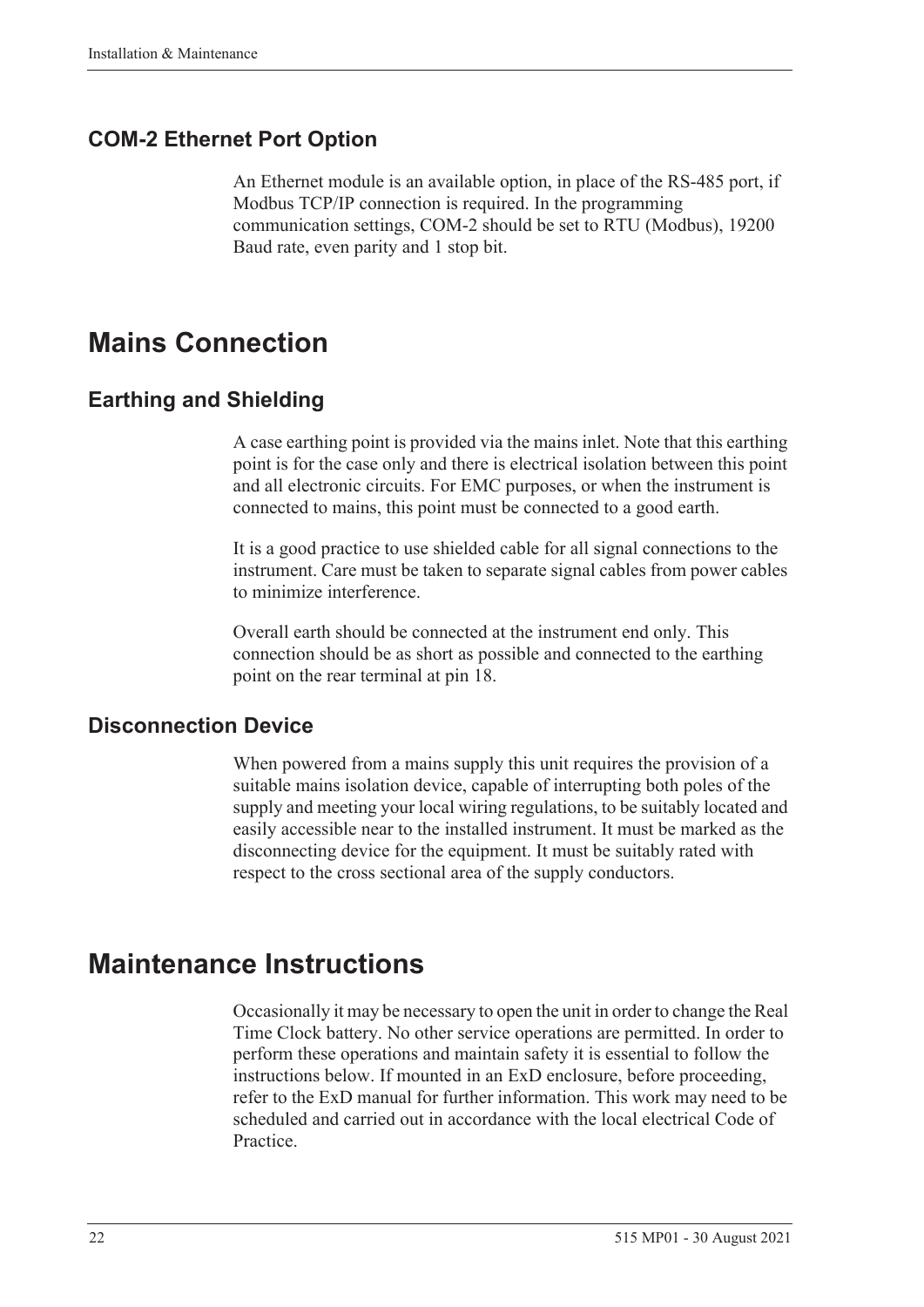### COM-2 Ethernet Port Option

An Ethernet module is an available option, in place of the RS-485 port, if Modbus TCP/IP connection is required. In the programming communication settings, COM-2 should be set to RTU (Modbus), 19200 Baud rate, even parity and 1 stop bit.

## Mains Connection

### Earthing and Shielding

A case earthing point is provided via the mains inlet. Note that this earthing point is for the case only and there is electrical isolation between this point and all electronic circuits. For EMC purposes, or when the instrument is connected to mains, this point must be connected to a good earth.

It is a good practice to use shielded cable for all signal connections to the instrument. Care must be taken to separate signal cables from power cables to minimize interference.

Overall earth should be connected at the instrument end only. This connection should be as short as possible and connected to the earthing point on the rear terminal at pin 18.

### Disconnection Device

When powered from a mains supply this unit requires the provision of a suitable mains isolation device, capable of interrupting both poles of the supply and meeting your local wiring regulations, to be suitably located and easily accessible near to the installed instrument. It must be marked as the disconnecting device for the equipment. It must be suitably rated with respect to the cross sectional area of the supply conductors.

## Maintenance Instructions

Occasionally it may be necessary to open the unit in order to change the Real Time Clock battery. No other service operations are permitted. In order to perform these operations and maintain safety it is essential to follow the instructions below. If mounted in an ExD enclosure, before proceeding, refer to the ExD manual for further information. This work may need to be scheduled and carried out in accordance with the local electrical Code of Practice.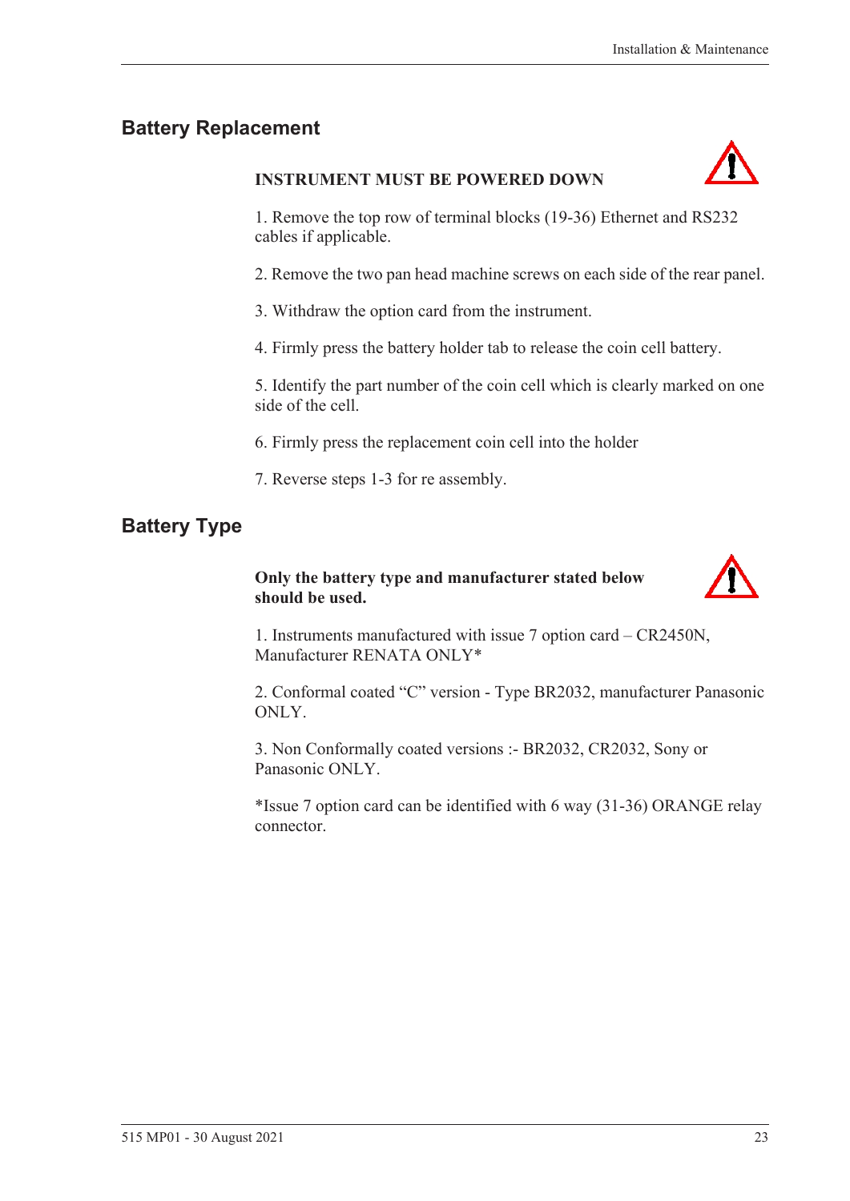## Battery Replacement

**INSTRUMENT MUST BE POWERED DOWN**

1. Remove the top row of terminal blocks (19-36) Ethernet and RS232 cables if applicable.

2. Remove the two pan head machine screws on each side of the rear panel.

3. Withdraw the option card from the instrument.

4. Firmly press the battery holder tab to release the coin cell battery.

5. Identify the part number of the coin cell which is clearly marked on one side of the cell.

6. Firmly press the replacement coin cell into the holder

7. Reverse steps 1-3 for re assembly.

## Battery Type

**Only the battery type and manufacturer stated below should be used.**

1. Instruments manufactured with issue 7 option card – CR2450N, Manufacturer RENATA ONLY*

2. Conformal coated "C" version - Type BR2032, manufacturer Panasonic ONLY.

3. Non Conformally coated versions :- BR2032, CR2032, Sony or Panasonic ONLY.

*Issue 7 option card can be identified with 6 way (31-36) ORANGE relay connector.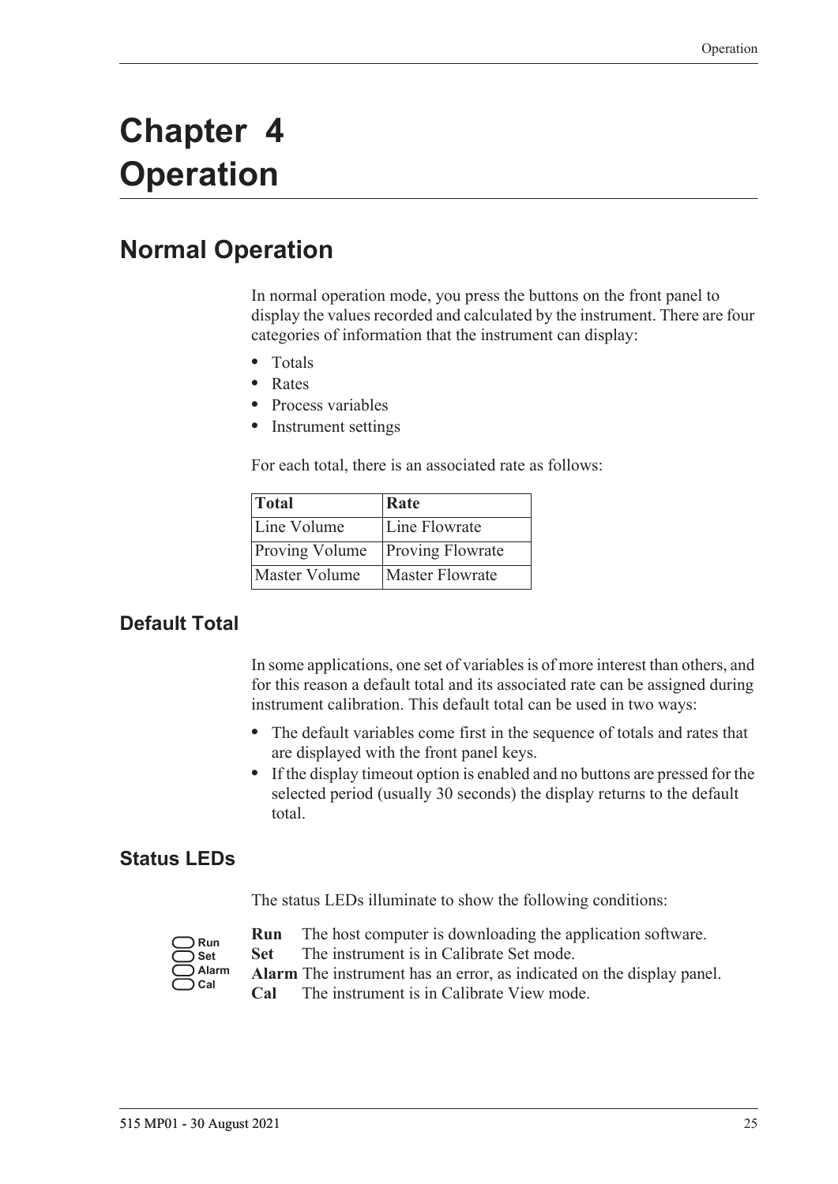# Chapter 4 Operation

## Normal Operation

In normal operation mode, you press the buttons on the front panel to display the values recorded and calculated by the instrument. There are four categories of information that the instrument can display:

- Totals
- Rates
- Process variables
- Instrument settings

For each total, there is an associated rate as follows:

| Total | Rate |
|---|---|
| Line Volume | Line Flowrate |
| Proving Volume | Proving Flowrate |
| Master Volume | Master Flowrate |

### Default Total

In some applications, one set of variables is of more interest than others, and for this reason a default total and its associated rate can be assigned during instrument calibration. This default total can be used in two ways:

- The default variables come first in the sequence of totals and rates that are displayed with the front panel keys.
- If the display timeout option is enabled and no buttons are pressed for the selected period (usually 30 seconds) the display returns to the default total.

### Status LEDs

The status LEDs illuminate to show the following conditions:

**Run** The host computer is downloading the application software.
**Set** The instrument is in Calibrate Set mode.
**Alarm** The instrument has an error, as indicated on the display panel.
**Cal** The instrument is in Calibrate View mode.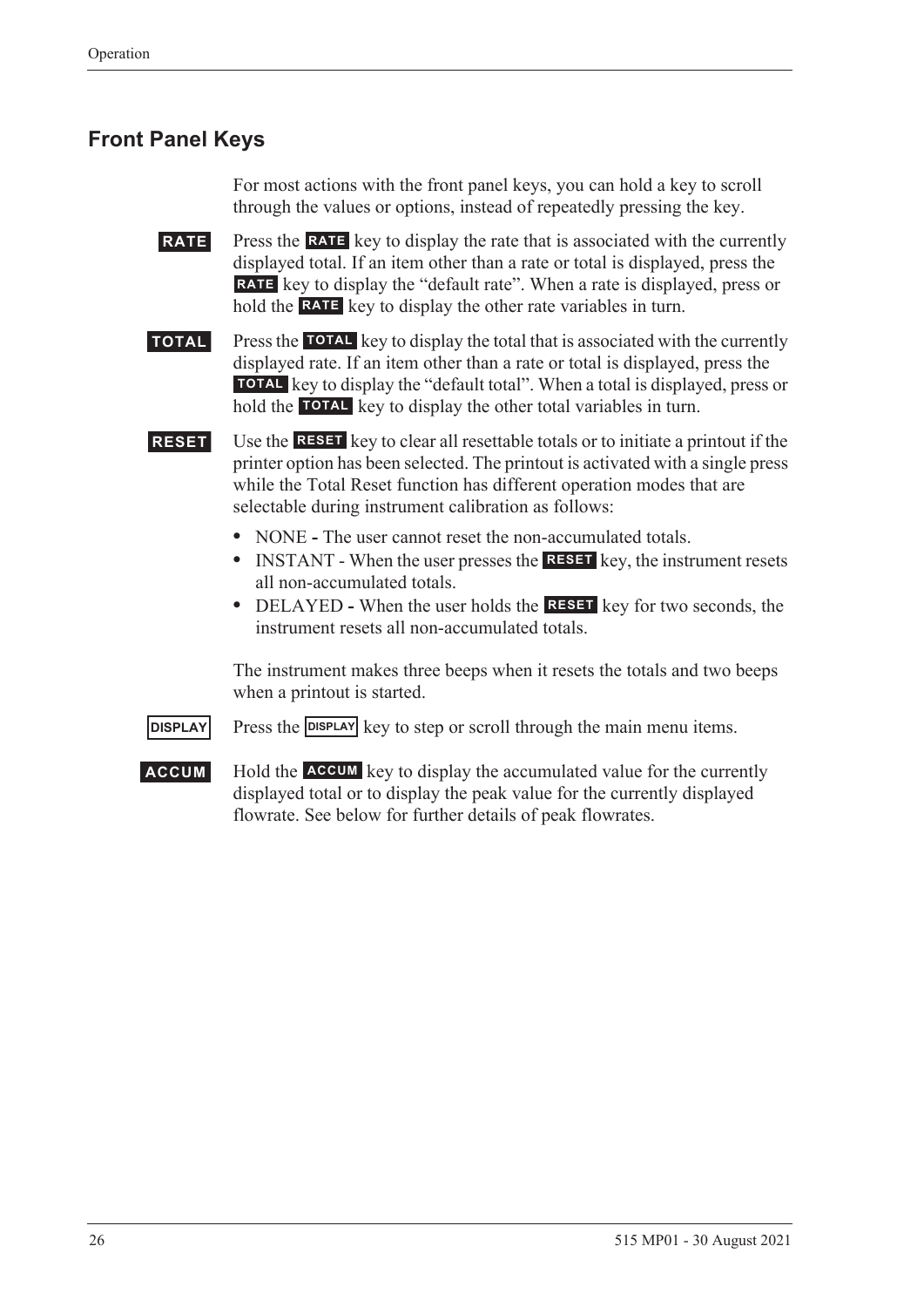## Front Panel Keys

For most actions with the front panel keys, you can hold a key to scroll through the values or options, instead of repeatedly pressing the key.

**RATE** Press the **RATE** key to display the rate that is associated with the currently displayed total. If an item other than a rate or total is displayed, press the **RATE** key to display the "default rate". When a rate is displayed, press or hold the **RATE** key to display the other rate variables in turn.

**TOTAL** Press the **TOTAL** key to display the total that is associated with the currently displayed rate. If an item other than a rate or total is displayed, press the **TOTAL** key to display the "default total". When a total is displayed, press or hold the **TOTAL** key to display the other total variables in turn.

**RESET** Use the **RESET** key to clear all resettable totals or to initiate a printout if the printer option has been selected. The printout is activated with a single press while the Total Reset function has different operation modes that are selectable during instrument calibration as follows:

- NONE **-** The user cannot reset the non-accumulated totals.
- INSTANT - When the user presses the **RESET** key, the instrument resets all non-accumulated totals.
- DELAYED **-** When the user holds the **RESET** key for two seconds, the instrument resets all non-accumulated totals.

The instrument makes three beeps when it resets the totals and two beeps when a printout is started.

**DISPLAY** Press the **DISPLAY** key to step or scroll through the main menu items.

**ACCUM** Hold the **ACCUM** key to display the accumulated value for the currently displayed total or to display the peak value for the currently displayed flowrate. See below for further details of peak flowrates.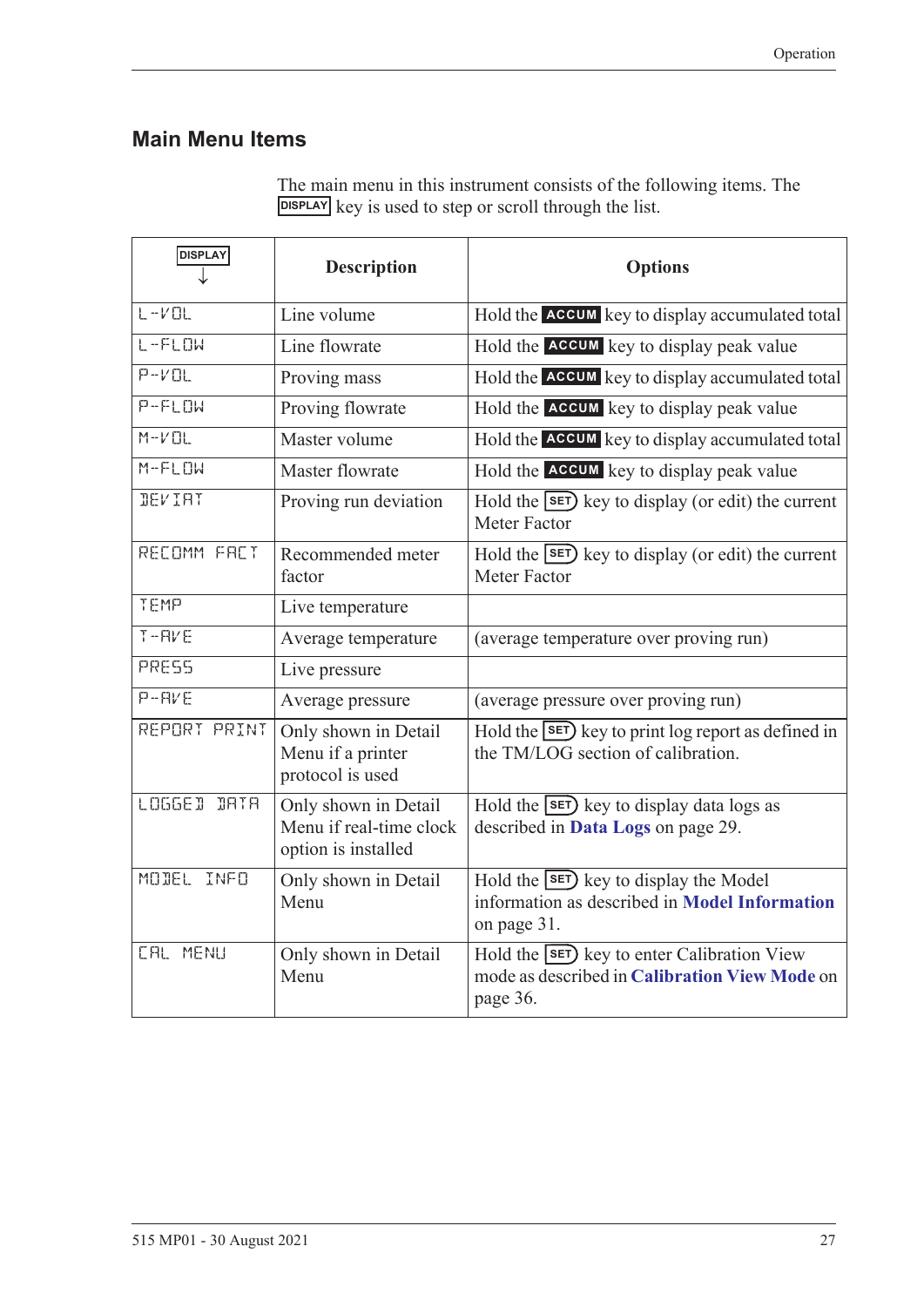## Main Menu Items

The main menu in this instrument consists of the following items. The DISPLAY key is used to step or scroll through the list.

| DISPLAY ↓ | Description | Options |
|---|---|---|
| L-VOL | Line volume | Hold the ACCUM key to display accumulated total |
| L-FLOW | Line flowrate | Hold the ACCUM key to display peak value |
| P-VOL | Proving mass | Hold the ACCUM key to display accumulated total |
| P-FLOW | Proving flowrate | Hold the ACCUM key to display peak value |
| M-VOL | Master volume | Hold the ACCUM key to display accumulated total |
| M-FLOW | Master flowrate | Hold the ACCUM key to display peak value |
| DEVIAT | Proving run deviation | Hold the SET key to display (or edit) the current Meter Factor |
| RECOMM FACT | Recommended meter factor | Hold the SET key to display (or edit) the current Meter Factor |
| TEMP | Live temperature | |
| T-AVE | Average temperature | (average temperature over proving run) |
| PRESS | Live pressure | |
| P-AVE | Average pressure | (average pressure over proving run) |
| REPORT PRINT | Only shown in Detail Menu if a printer protocol is used | Hold the SET key to print log report as defined in the TM/LOG section of calibration. |
| LOGGED DATA | Only shown in Detail Menu if real-time clock option is installed | Hold the SET key to display data logs as described in **Data Logs** on page 29. |
| MODEL INFO | Only shown in Detail Menu | Hold the SET key to display the Model information as described in **Model Information** on page 31. |
| CAL MENU | Only shown in Detail Menu | Hold the SET key to enter Calibration View mode as described in **Calibration View Mode** on page 36. |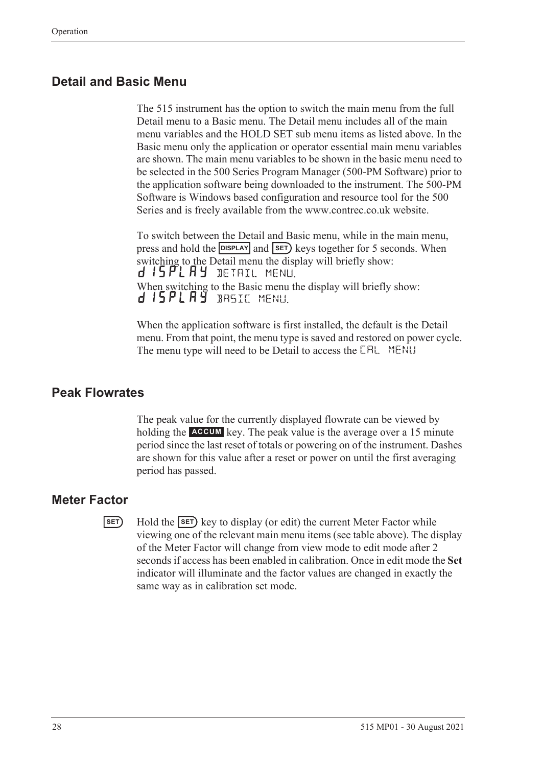## Detail and Basic Menu

The 515 instrument has the option to switch the main menu from the full Detail menu to a Basic menu. The Detail menu includes all of the main menu variables and the HOLD SET sub menu items as listed above. In the Basic menu only the application or operator essential main menu variables are shown. The main menu variables to be shown in the basic menu need to be selected in the 500 Series Program Manager (500-PM Software) prior to the application software being downloaded to the instrument. The 500-PM Software is Windows based configuration and resource tool for the 500 Series and is freely available from the www.contrec.co.uk website.

To switch between the Detail and Basic menu, while in the main menu, press and hold the DISPLAY and SET keys together for 5 seconds. When switching to the Detail menu the display will briefly show:
dISPLAY DETAIL MENU.
When switching to the Basic menu the display will briefly show:
dISPLAY BASIC MENU.

When the application software is first installed, the default is the Detail menu. From that point, the menu type is saved and restored on power cycle. The menu type will need to be Detail to access the CAL MENU

## Peak Flowrates

The peak value for the currently displayed flowrate can be viewed by holding the ACCUM key. The peak value is the average over a 15 minute period since the last reset of totals or powering on of the instrument. Dashes are shown for this value after a reset or power on until the first averaging period has passed.

## Meter Factor

SET Hold the SET key to display (or edit) the current Meter Factor while viewing one of the relevant main menu items (see table above). The display of the Meter Factor will change from view mode to edit mode after 2 seconds if access has been enabled in calibration. Once in edit mode the **Set** indicator will illuminate and the factor values are changed in exactly the same way as in calibration set mode.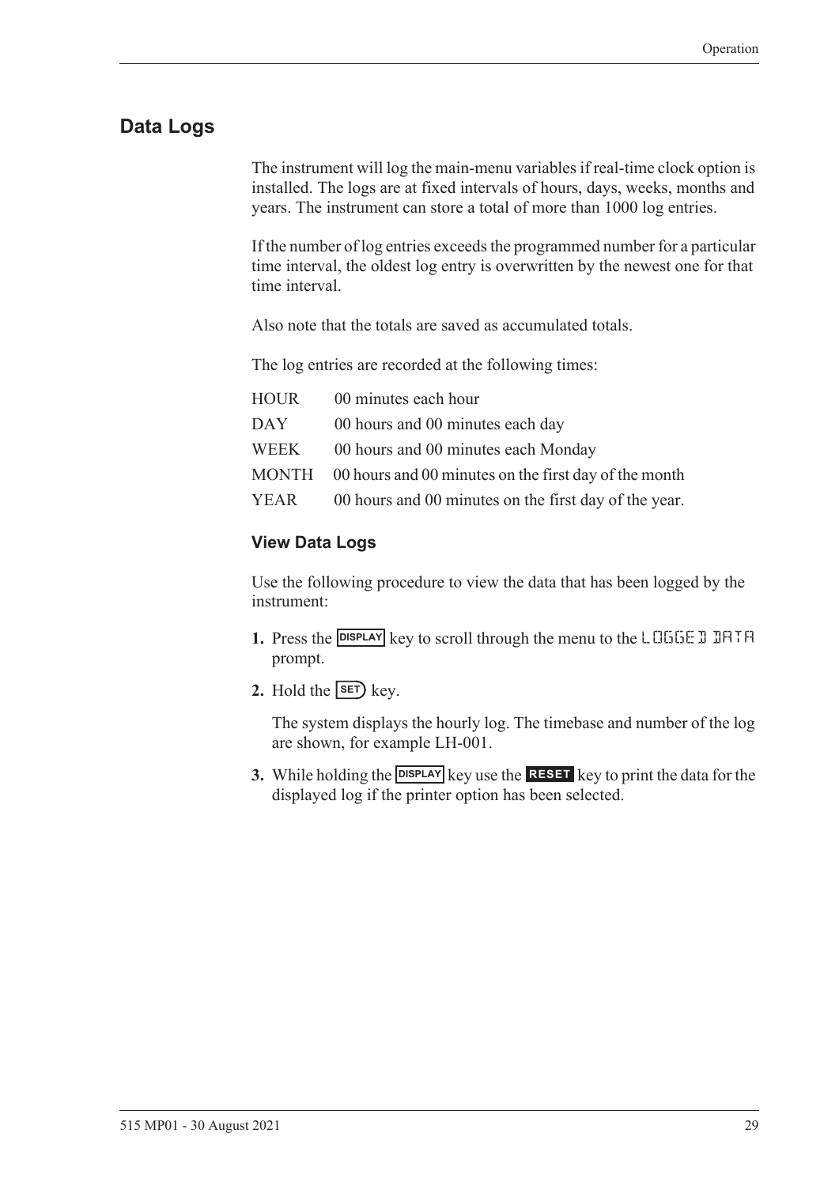## Data Logs

The instrument will log the main-menu variables if real-time clock option is installed. The logs are at fixed intervals of hours, days, weeks, months and years. The instrument can store a total of more than 1000 log entries.

If the number of log entries exceeds the programmed number for a particular time interval, the oldest log entry is overwritten by the newest one for that time interval.

Also note that the totals are saved as accumulated totals.

The log entries are recorded at the following times:

| | |
|---|---|
| HOUR | 00 minutes each hour |
| DAY | 00 hours and 00 minutes each day |
| WEEK | 00 hours and 00 minutes each Monday |
| MONTH | 00 hours and 00 minutes on the first day of the month |
| YEAR | 00 hours and 00 minutes on the first day of the year. |

### View Data Logs

Use the following procedure to view the data that has been logged by the instrument:

1. Press the **DISPLAY** key to scroll through the menu to the LOGGED DATA prompt.
2. Hold the **SET** key.

   The system displays the hourly log. The timebase and number of the log are shown, for example LH-001.
3. While holding the **DISPLAY** key use the **RESET** key to print the data for the displayed log if the printer option has been selected.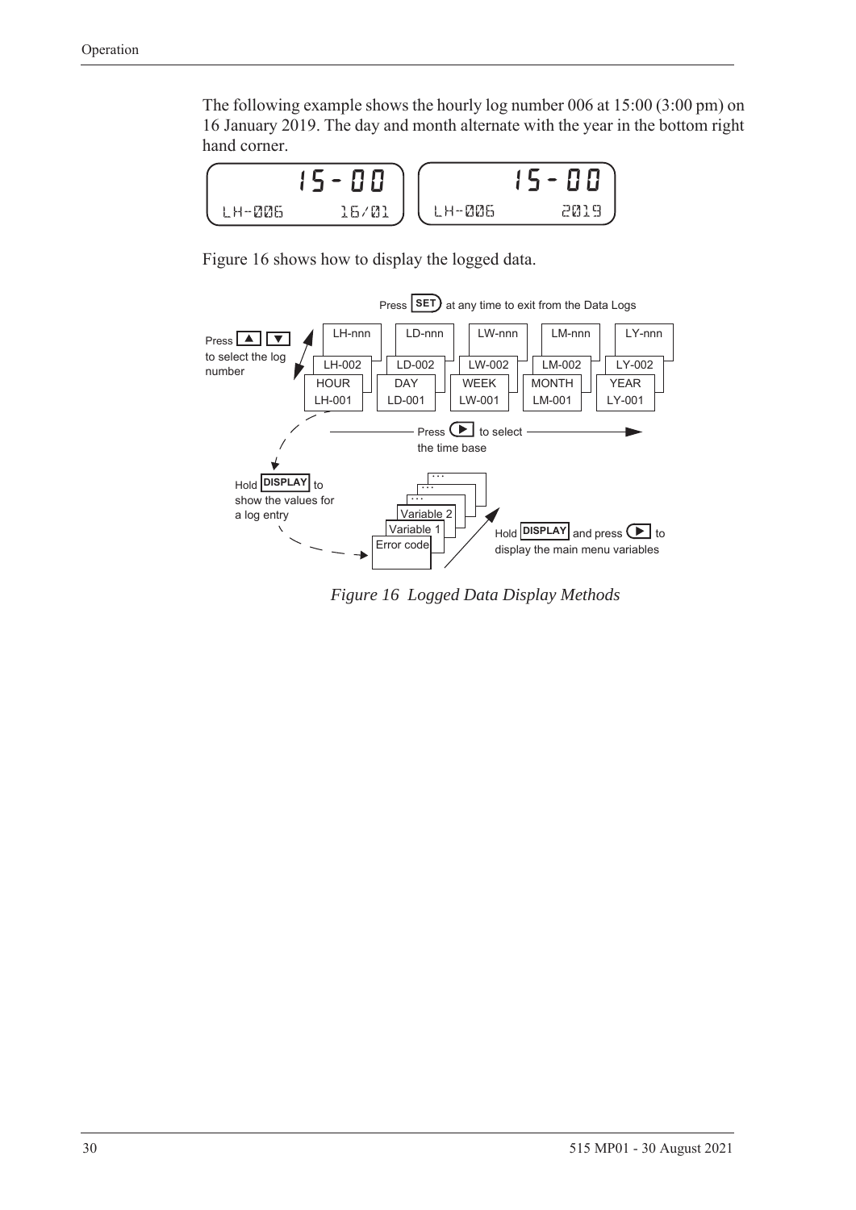The following example shows the hourly log number 006 at 15:00 (3:00 pm) on 16 January 2019. The day and month alternate with the year in the bottom right hand corner.

```
      15-00           15-00
LH-006    16/01   LH-006     2019
```

Figure 16 shows how to display the logged data.

Press SET at any time to exit from the Data Logs

Press ▲ ▼ to select the log number

| HOUR | DAY | WEEK | MONTH | YEAR |
|---|---|---|---|---|
| LH-001 | LD-001 | LW-001 | LM-001 | LY-001 |
| LH-002 | LD-002 | LW-002 | LM-002 | LY-002 |
| LH-nnn | LD-nnn | LW-nnn | LM-nnn | LY-nnn |

Press ▶ to select the time base

Hold DISPLAY to show the values for a log entry

Error code, Variable 1, Variable 2, ...

Hold DISPLAY and press ▶ to display the main menu variables

*Figure 16 Logged Data Display Methods*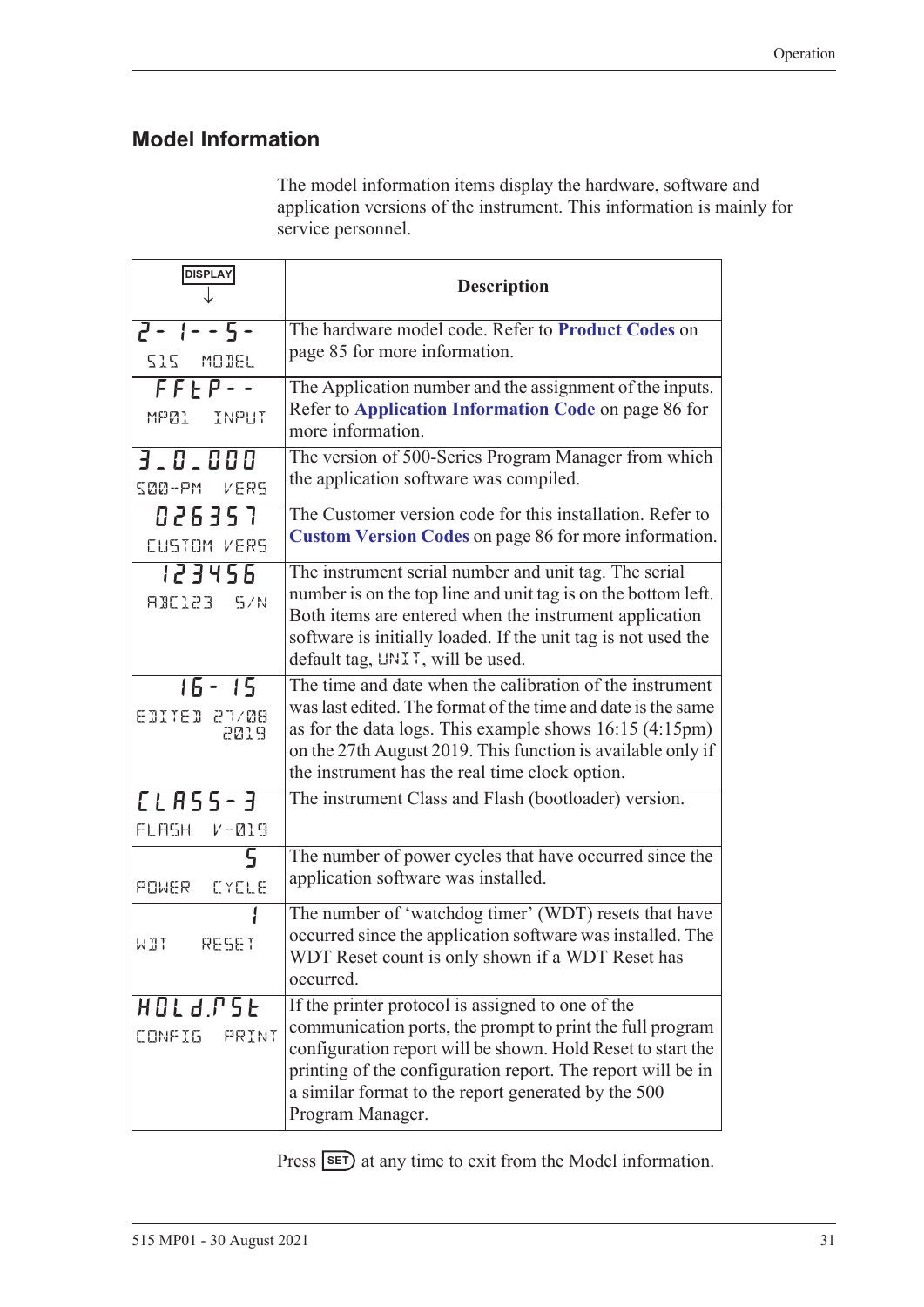## Model Information

The model information items display the hardware, software and application versions of the instrument. This information is mainly for service personnel.

| DISPLAY ↓ | Description |
|---|---|
| 2- 1--5- <br> 515 MODEL | The hardware model code. Refer to **Product Codes** on page 85 for more information. |
| FFEP-- <br> MP01 INPUT | The Application number and the assignment of the inputs. Refer to **Application Information Code** on page 86 for more information. |
| 3_0_000 <br> 500-PM VERS | The version of 500-Series Program Manager from which the application software was compiled. |
| 026357 <br> CUSTOM VERS | The Customer version code for this installation. Refer to **Custom Version Codes** on page 86 for more information. |
| 123456 <br> ABC123 S/N | The instrument serial number and unit tag. The serial number is on the top line and unit tag is on the bottom left. Both items are entered when the instrument application software is initially loaded. If the unit tag is not used the default tag, UNIT, will be used. |
| 16- 15 <br> EDITED 27/08 2019 | The time and date when the calibration of the instrument was last edited. The format of the time and date is the same as for the data logs. This example shows 16:15 (4:15pm) on the 27th August 2019. This function is available only if the instrument has the real time clock option. |
| CLASS-3 <br> FLASH V-019 | The instrument Class and Flash (bootloader) version. |
| 5 <br> POWER CYCLE | The number of power cycles that have occurred since the application software was installed. |
| 1 <br> WDT RESET | The number of 'watchdog timer' (WDT) resets that have occurred since the application software was installed. The WDT Reset count is only shown if a WDT Reset has occurred. |
| HOLd.PSt <br> CONFIG PRINT | If the printer protocol is assigned to one of the communication ports, the prompt to print the full program configuration report will be shown. Hold Reset to start the printing of the configuration report. The report will be in a similar format to the report generated by the 500 Program Manager. |

Press SET at any time to exit from the Model information.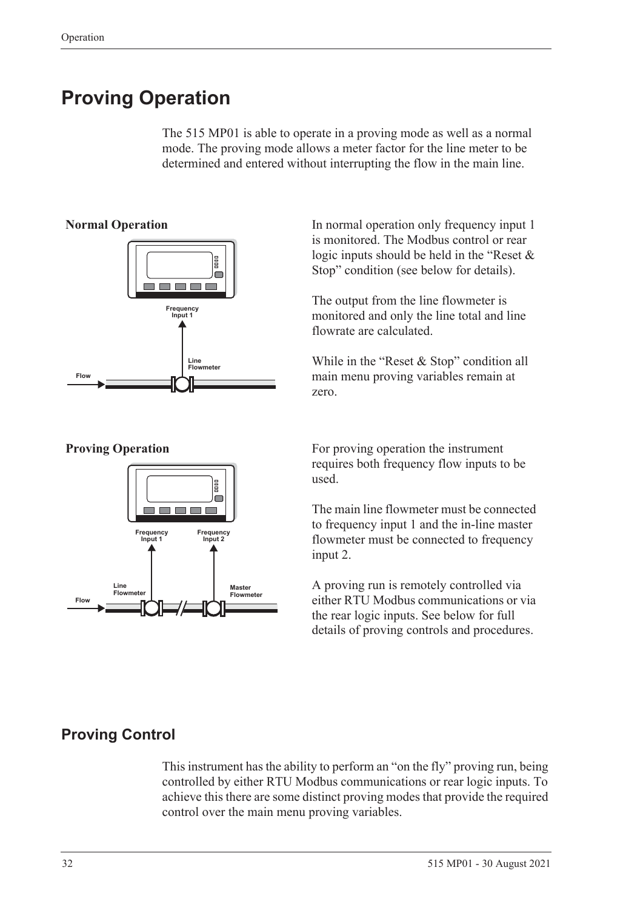# Proving Operation

The 515 MP01 is able to operate in a proving mode as well as a normal mode. The proving mode allows a meter factor for the line meter to be determined and entered without interrupting the flow in the main line.

**Normal Operation**

In normal operation only frequency input 1 is monitored. The Modbus control or rear logic inputs should be held in the "Reset & Stop" condition (see below for details).

The output from the line flowmeter is monitored and only the line total and line flowrate are calculated.

While in the "Reset & Stop" condition all main menu proving variables remain at zero.

**Proving Operation**

For proving operation the instrument requires both frequency flow inputs to be used.

The main line flowmeter must be connected to frequency input 1 and the in-line master flowmeter must be connected to frequency input 2.

A proving run is remotely controlled via either RTU Modbus communications or via the rear logic inputs. See below for full details of proving controls and procedures.

## Proving Control

This instrument has the ability to perform an "on the fly" proving run, being controlled by either RTU Modbus communications or rear logic inputs. To achieve this there are some distinct proving modes that provide the required control over the main menu proving variables.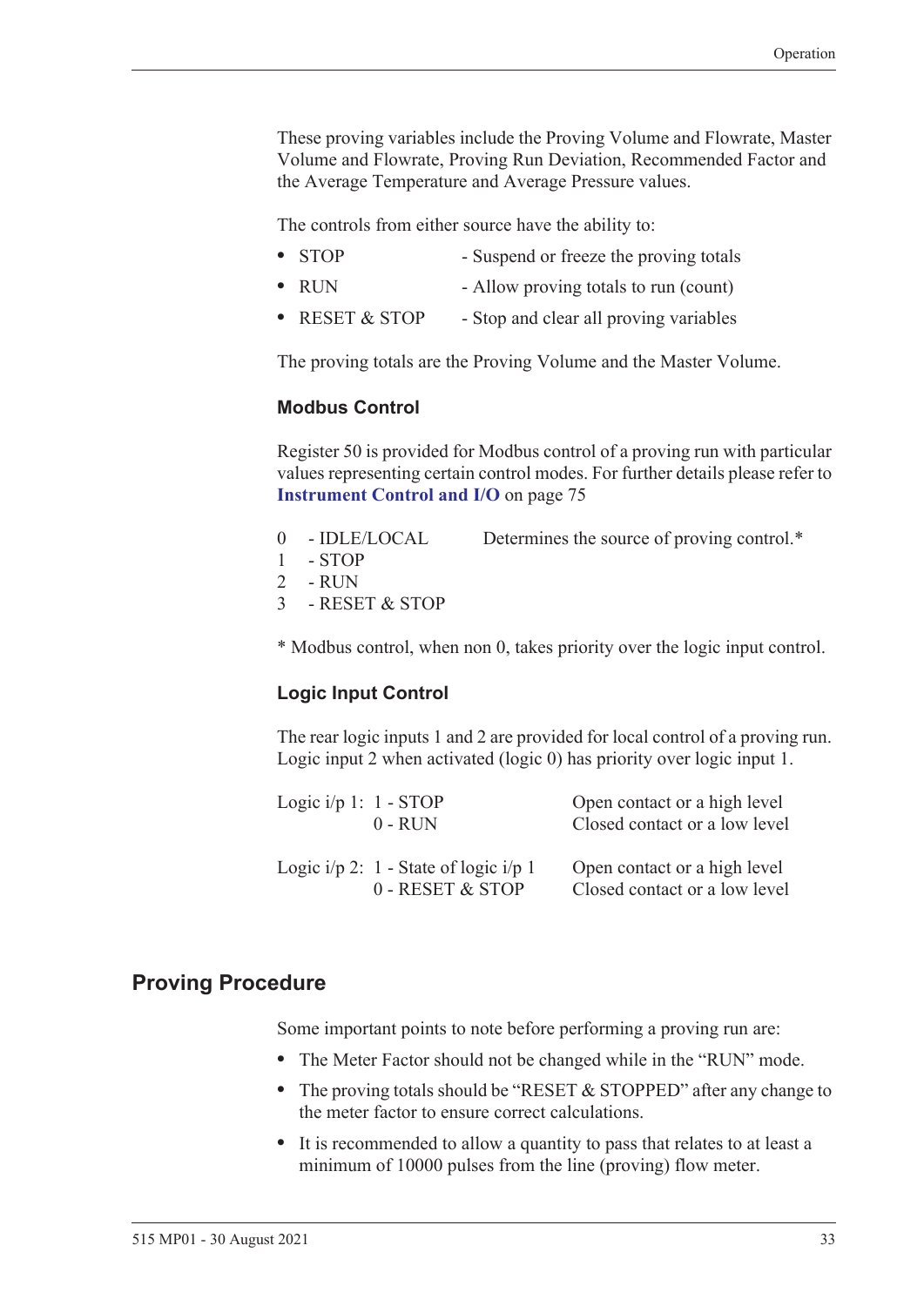These proving variables include the Proving Volume and Flowrate, Master Volume and Flowrate, Proving Run Deviation, Recommended Factor and the Average Temperature and Average Pressure values.

The controls from either source have the ability to:

- STOP - Suspend or freeze the proving totals
- RUN - Allow proving totals to run (count)
- RESET & STOP - Stop and clear all proving variables

The proving totals are the Proving Volume and the Master Volume.

### Modbus Control

Register 50 is provided for Modbus control of a proving run with particular values representing certain control modes. For further details please refer to **Instrument Control and I/O** on page 75

| | | |
|---|---|---|
| 0 | - IDLE/LOCAL | Determines the source of proving control.* |
| 1 | - STOP | |
| 2 | - RUN | |
| 3 | - RESET & STOP | |

* Modbus control, when non 0, takes priority over the logic input control.

### Logic Input Control

The rear logic inputs 1 and 2 are provided for local control of a proving run. Logic input 2 when activated (logic 0) has priority over logic input 1.

| | | |
|---|---|---|
| Logic i/p 1: | 1 - STOP | Open contact or a high level |
| | 0 - RUN | Closed contact or a low level |
| Logic i/p 2: | 1 - State of logic i/p 1 | Open contact or a high level |
| | 0 - RESET & STOP | Closed contact or a low level |

## Proving Procedure

Some important points to note before performing a proving run are:

- The Meter Factor should not be changed while in the “RUN” mode.
- The proving totals should be “RESET & STOPPED” after any change to the meter factor to ensure correct calculations.
- It is recommended to allow a quantity to pass that relates to at least a minimum of 10000 pulses from the line (proving) flow meter.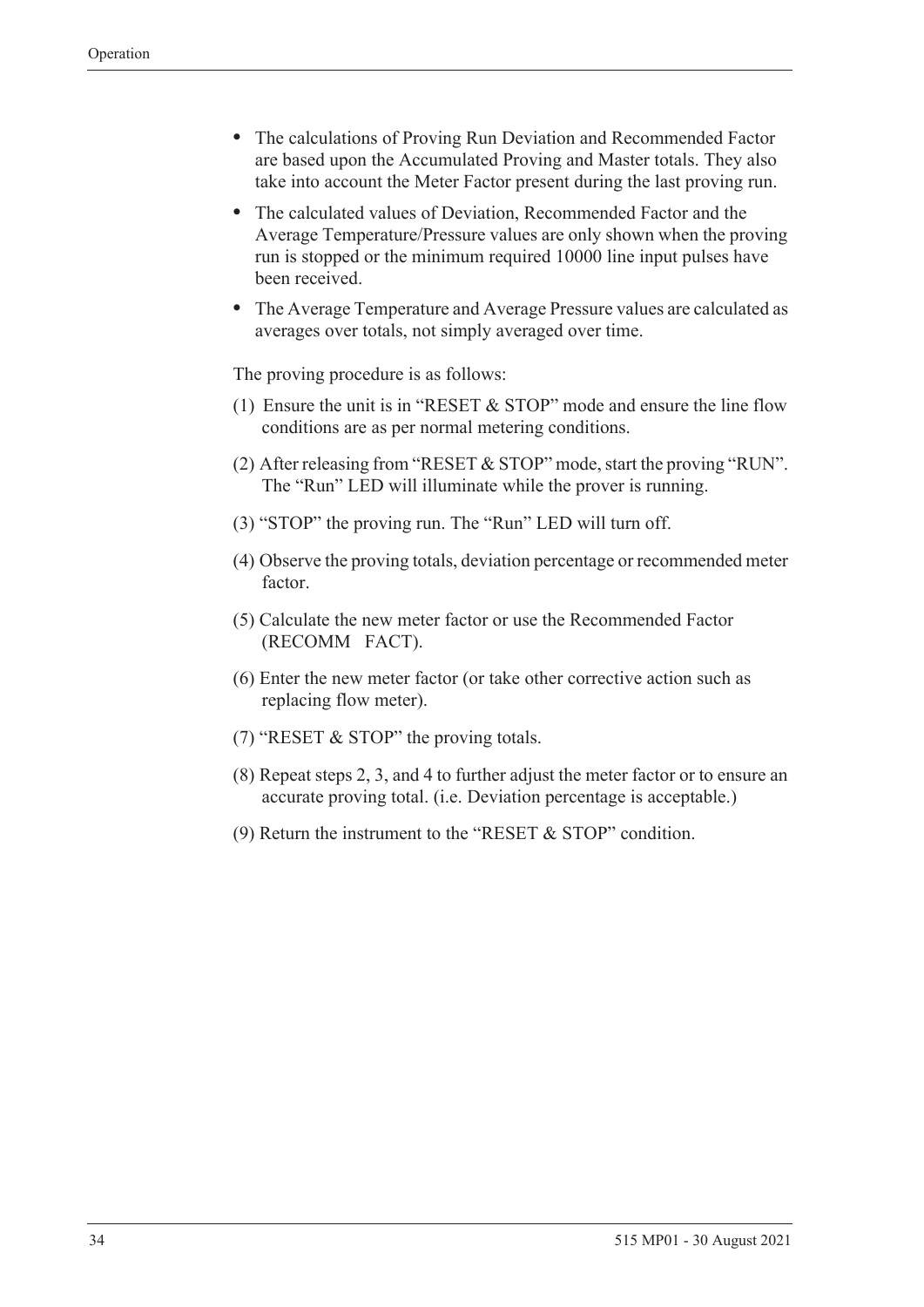- The calculations of Proving Run Deviation and Recommended Factor are based upon the Accumulated Proving and Master totals. They also take into account the Meter Factor present during the last proving run.
- The calculated values of Deviation, Recommended Factor and the Average Temperature/Pressure values are only shown when the proving run is stopped or the minimum required 10000 line input pulses have been received.
- The Average Temperature and Average Pressure values are calculated as averages over totals, not simply averaged over time.

The proving procedure is as follows:

(1) Ensure the unit is in “RESET & STOP” mode and ensure the line flow conditions are as per normal metering conditions.

(2) After releasing from “RESET & STOP” mode, start the proving “RUN”. The “Run” LED will illuminate while the prover is running.

(3) “STOP” the proving run. The “Run” LED will turn off.

(4) Observe the proving totals, deviation percentage or recommended meter factor.

(5) Calculate the new meter factor or use the Recommended Factor (RECOMM FACT).

(6) Enter the new meter factor (or take other corrective action such as replacing flow meter).

(7) “RESET & STOP” the proving totals.

(8) Repeat steps 2, 3, and 4 to further adjust the meter factor or to ensure an accurate proving total. (i.e. Deviation percentage is acceptable.)

(9) Return the instrument to the “RESET & STOP” condition.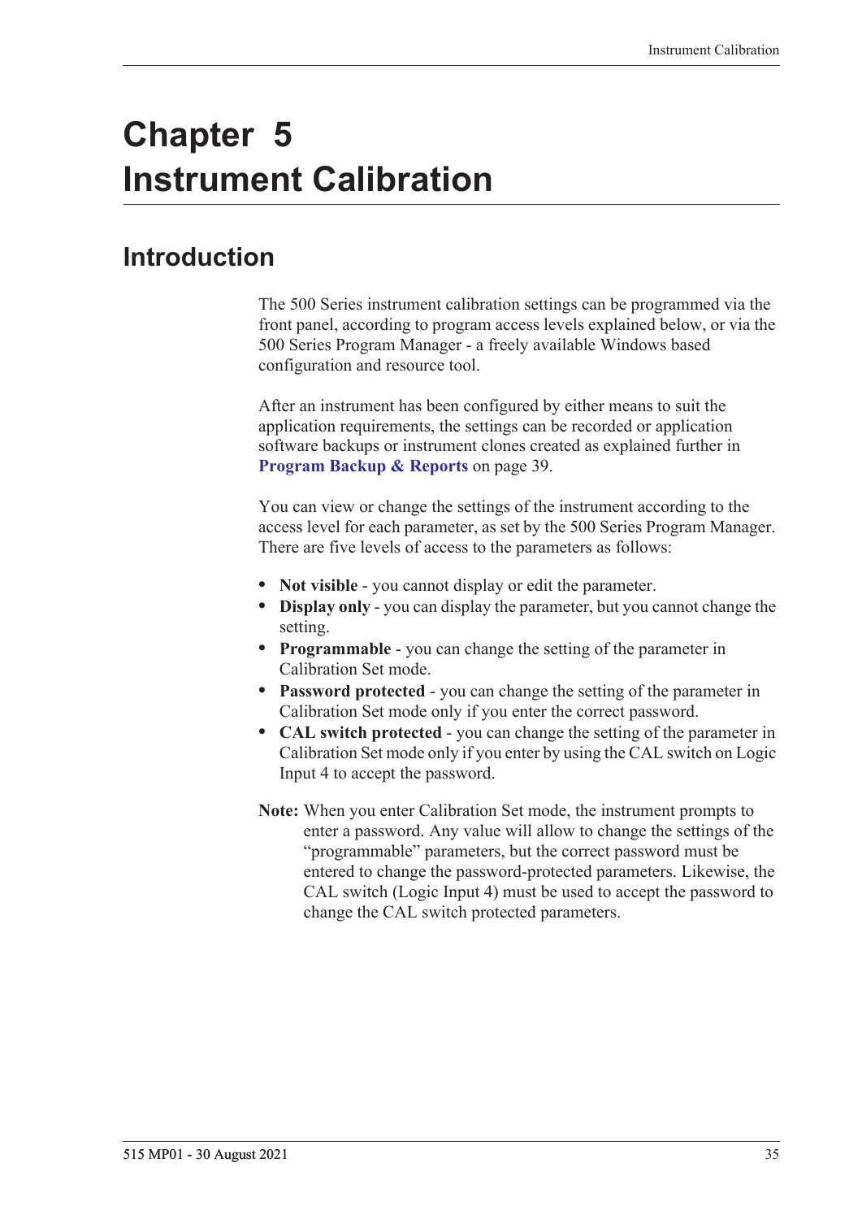# Chapter 5 Instrument Calibration

## Introduction

The 500 Series instrument calibration settings can be programmed via the front panel, according to program access levels explained below, or via the 500 Series Program Manager - a freely available Windows based configuration and resource tool.

After an instrument has been configured by either means to suit the application requirements, the settings can be recorded or application software backups or instrument clones created as explained further in **Program Backup & Reports** on page 39.

You can view or change the settings of the instrument according to the access level for each parameter, as set by the 500 Series Program Manager. There are five levels of access to the parameters as follows:

- **Not visible** - you cannot display or edit the parameter.
- **Display only** - you can display the parameter, but you cannot change the setting.
- **Programmable** - you can change the setting of the parameter in Calibration Set mode.
- **Password protected** - you can change the setting of the parameter in Calibration Set mode only if you enter the correct password.
- **CAL switch protected** - you can change the setting of the parameter in Calibration Set mode only if you enter by using the CAL switch on Logic Input 4 to accept the password.

**Note:** When you enter Calibration Set mode, the instrument prompts to enter a password. Any value will allow to change the settings of the "programmable" parameters, but the correct password must be entered to change the password-protected parameters. Likewise, the CAL switch (Logic Input 4) must be used to accept the password to change the CAL switch protected parameters.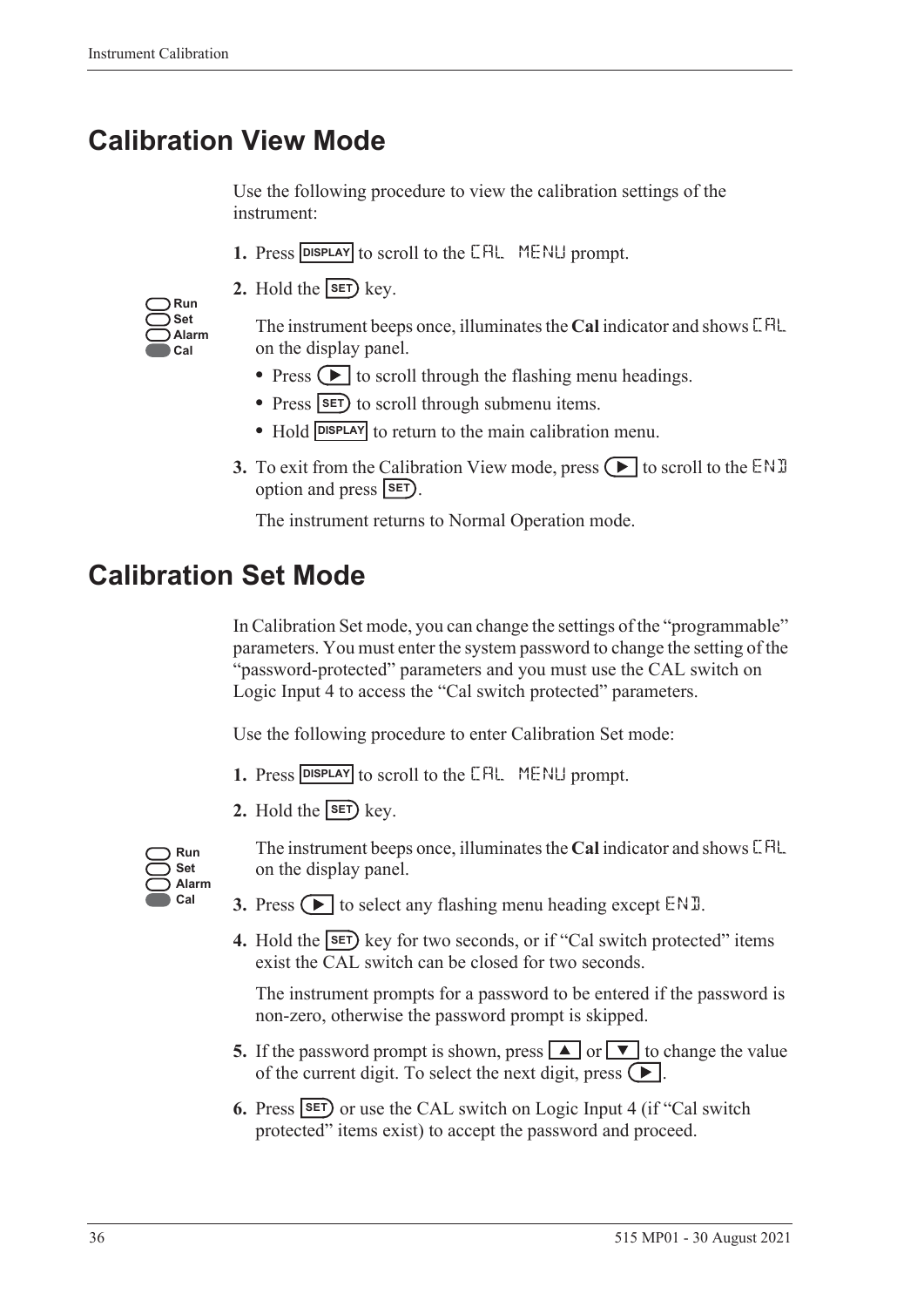## Calibration View Mode

Use the following procedure to view the calibration settings of the instrument:

1. Press DISPLAY to scroll to the CAL MENU prompt.
2. Hold the SET key.

   Run
   Set
   Alarm
   Cal

   The instrument beeps once, illuminates the **Cal** indicator and shows CAL on the display panel.

   - Press ▶ to scroll through the flashing menu headings.
   - Press SET to scroll through submenu items.
   - Hold DISPLAY to return to the main calibration menu.

3. To exit from the Calibration View mode, press ▶ to scroll to the END option and press SET.

   The instrument returns to Normal Operation mode.

## Calibration Set Mode

In Calibration Set mode, you can change the settings of the "programmable" parameters. You must enter the system password to change the setting of the "password-protected" parameters and you must use the CAL switch on Logic Input 4 to access the "Cal switch protected" parameters.

Use the following procedure to enter Calibration Set mode:

1. Press DISPLAY to scroll to the CAL MENU prompt.
2. Hold the SET key.

   Run
   Set
   Alarm
   Cal

   The instrument beeps once, illuminates the **Cal** indicator and shows CAL on the display panel.

3. Press ▶ to select any flashing menu heading except END.
4. Hold the SET key for two seconds, or if "Cal switch protected" items exist the CAL switch can be closed for two seconds.

   The instrument prompts for a password to be entered if the password is non-zero, otherwise the password prompt is skipped.

5. If the password prompt is shown, press ▲ or ▼ to change the value of the current digit. To select the next digit, press ▶.
6. Press SET or use the CAL switch on Logic Input 4 (if "Cal switch protected" items exist) to accept the password and proceed.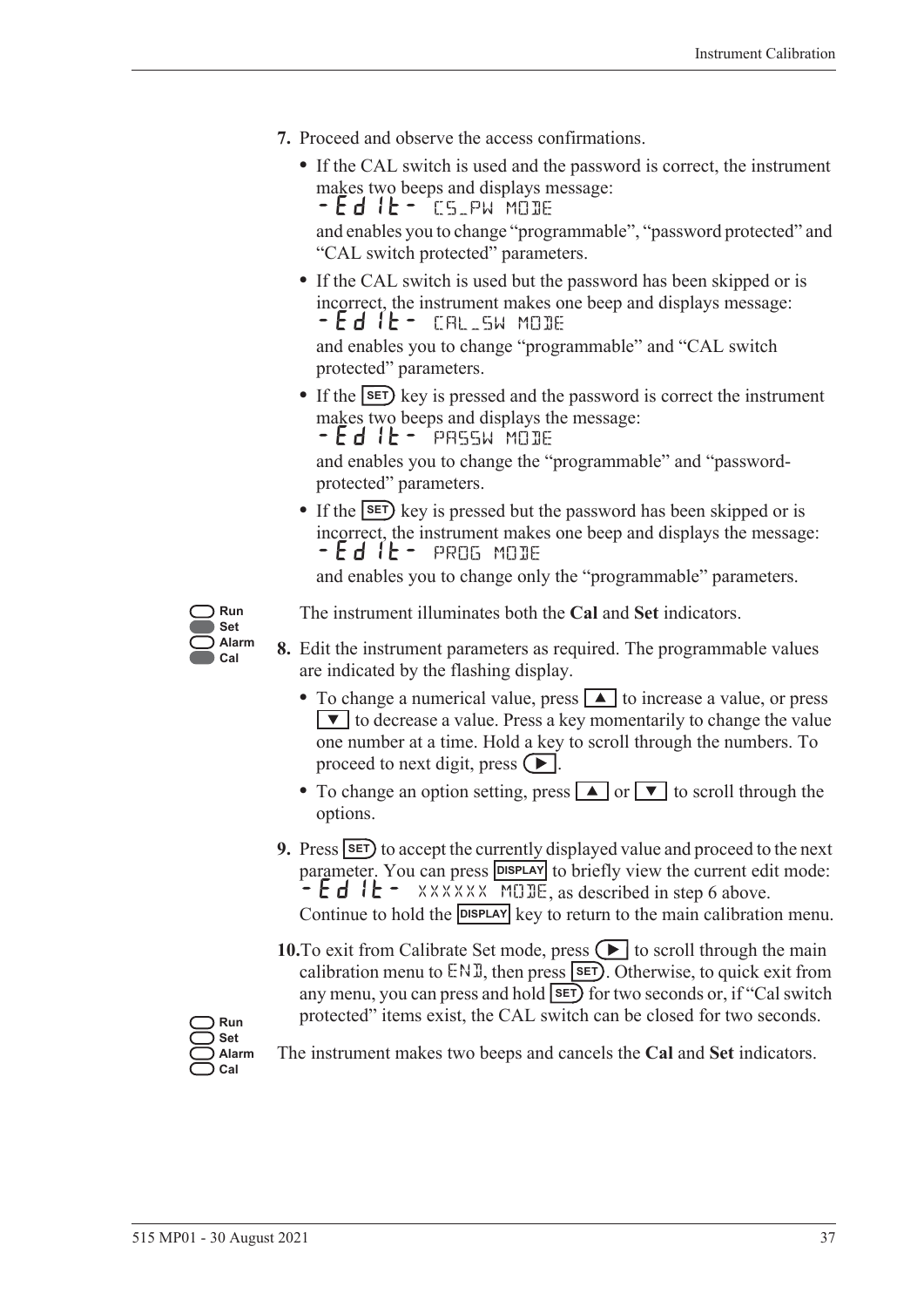7. Proceed and observe the access confirmations.

   - If the CAL switch is used and the password is correct, the instrument makes two beeps and displays message:
     `-Edit- CS_PW MODE`
     and enables you to change "programmable", "password protected" and "CAL switch protected" parameters.
   - If the CAL switch is used but the password has been skipped or is incorrect, the instrument makes one beep and displays message:
     `-Edit- CAL_SW MODE`
     and enables you to change "programmable" and "CAL switch protected" parameters.
   - If the SET key is pressed and the password is correct the instrument makes two beeps and displays the message:
     `-Edit- PASSW MODE`
     and enables you to change the "programmable" and "password-protected" parameters.
   - If the SET key is pressed but the password has been skipped or is incorrect, the instrument makes one beep and displays the message:
     `-Edit- PROG MODE`
     and enables you to change only the "programmable" parameters.

Run
Set
Alarm
Cal

The instrument illuminates both the **Cal** and **Set** indicators.

8. Edit the instrument parameters as required. The programmable values are indicated by the flashing display.

   - To change a numerical value, press ▲ to increase a value, or press ▼ to decrease a value. Press a key momentarily to change the value one number at a time. Hold a key to scroll through the numbers. To proceed to next digit, press ▶.
   - To change an option setting, press ▲ or ▼ to scroll through the options.

9. Press SET to accept the currently displayed value and proceed to the next parameter. You can press DISPLAY to briefly view the current edit mode: `-Edit- XXXXXX MODE`, as described in step 6 above.
   Continue to hold the DISPLAY key to return to the main calibration menu.

10. To exit from Calibrate Set mode, press ▶ to scroll through the main calibration menu to `END`, then press SET. Otherwise, to quick exit from any menu, you can press and hold SET for two seconds or, if "Cal switch protected" items exist, the CAL switch can be closed for two seconds.

Run
Set
Alarm
Cal

The instrument makes two beeps and cancels the **Cal** and **Set** indicators.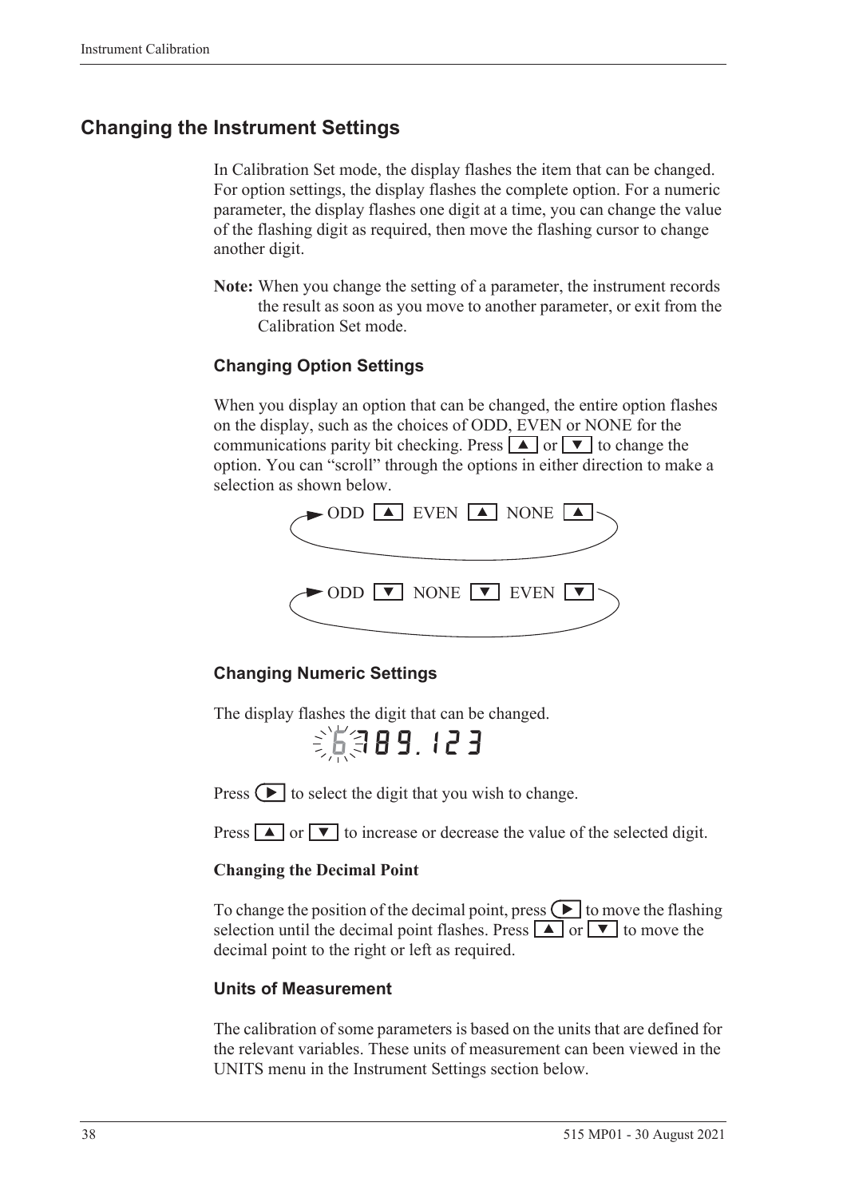## Changing the Instrument Settings

In Calibration Set mode, the display flashes the item that can be changed. For option settings, the display flashes the complete option. For a numeric parameter, the display flashes one digit at a time, you can change the value of the flashing digit as required, then move the flashing cursor to change another digit.

**Note:** When you change the setting of a parameter, the instrument records the result as soon as you move to another parameter, or exit from the Calibration Set mode.

### Changing Option Settings

When you display an option that can be changed, the entire option flashes on the display, such as the choices of ODD, EVEN or NONE for the communications parity bit checking. Press ▲ or ▼ to change the option. You can "scroll" through the options in either direction to make a selection as shown below.

ODD ▲ EVEN ▲ NONE ▲

ODD ▼ NONE ▼ EVEN ▼

### Changing Numeric Settings

The display flashes the digit that can be changed.

6789.123

Press ► to select the digit that you wish to change.

Press ▲ or ▼ to increase or decrease the value of the selected digit.

**Changing the Decimal Point**

To change the position of the decimal point, press ► to move the flashing selection until the decimal point flashes. Press ▲ or ▼ to move the decimal point to the right or left as required.

### Units of Measurement

The calibration of some parameters is based on the units that are defined for the relevant variables. These units of measurement can been viewed in the UNITS menu in the Instrument Settings section below.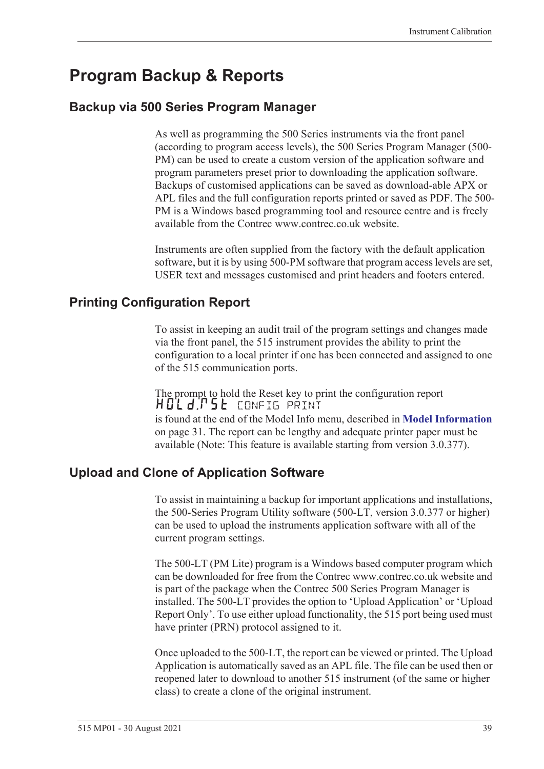# Program Backup & Reports

## Backup via 500 Series Program Manager

As well as programming the 500 Series instruments via the front panel (according to program access levels), the 500 Series Program Manager (500-PM) can be used to create a custom version of the application software and program parameters preset prior to downloading the application software. Backups of customised applications can be saved as download-able APX or APL files and the full configuration reports printed or saved as PDF. The 500-PM is a Windows based programming tool and resource centre and is freely available from the Contrec www.contrec.co.uk website.

Instruments are often supplied from the factory with the default application software, but it is by using 500-PM software that program access levels are set, USER text and messages customised and print headers and footers entered.

## Printing Configuration Report

To assist in keeping an audit trail of the program settings and changes made via the front panel, the 515 instrument provides the ability to print the configuration to a local printer if one has been connected and assigned to one of the 515 communication ports.

The prompt to hold the Reset key to print the configuration report
HOLd.RST CONFIG PRINT
is found at the end of the Model Info menu, described in **Model Information** on page 31. The report can be lengthy and adequate printer paper must be available (Note: This feature is available starting from version 3.0.377).

## Upload and Clone of Application Software

To assist in maintaining a backup for important applications and installations, the 500-Series Program Utility software (500-LT, version 3.0.377 or higher) can be used to upload the instruments application software with all of the current program settings.

The 500-LT (PM Lite) program is a Windows based computer program which can be downloaded for free from the Contrec www.contrec.co.uk website and is part of the package when the Contrec 500 Series Program Manager is installed. The 500-LT provides the option to 'Upload Application' or 'Upload Report Only'. To use either upload functionality, the 515 port being used must have printer (PRN) protocol assigned to it.

Once uploaded to the 500-LT, the report can be viewed or printed. The Upload Application is automatically saved as an APL file. The file can be used then or reopened later to download to another 515 instrument (of the same or higher class) to create a clone of the original instrument.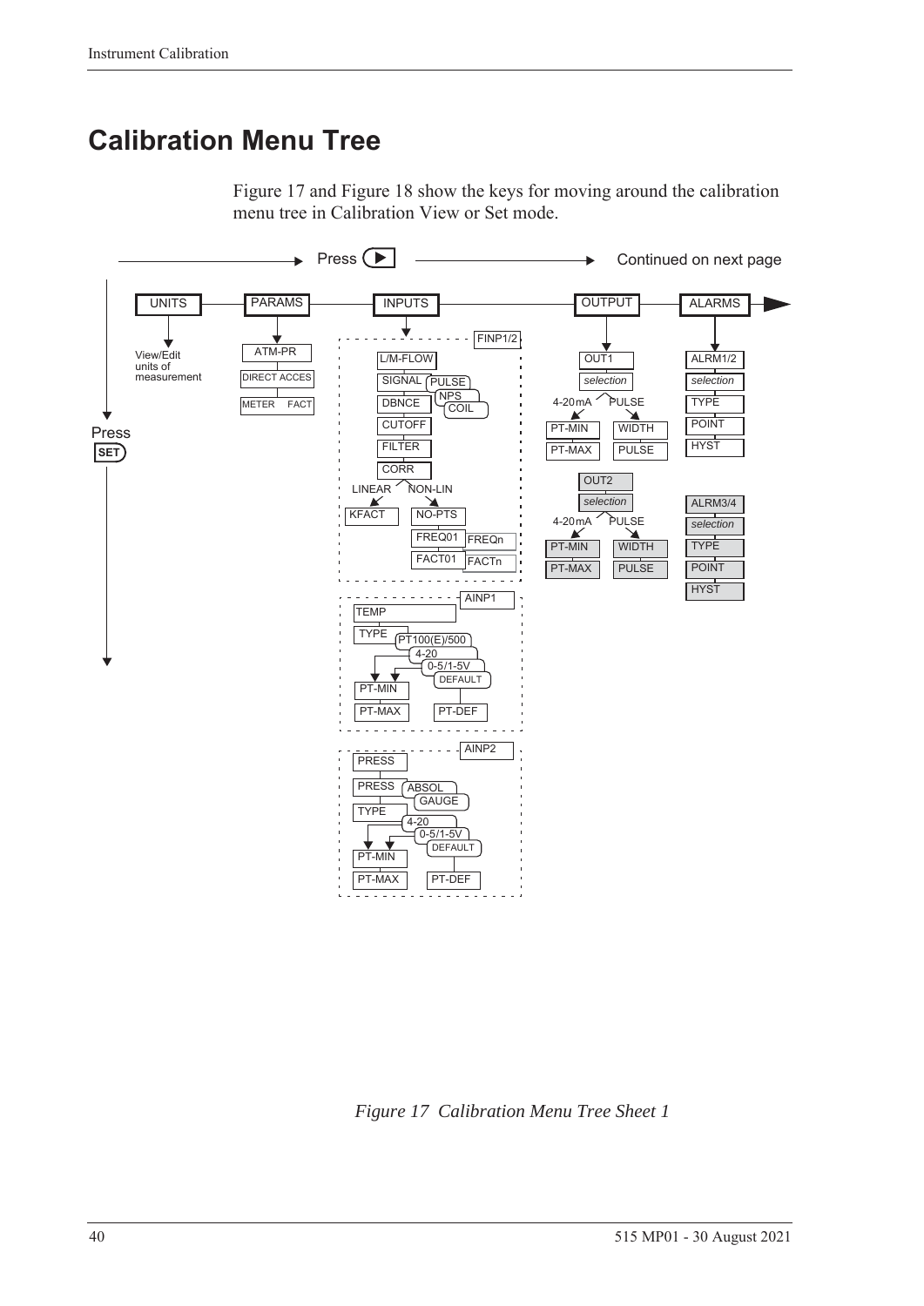## Calibration Menu Tree

Figure 17 and Figure 18 show the keys for moving around the calibration menu tree in Calibration View or Set mode.

*Figure 17 Calibration Menu Tree Sheet 1*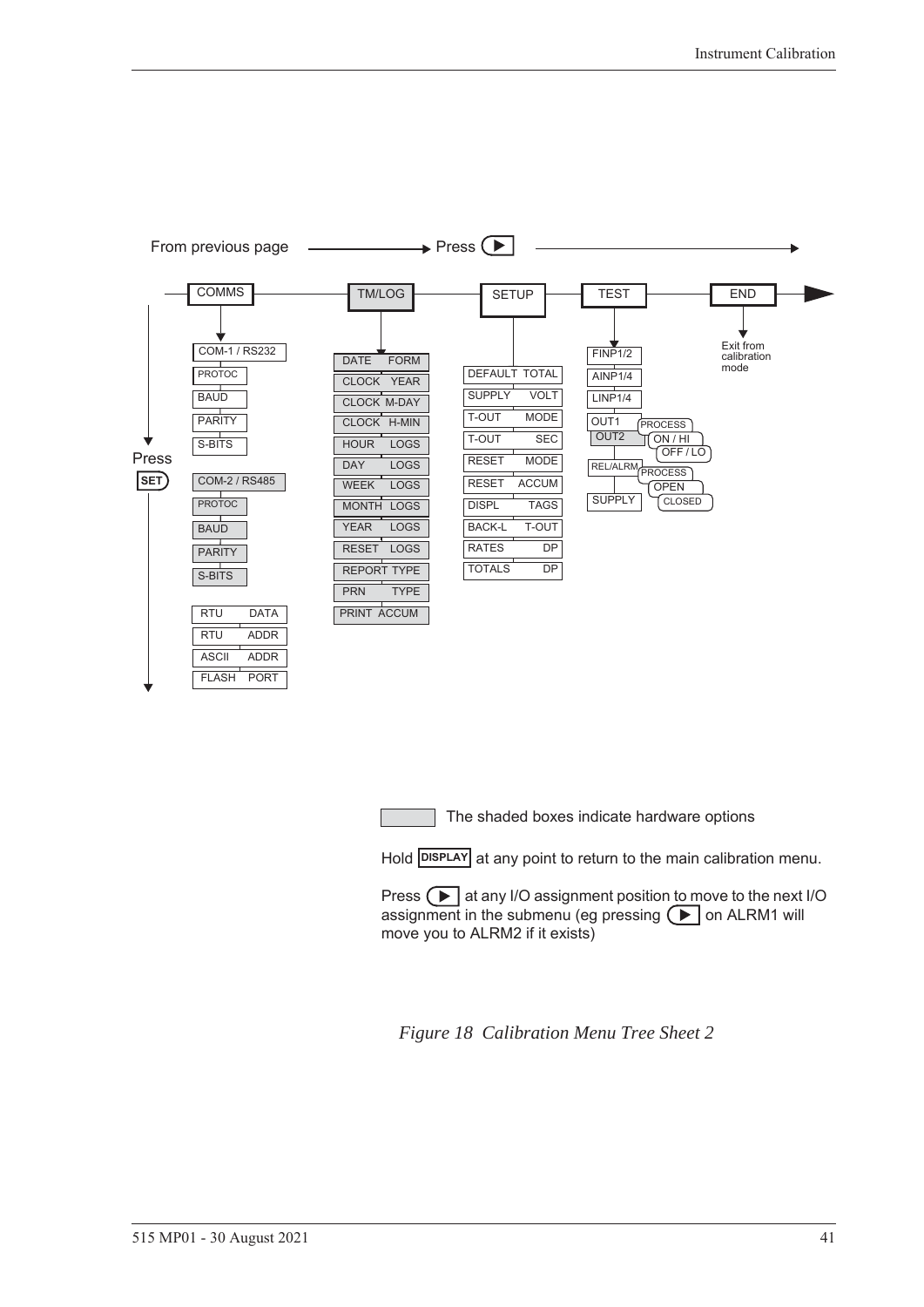From previous page ——→ Press (▶) ——→

| COMMS | TM/LOG | SETUP | TEST | END |
|---|---|---|---|---|
| COM-1 / RS232 | DATE FORM | DEFAULT TOTAL | FINP1/2 | Exit from calibration mode |
| PROTOC | CLOCK YEAR | SUPPLY VOLT | AINP1/4 | |
| BAUD | CLOCK M-DAY | T-OUT MODE | LINP1/4 | |
| PARITY | CLOCK H-MIN | T-OUT SEC | OUT1 / OUT2 (PROCESS, ON / HI, OFF / LO) | |
| S-BITS | HOUR LOGS | RESET MODE | REL/ALRM (PROCESS, OPEN, CLOSED) | |
| COM-2 / RS485 | DAY LOGS | RESET ACCUM | SUPPLY | |
| PROTOC | WEEK LOGS | DISPL TAGS | | |
| BAUD | MONTH LOGS | BACK-L T-OUT | | |
| PARITY | YEAR LOGS | RATES DP | | |
| S-BITS | RESET LOGS | TOTALS DP | | |
| RTU DATA | REPORT TYPE | | | |
| RTU ADDR | PRN TYPE | | | |
| ASCII ADDR | PRINT ACCUM | | | |
| FLASH PORT | | | | |

Press SET

The shaded boxes indicate hardware options

Hold DISPLAY at any point to return to the main calibration menu.

Press (▶) at any I/O assignment position to move to the next I/O assignment in the submenu (eg pressing (▶) on ALRM1 will move you to ALRM2 if it exists)

*Figure 18 Calibration Menu Tree Sheet 2*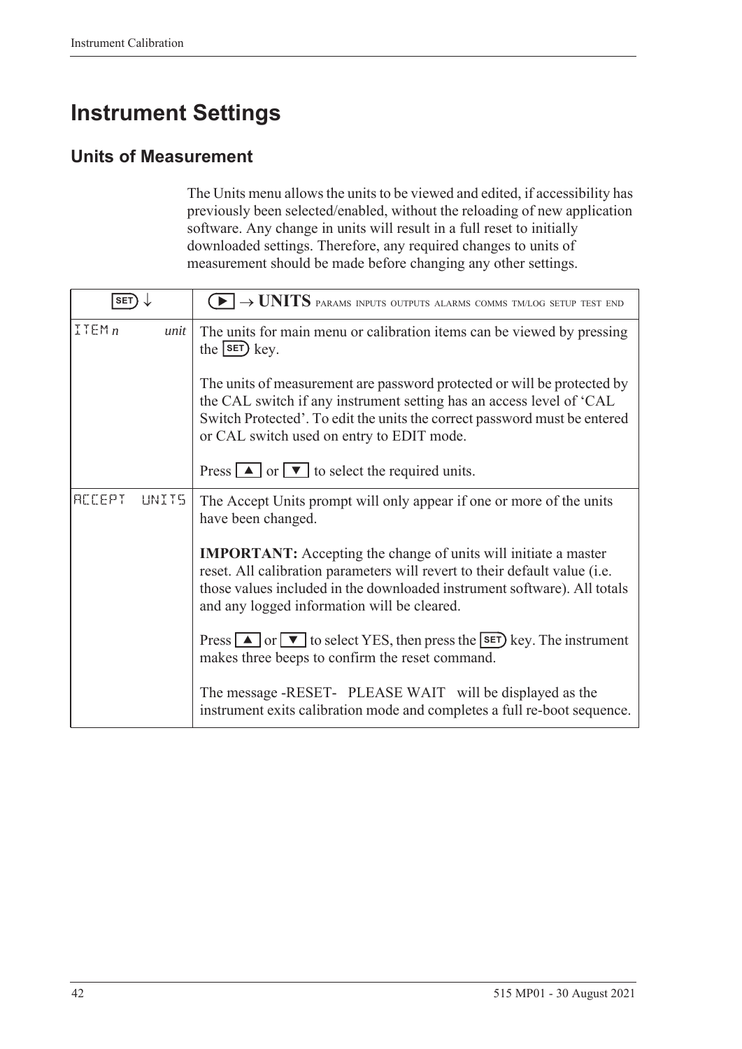# Instrument Settings

## Units of Measurement

The Units menu allows the units to be viewed and edited, if accessibility has previously been selected/enabled, without the reloading of new application software. Any change in units will result in a full reset to initially downloaded settings. Therefore, any required changes to units of measurement should be made before changing any other settings.

| SET ↓ | ▶ → **UNITS** PARAMS INPUTS OUTPUTS ALARMS COMMS TM/LOG SETUP TEST END |
|---|---|
| ITEM *n* *unit* | The units for main menu or calibration items can be viewed by pressing the SET key.<br><br>The units of measurement are password protected or will be protected by the CAL switch if any instrument setting has an access level of 'CAL Switch Protected'. To edit the units the correct password must be entered or CAL switch used on entry to EDIT mode.<br><br>Press ▲ or ▼ to select the required units. |
| ACCEPT UNITS | The Accept Units prompt will only appear if one or more of the units have been changed.<br><br>**IMPORTANT:** Accepting the change of units will initiate a master reset. All calibration parameters will revert to their default value (i.e. those values included in the downloaded instrument software). All totals and any logged information will be cleared.<br><br>Press ▲ or ▼ to select YES, then press the SET key. The instrument makes three beeps to confirm the reset command.<br><br>The message -RESET- PLEASE WAIT will be displayed as the instrument exits calibration mode and completes a full re-boot sequence. |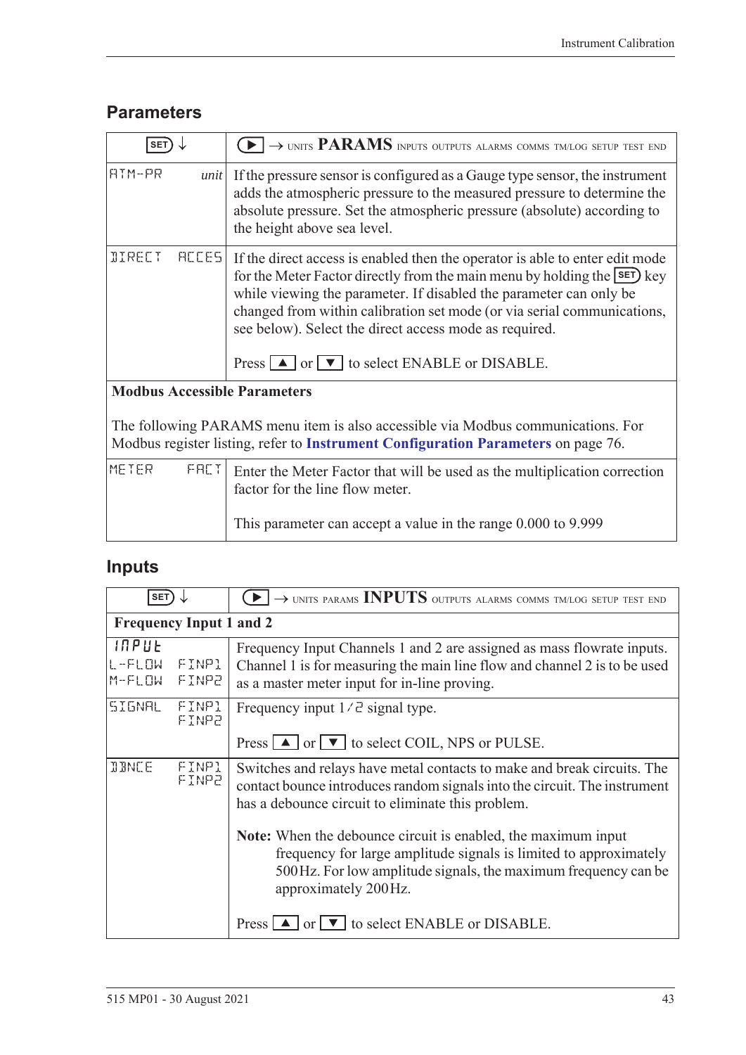## Parameters

| SET ↓ | ▶ → UNITS **PARAMS** INPUTS OUTPUTS ALARMS COMMS TM/LOG SETUP TEST END |
|---|---|
| ATM-PR *unit* | If the pressure sensor is configured as a Gauge type sensor, the instrument adds the atmospheric pressure to the measured pressure to determine the absolute pressure. Set the atmospheric pressure (absolute) according to the height above sea level. |
| DIRECT ACCES | If the direct access is enabled then the operator is able to enter edit mode for the Meter Factor directly from the main menu by holding the SET key while viewing the parameter. If disabled the parameter can only be changed from within calibration set mode (or via serial communications, see below). Select the direct access mode as required.<br><br>Press ▲ or ▼ to select ENABLE or DISABLE. |
| **Modbus Accessible Parameters**<br><br>The following PARAMS menu item is also accessible via Modbus communications. For Modbus register listing, refer to **Instrument Configuration Parameters** on page 76. | |
| METER FACT | Enter the Meter Factor that will be used as the multiplication correction factor for the line flow meter.<br><br>This parameter can accept a value in the range 0.000 to 9.999 |

## Inputs

| SET ↓ | ▶ → UNITS PARAMS **INPUTS** OUTPUTS ALARMS COMMS TM/LOG SETUP TEST END |
|---|---|
| **Frequency Input 1 and 2** | |
| INPUT<br>L-FLOW FINP1<br>M-FLOW FINP2 | Frequency Input Channels 1 and 2 are assigned as mass flowrate inputs. Channel 1 is for measuring the main line flow and channel 2 is to be used as a master meter input for in-line proving. |
| SIGNAL FINP1<br>FINP2 | Frequency input 1/2 signal type.<br><br>Press ▲ or ▼ to select COIL, NPS or PULSE. |
| DBNCE FINP1<br>FINP2 | Switches and relays have metal contacts to make and break circuits. The contact bounce introduces random signals into the circuit. The instrument has a debounce circuit to eliminate this problem.<br><br>**Note:** When the debounce circuit is enabled, the maximum input frequency for large amplitude signals is limited to approximately 500 Hz. For low amplitude signals, the maximum frequency can be approximately 200 Hz.<br><br>Press ▲ or ▼ to select ENABLE or DISABLE. |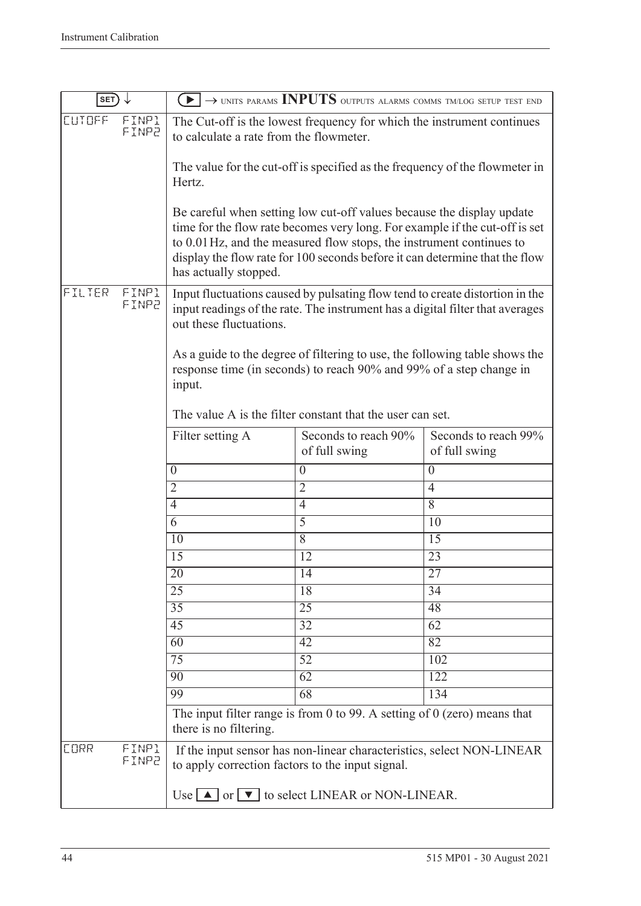| SET ↓ | ▶ → UNITS PARAMS **INPUTS** OUTPUTS ALARMS COMMS TM/LOG SETUP TEST END |
|---|---|
| CUTOFF FINP1 FINP2 | The Cut-off is the lowest frequency for which the instrument continues to calculate a rate from the flowmeter.<br><br>The value for the cut-off is specified as the frequency of the flowmeter in Hertz.<br><br>Be careful when setting low cut-off values because the display update time for the flow rate becomes very long. For example if the cut-off is set to 0.01 Hz, and the measured flow stops, the instrument continues to display the flow rate for 100 seconds before it can determine that the flow has actually stopped. |
| FILTER FINP1 FINP2 | Input fluctuations caused by pulsating flow tend to create distortion in the input readings of the rate. The instrument has a digital filter that averages out these fluctuations.<br><br>As a guide to the degree of filtering to use, the following table shows the response time (in seconds) to reach 90% and 99% of a step change in input.<br><br>The value A is the filter constant that the user can set. |

| Filter setting A | Seconds to reach 90% of full swing | Seconds to reach 99% of full swing |
|---|---|---|
| 0 | 0 | 0 |
| 2 | 2 | 4 |
| 4 | 4 | 8 |
| 6 | 5 | 10 |
| 10 | 8 | 15 |
| 15 | 12 | 23 |
| 20 | 14 | 27 |
| 25 | 18 | 34 |
| 35 | 25 | 48 |
| 45 | 32 | 62 |
| 60 | 42 | 82 |
| 75 | 52 | 102 |
| 90 | 62 | 122 |
| 99 | 68 | 134 |

The input filter range is from 0 to 99. A setting of 0 (zero) means that there is no filtering.

| | |
|---|---|
| CORR FINP1 FINP2 | If the input sensor has non-linear characteristics, select NON-LINEAR to apply correction factors to the input signal.<br><br>Use ▲ or ▼ to select LINEAR or NON-LINEAR. |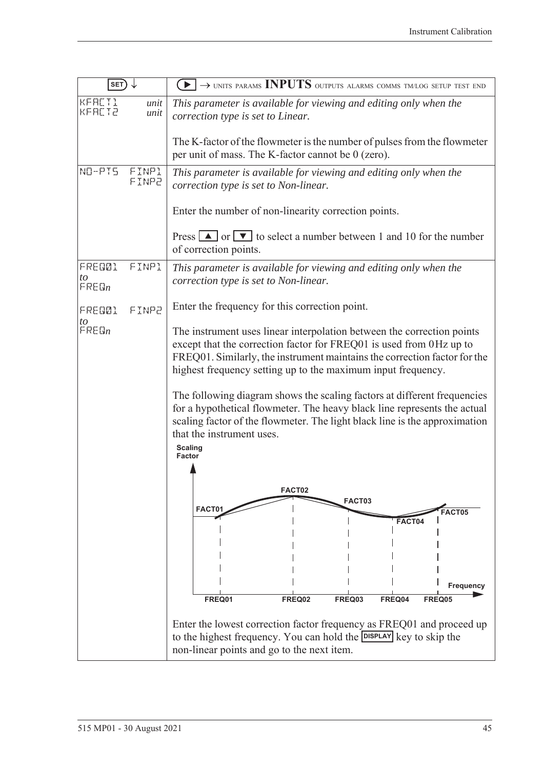| SET ↓ | ▶ → UNITS PARAMS **INPUTS** OUTPUTS ALARMS COMMS TM/LOG SETUP TEST END |
|---|---|
| KFACT1 *unit*<br>KFACT2 *unit* | *This parameter is available for viewing and editing only when the correction type is set to Linear.*<br><br>The K-factor of the flowmeter is the number of pulses from the flowmeter per unit of mass. The K-factor cannot be 0 (zero). |
| NO-PTS FINP1<br>FINP2 | *This parameter is available for viewing and editing only when the correction type is set to Non-linear.*<br><br>Enter the number of non-linearity correction points.<br><br>Press ▲ or ▼ to select a number between 1 and 10 for the number of correction points. |
| FREQ01 FINP1<br>*to*<br>FREQ*n*<br><br>FREQ01 FINP2<br>*to*<br>FREQ*n* | *This parameter is available for viewing and editing only when the correction type is set to Non-linear.*<br><br>Enter the frequency for this correction point.<br><br>The instrument uses linear interpolation between the correction points except that the correction factor for FREQ01 is used from 0Hz up to FREQ01. Similarly, the instrument maintains the correction factor for the highest frequency setting up to the maximum input frequency.<br><br>The following diagram shows the scaling factors at different frequencies for a hypothetical flowmeter. The heavy black line represents the actual scaling factor of the flowmeter. The light black line is the approximation that the instrument uses.<br><br>[Diagram: Scaling Factor vs Frequency, showing FACT01–FACT05 at FREQ01–FREQ05]<br><br>Enter the lowest correction factor frequency as FREQ01 and proceed up to the highest frequency. You can hold the DISPLAY key to skip the non-linear points and go to the next item. |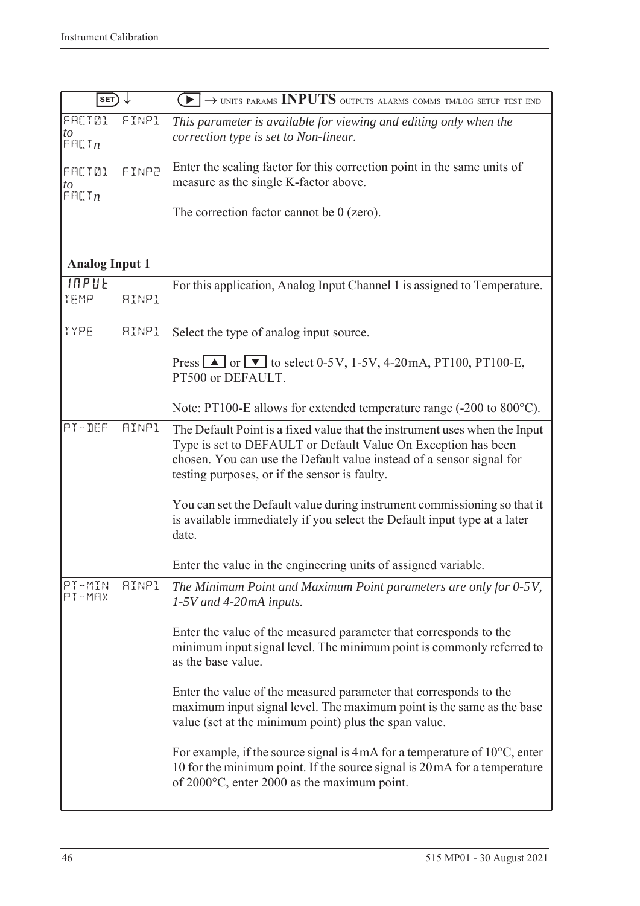| SET ↓ | ▶ → UNITS PARAMS **INPUTS** OUTPUTS ALARMS COMMS TM/LOG SETUP TEST END |
|---|---|
| FACT01 FINP1 *to* FACT*n*<br><br>FACT01 FINP2 *to* FACT*n* | *This parameter is available for viewing and editing only when the correction type is set to Non-linear.*<br><br>Enter the scaling factor for this correction point in the same units of measure as the single K-factor above.<br><br>The correction factor cannot be 0 (zero). |
| **Analog Input 1** | |
| INPUT TEMP AINP1 | For this application, Analog Input Channel 1 is assigned to Temperature. |
| TYPE AINP1 | Select the type of analog input source.<br><br>Press ▲ or ▼ to select 0-5V, 1-5V, 4-20mA, PT100, PT100-E, PT500 or DEFAULT.<br><br>Note: PT100-E allows for extended temperature range (-200 to 800°C). |
| PT-DEF AINP1 | The Default Point is a fixed value that the instrument uses when the Input Type is set to DEFAULT or Default Value On Exception has been chosen. You can use the Default value instead of a sensor signal for testing purposes, or if the sensor is faulty.<br><br>You can set the Default value during instrument commissioning so that it is available immediately if you select the Default input type at a later date.<br><br>Enter the value in the engineering units of assigned variable. |
| PT-MIN AINP1 PT-MAX | *The Minimum Point and Maximum Point parameters are only for 0-5V, 1-5V and 4-20mA inputs.*<br><br>Enter the value of the measured parameter that corresponds to the minimum input signal level. The minimum point is commonly referred to as the base value.<br><br>Enter the value of the measured parameter that corresponds to the maximum input signal level. The maximum point is the same as the base value (set at the minimum point) plus the span value.<br><br>For example, if the source signal is 4mA for a temperature of 10°C, enter 10 for the minimum point. If the source signal is 20mA for a temperature of 2000°C, enter 2000 as the maximum point. |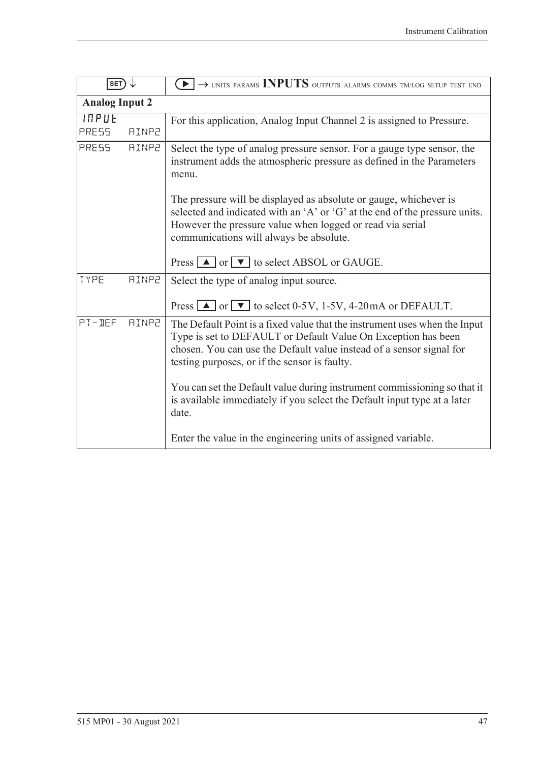| SET ↓ | ▶ → UNITS PARAMS **INPUTS** OUTPUTS ALARMS COMMS TM/LOG SETUP TEST END |
|---|---|
| **Analog Input 2** | |
| INPUT<br>PRESS AINP2 | For this application, Analog Input Channel 2 is assigned to Pressure. |
| PRESS AINP2 | Select the type of analog pressure sensor. For a gauge type sensor, the instrument adds the atmospheric pressure as defined in the Parameters menu.<br><br>The pressure will be displayed as absolute or gauge, whichever is selected and indicated with an 'A' or 'G' at the end of the pressure units. However the pressure value when logged or read via serial communications will always be absolute.<br><br>Press ▲ or ▼ to select ABSOL or GAUGE. |
| TYPE AINP2 | Select the type of analog input source.<br><br>Press ▲ or ▼ to select 0-5V, 1-5V, 4-20mA or DEFAULT. |
| PT-DEF AINP2 | The Default Point is a fixed value that the instrument uses when the Input Type is set to DEFAULT or Default Value On Exception has been chosen. You can use the Default value instead of a sensor signal for testing purposes, or if the sensor is faulty.<br><br>You can set the Default value during instrument commissioning so that it is available immediately if you select the Default input type at a later date.<br><br>Enter the value in the engineering units of assigned variable. |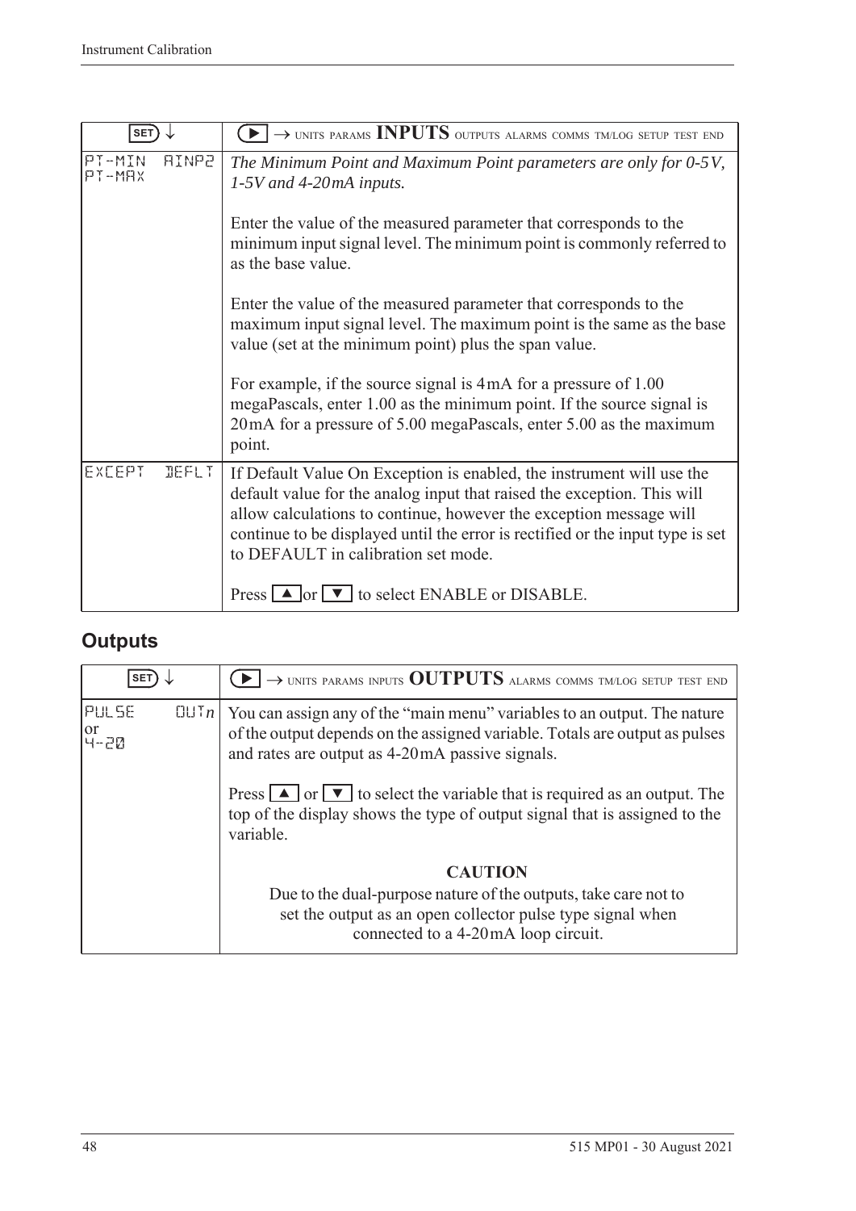| SET ↓ | ▶ → UNITS PARAMS **INPUTS** OUTPUTS ALARMS COMMS TM/LOG SETUP TEST END |
|---|---|
| PT-MIN AINP2<br>PT-MAX | *The Minimum Point and Maximum Point parameters are only for 0-5V, 1-5V and 4-20mA inputs.*<br><br>Enter the value of the measured parameter that corresponds to the minimum input signal level. The minimum point is commonly referred to as the base value.<br><br>Enter the value of the measured parameter that corresponds to the maximum input signal level. The maximum point is the same as the base value (set at the minimum point) plus the span value.<br><br>For example, if the source signal is 4mA for a pressure of 1.00 megaPascals, enter 1.00 as the minimum point. If the source signal is 20mA for a pressure of 5.00 megaPascals, enter 5.00 as the maximum point. |
| EXCEPT DEFLT | If Default Value On Exception is enabled, the instrument will use the default value for the analog input that raised the exception. This will allow calculations to continue, however the exception message will continue to be displayed until the error is rectified or the input type is set to DEFAULT in calibration set mode.<br><br>Press ▲ or ▼ to select ENABLE or DISABLE. |

## Outputs

| SET ↓ | ▶ → UNITS PARAMS INPUTS **OUTPUTS** ALARMS COMMS TM/LOG SETUP TEST END |
|---|---|
| PULSE OUT*n*<br>or<br>4-20 | You can assign any of the "main menu" variables to an output. The nature of the output depends on the assigned variable. Totals are output as pulses and rates are output as 4-20mA passive signals.<br><br>Press ▲ or ▼ to select the variable that is required as an output. The top of the display shows the type of output signal that is assigned to the variable.<br><br>**CAUTION**<br>Due to the dual-purpose nature of the outputs, take care not to set the output as an open collector pulse type signal when connected to a 4-20mA loop circuit. |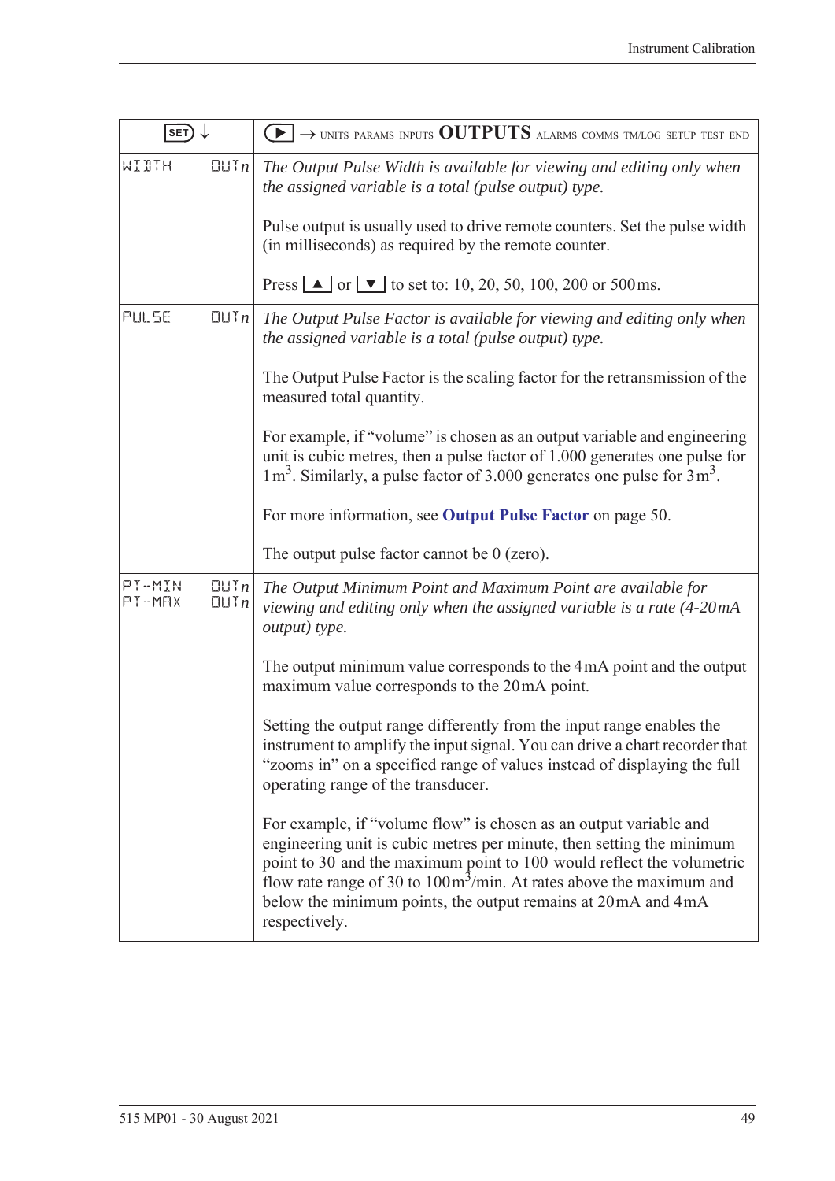| SET ↓ | ▶ → UNITS PARAMS INPUTS **OUTPUTS** ALARMS COMMS TM/LOG SETUP TEST END |
|---|---|
| WIDTH OUT*n* | *The Output Pulse Width is available for viewing and editing only when the assigned variable is a total (pulse output) type.*<br><br>Pulse output is usually used to drive remote counters. Set the pulse width (in milliseconds) as required by the remote counter.<br><br>Press ▲ or ▼ to set to: 10, 20, 50, 100, 200 or 500ms. |
| PULSE OUT*n* | *The Output Pulse Factor is available for viewing and editing only when the assigned variable is a total (pulse output) type.*<br><br>The Output Pulse Factor is the scaling factor for the retransmission of the measured total quantity.<br><br>For example, if "volume" is chosen as an output variable and engineering unit is cubic metres, then a pulse factor of 1.000 generates one pulse for $1\,m^3$. Similarly, a pulse factor of 3.000 generates one pulse for $3\,m^3$.<br><br>For more information, see **Output Pulse Factor** on page 50.<br><br>The output pulse factor cannot be 0 (zero). |
| PT-MIN OUT*n*<br>PT-MAX OUT*n* | *The Output Minimum Point and Maximum Point are available for viewing and editing only when the assigned variable is a rate (4-20mA output) type.*<br><br>The output minimum value corresponds to the 4mA point and the output maximum value corresponds to the 20mA point.<br><br>Setting the output range differently from the input range enables the instrument to amplify the input signal. You can drive a chart recorder that "zooms in" on a specified range of values instead of displaying the full operating range of the transducer.<br><br>For example, if "volume flow" is chosen as an output variable and engineering unit is cubic metres per minute, then setting the minimum point to 30 and the maximum point to 100 would reflect the volumetric flow rate range of 30 to $100\,m^3$/min. At rates above the maximum and below the minimum points, the output remains at 20mA and 4mA respectively. |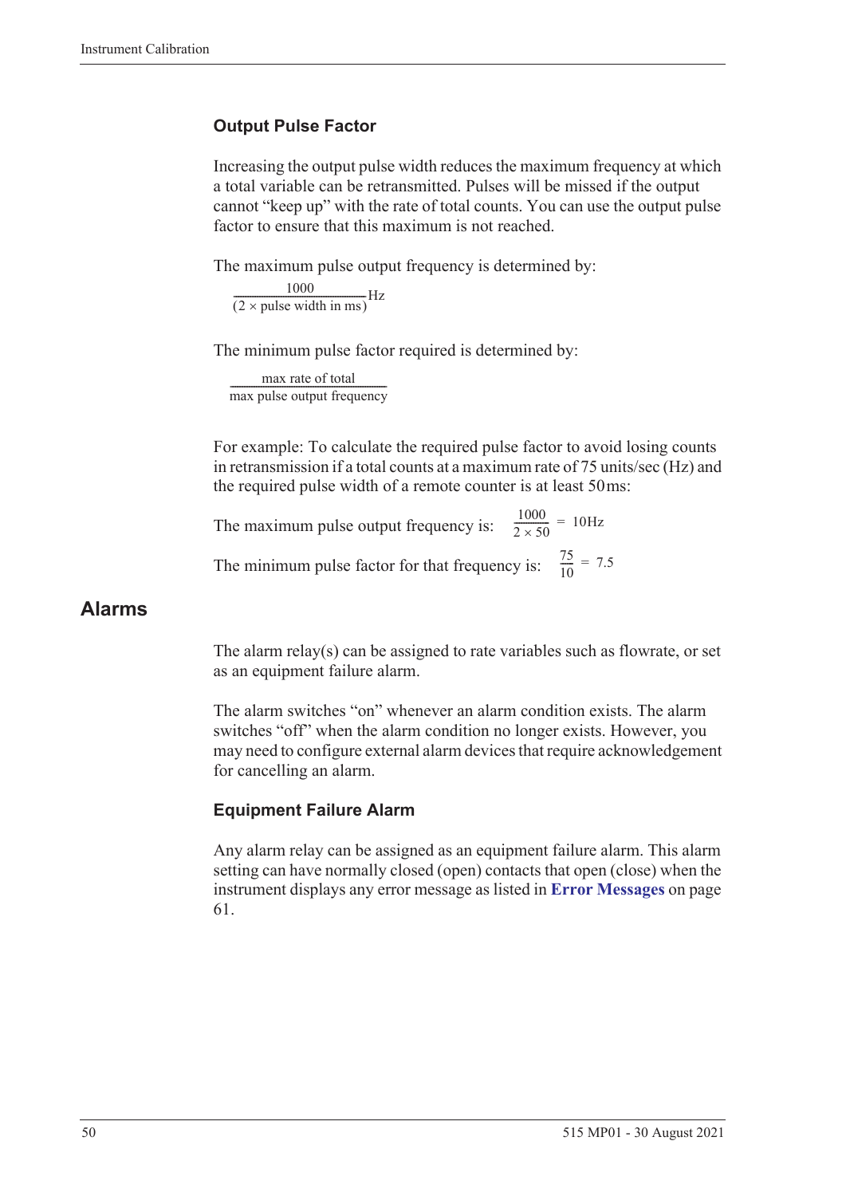### Output Pulse Factor

Increasing the output pulse width reduces the maximum frequency at which a total variable can be retransmitted. Pulses will be missed if the output cannot "keep up" with the rate of total counts. You can use the output pulse factor to ensure that this maximum is not reached.

The maximum pulse output frequency is determined by:

$$\frac{1000}{(2 \times \text{pulse width in ms})}\text{Hz}$$

The minimum pulse factor required is determined by:

$$\frac{\text{max rate of total}}{\text{max pulse output frequency}}$$

For example: To calculate the required pulse factor to avoid losing counts in retransmission if a total counts at a maximum rate of 75 units/sec (Hz) and the required pulse width of a remote counter is at least 50 ms:

The maximum pulse output frequency is: $\frac{1000}{2 \times 50} = 10\text{Hz}$

The minimum pulse factor for that frequency is: $\frac{75}{10} = 7.5$

## Alarms

The alarm relay(s) can be assigned to rate variables such as flowrate, or set as an equipment failure alarm.

The alarm switches "on" whenever an alarm condition exists. The alarm switches "off" when the alarm condition no longer exists. However, you may need to configure external alarm devices that require acknowledgement for cancelling an alarm.

### Equipment Failure Alarm

Any alarm relay can be assigned as an equipment failure alarm. This alarm setting can have normally closed (open) contacts that open (close) when the instrument displays any error message as listed in **Error Messages** on page 61.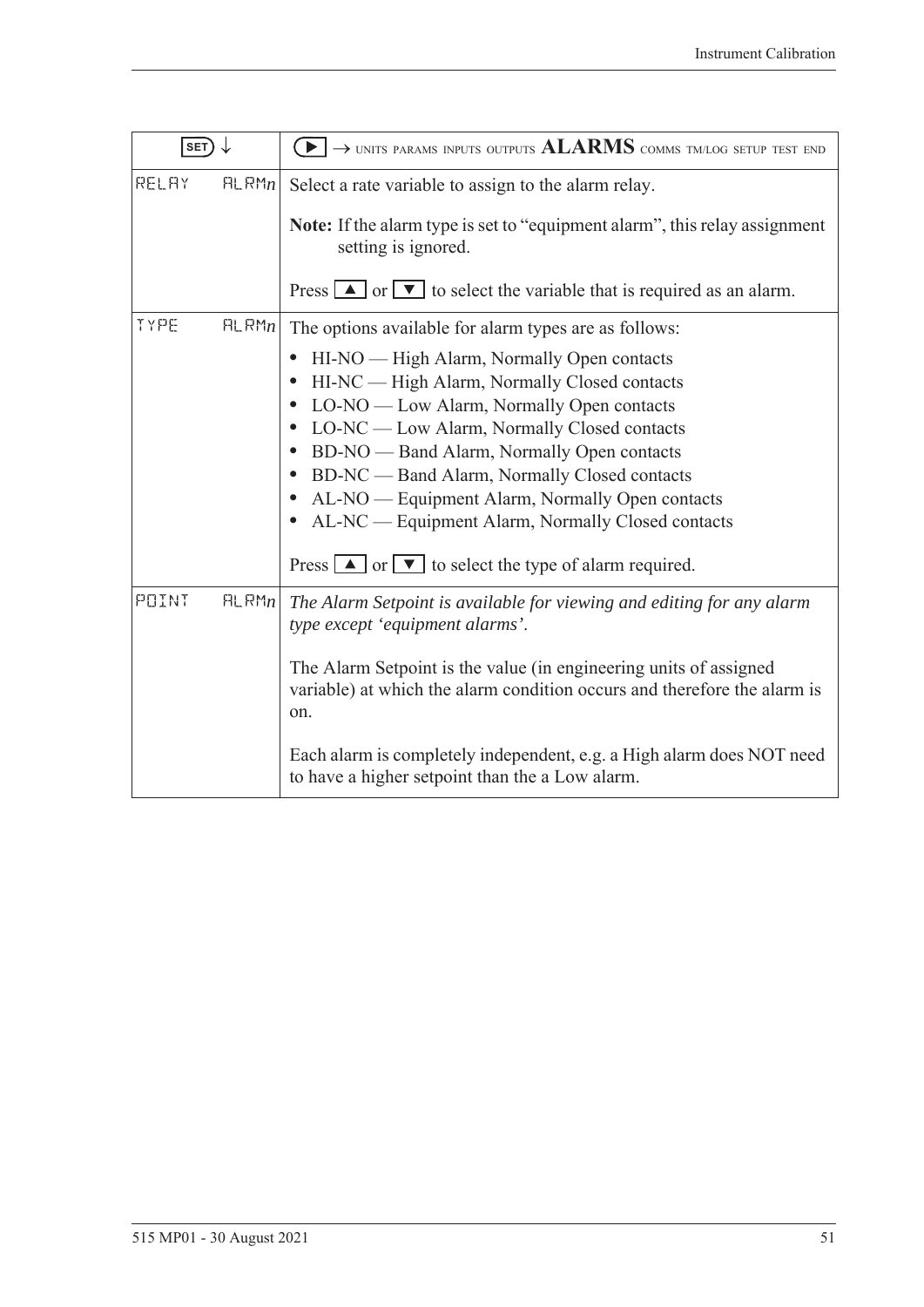| SET ↓ | ▶ → UNITS PARAMS INPUTS OUTPUTS **ALARMS** COMMS TM/LOG SETUP TEST END |
|---|---|
| RELAY ALRM*n* | Select a rate variable to assign to the alarm relay.<br><br>**Note:** If the alarm type is set to "equipment alarm", this relay assignment setting is ignored.<br><br>Press ▲ or ▼ to select the variable that is required as an alarm. |
| TYPE ALRM*n* | The options available for alarm types are as follows:<br><br>• HI-NO — High Alarm, Normally Open contacts<br>• HI-NC — High Alarm, Normally Closed contacts<br>• LO-NO — Low Alarm, Normally Open contacts<br>• LO-NC — Low Alarm, Normally Closed contacts<br>• BD-NO — Band Alarm, Normally Open contacts<br>• BD-NC — Band Alarm, Normally Closed contacts<br>• AL-NO — Equipment Alarm, Normally Open contacts<br>• AL-NC — Equipment Alarm, Normally Closed contacts<br><br>Press ▲ or ▼ to select the type of alarm required. |
| POINT ALRM*n* | *The Alarm Setpoint is available for viewing and editing for any alarm type except 'equipment alarms'.*<br><br>The Alarm Setpoint is the value (in engineering units of assigned variable) at which the alarm condition occurs and therefore the alarm is on.<br><br>Each alarm is completely independent, e.g. a High alarm does NOT need to have a higher setpoint than the a Low alarm. |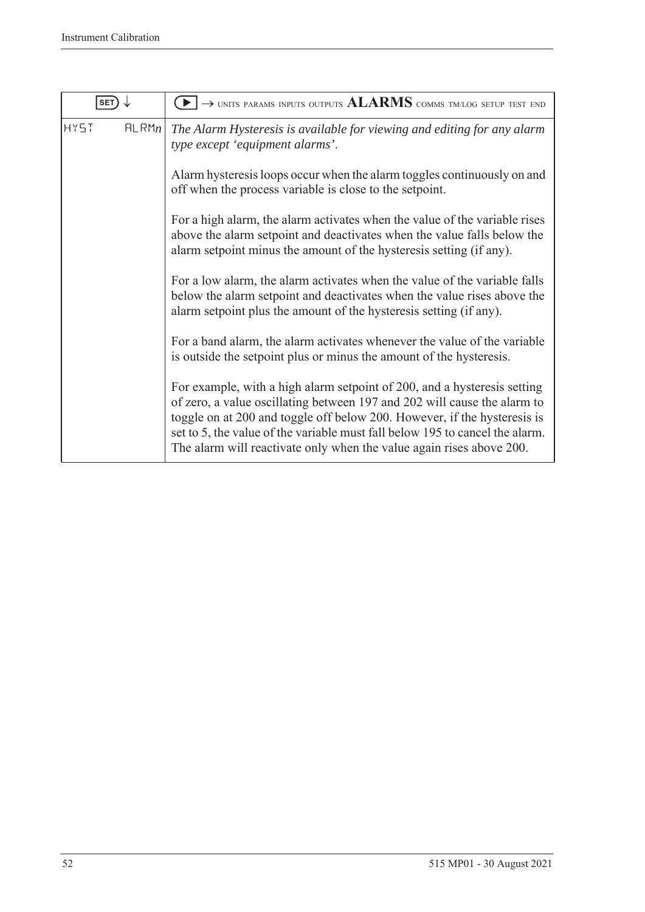| SET ↓ | ▶ → UNITS PARAMS INPUTS OUTPUTS **ALARMS** COMMS TM/LOG SETUP TEST END |
|---|---|
| HYST ALRM*n* | *The Alarm Hysteresis is available for viewing and editing for any alarm type except 'equipment alarms'.*<br><br>Alarm hysteresis loops occur when the alarm toggles continuously on and off when the process variable is close to the setpoint.<br><br>For a high alarm, the alarm activates when the value of the variable rises above the alarm setpoint and deactivates when the value falls below the alarm setpoint minus the amount of the hysteresis setting (if any).<br><br>For a low alarm, the alarm activates when the value of the variable falls below the alarm setpoint and deactivates when the value rises above the alarm setpoint plus the amount of the hysteresis setting (if any).<br><br>For a band alarm, the alarm activates whenever the value of the variable is outside the setpoint plus or minus the amount of the hysteresis.<br><br>For example, with a high alarm setpoint of 200, and a hysteresis setting of zero, a value oscillating between 197 and 202 will cause the alarm to toggle on at 200 and toggle off below 200. However, if the hysteresis is set to 5, the value of the variable must fall below 195 to cancel the alarm. The alarm will reactivate only when the value again rises above 200. |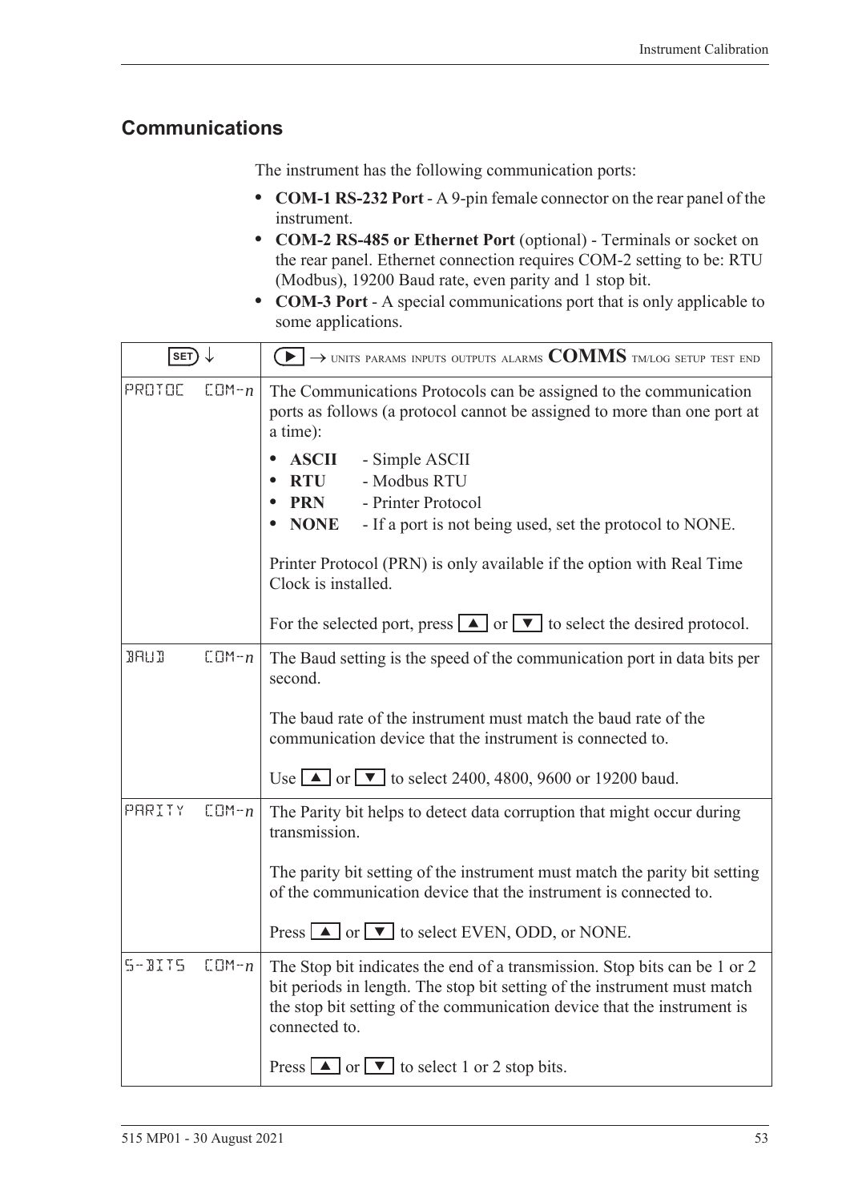## Communications

The instrument has the following communication ports:

- **COM-1 RS-232 Port** - A 9-pin female connector on the rear panel of the instrument.
- **COM-2 RS-485 or Ethernet Port** (optional) - Terminals or socket on the rear panel. Ethernet connection requires COM-2 setting to be: RTU (Modbus), 19200 Baud rate, even parity and 1 stop bit.
- **COM-3 Port** - A special communications port that is only applicable to some applications.

| SET ↓ | ▶ → UNITS PARAMS INPUTS OUTPUTS ALARMS **COMMS** TM/LOG SETUP TEST END |
|---|---|
| PROTOC COM-*n* | The Communications Protocols can be assigned to the communication ports as follows (a protocol cannot be assigned to more than one port at a time):<br>• **ASCII** - Simple ASCII<br>• **RTU** - Modbus RTU<br>• **PRN** - Printer Protocol<br>• **NONE** - If a port is not being used, set the protocol to NONE.<br><br>Printer Protocol (PRN) is only available if the option with Real Time Clock is installed.<br><br>For the selected port, press ▲ or ▼ to select the desired protocol. |
| BAUD COM-*n* | The Baud setting is the speed of the communication port in data bits per second.<br><br>The baud rate of the instrument must match the baud rate of the communication device that the instrument is connected to.<br><br>Use ▲ or ▼ to select 2400, 4800, 9600 or 19200 baud. |
| PARITY COM-*n* | The Parity bit helps to detect data corruption that might occur during transmission.<br><br>The parity bit setting of the instrument must match the parity bit setting of the communication device that the instrument is connected to.<br><br>Press ▲ or ▼ to select EVEN, ODD, or NONE. |
| S-BITS COM-*n* | The Stop bit indicates the end of a transmission. Stop bits can be 1 or 2 bit periods in length. The stop bit setting of the instrument must match the stop bit setting of the communication device that the instrument is connected to.<br><br>Press ▲ or ▼ to select 1 or 2 stop bits. |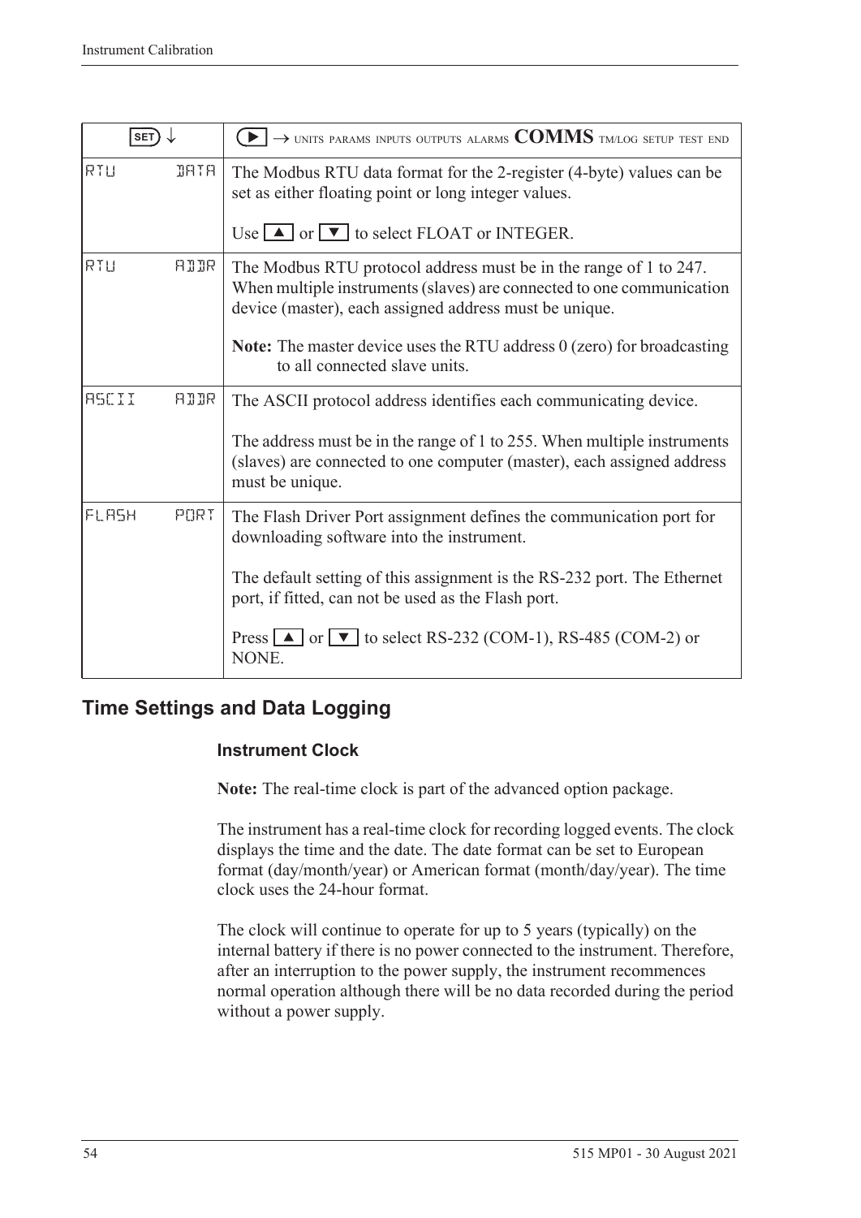| SET ↓ | ▶ → UNITS PARAMS INPUTS OUTPUTS ALARMS **COMMS** TM/LOG SETUP TEST END |
|---|---|
| RTU DATA | The Modbus RTU data format for the 2-register (4-byte) values can be set as either floating point or long integer values.<br><br>Use ▲ or ▼ to select FLOAT or INTEGER. |
| RTU ADDR | The Modbus RTU protocol address must be in the range of 1 to 247. When multiple instruments (slaves) are connected to one communication device (master), each assigned address must be unique.<br><br>**Note:** The master device uses the RTU address 0 (zero) for broadcasting to all connected slave units. |
| ASCII ADDR | The ASCII protocol address identifies each communicating device.<br><br>The address must be in the range of 1 to 255. When multiple instruments (slaves) are connected to one computer (master), each assigned address must be unique. |
| FLASH PORT | The Flash Driver Port assignment defines the communication port for downloading software into the instrument.<br><br>The default setting of this assignment is the RS-232 port. The Ethernet port, if fitted, can not be used as the Flash port.<br><br>Press ▲ or ▼ to select RS-232 (COM-1), RS-485 (COM-2) or NONE. |

## Time Settings and Data Logging

### Instrument Clock

**Note:** The real-time clock is part of the advanced option package.

The instrument has a real-time clock for recording logged events. The clock displays the time and the date. The date format can be set to European format (day/month/year) or American format (month/day/year). The time clock uses the 24-hour format.

The clock will continue to operate for up to 5 years (typically) on the internal battery if there is no power connected to the instrument. Therefore, after an interruption to the power supply, the instrument recommences normal operation although there will be no data recorded during the period without a power supply.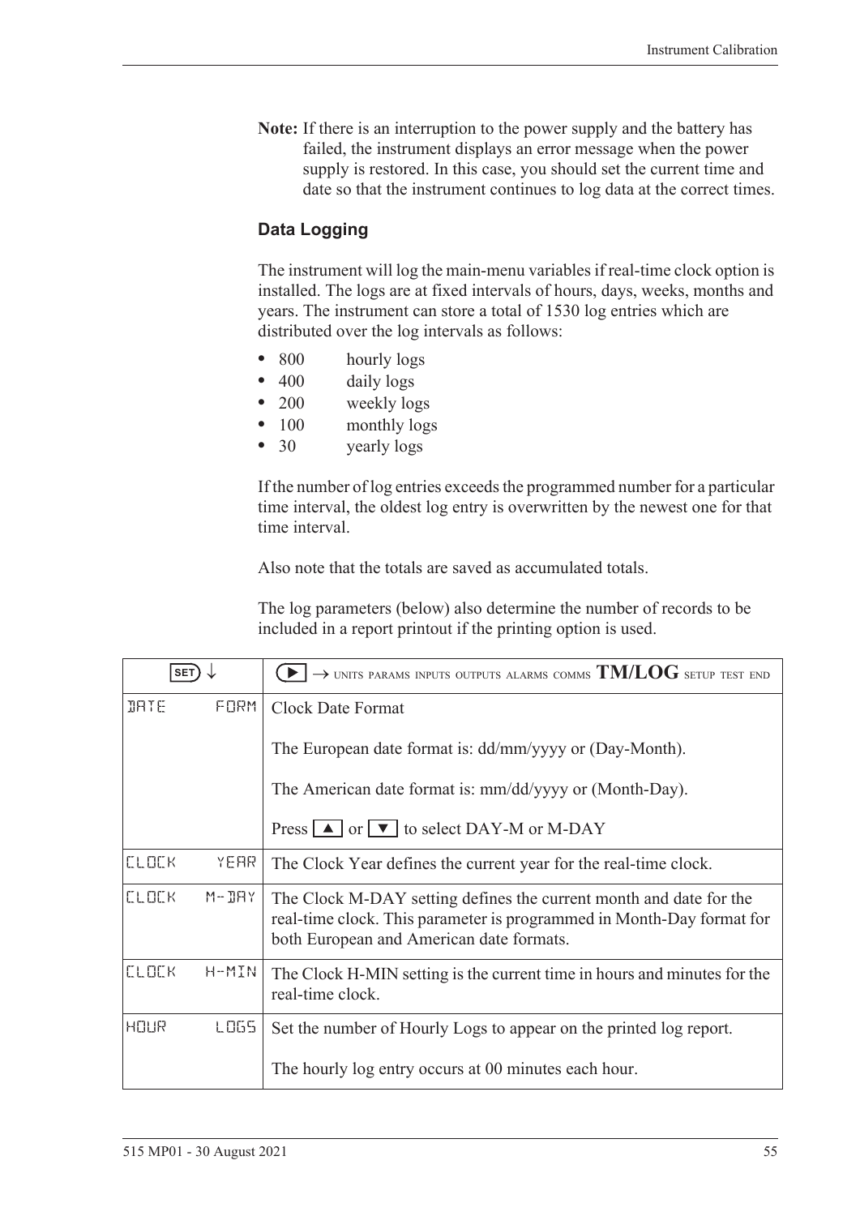**Note:** If there is an interruption to the power supply and the battery has failed, the instrument displays an error message when the power supply is restored. In this case, you should set the current time and date so that the instrument continues to log data at the correct times.

### Data Logging

The instrument will log the main-menu variables if real-time clock option is installed. The logs are at fixed intervals of hours, days, weeks, months and years. The instrument can store a total of 1530 log entries which are distributed over the log intervals as follows:

- 800 hourly logs
- 400 daily logs
- 200 weekly logs
- 100 monthly logs
- 30 yearly logs

If the number of log entries exceeds the programmed number for a particular time interval, the oldest log entry is overwritten by the newest one for that time interval.

Also note that the totals are saved as accumulated totals.

The log parameters (below) also determine the number of records to be included in a report printout if the printing option is used.

| SET ↓ | ▶ → UNITS PARAMS INPUTS OUTPUTS ALARMS COMMS **TM/LOG** SETUP TEST END |
|---|---|
| DATE FORM | Clock Date Format<br><br>The European date format is: dd/mm/yyyy or (Day-Month).<br><br>The American date format is: mm/dd/yyyy or (Month-Day).<br><br>Press ▲ or ▼ to select DAY-M or M-DAY |
| CLOCK YEAR | The Clock Year defines the current year for the real-time clock. |
| CLOCK M-DAY | The Clock M-DAY setting defines the current month and date for the real-time clock. This parameter is programmed in Month-Day format for both European and American date formats. |
| CLOCK H-MIN | The Clock H-MIN setting is the current time in hours and minutes for the real-time clock. |
| HOUR LOGS | Set the number of Hourly Logs to appear on the printed log report.<br><br>The hourly log entry occurs at 00 minutes each hour. |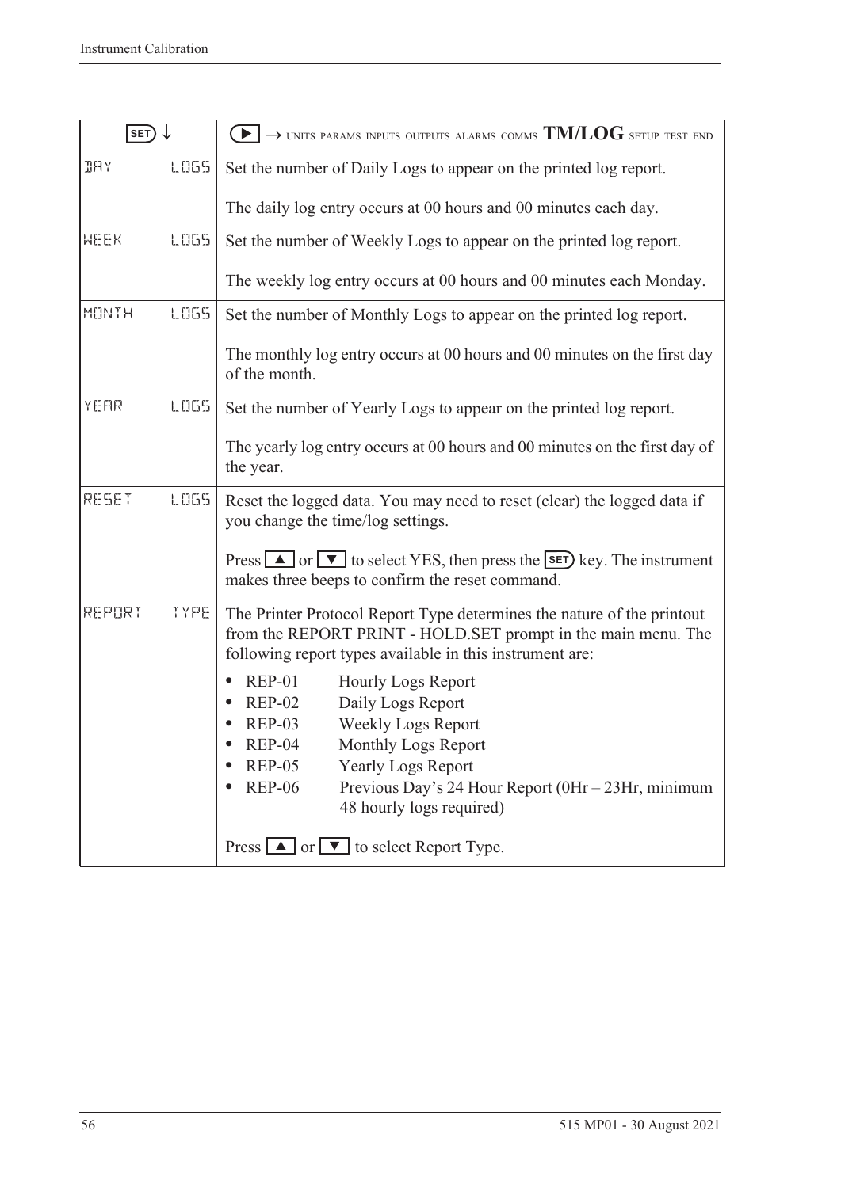| SET ↓ | ▶ → UNITS PARAMS INPUTS OUTPUTS ALARMS COMMS **TM/LOG** SETUP TEST END |
|---|---|
| DAY LOGS | Set the number of Daily Logs to appear on the printed log report.<br><br>The daily log entry occurs at 00 hours and 00 minutes each day. |
| WEEK LOGS | Set the number of Weekly Logs to appear on the printed log report.<br><br>The weekly log entry occurs at 00 hours and 00 minutes each Monday. |
| MONTH LOGS | Set the number of Monthly Logs to appear on the printed log report.<br><br>The monthly log entry occurs at 00 hours and 00 minutes on the first day of the month. |
| YEAR LOGS | Set the number of Yearly Logs to appear on the printed log report.<br><br>The yearly log entry occurs at 00 hours and 00 minutes on the first day of the year. |
| RESET LOGS | Reset the logged data. You may need to reset (clear) the logged data if you change the time/log settings.<br><br>Press ▲ or ▼ to select YES, then press the SET key. The instrument makes three beeps to confirm the reset command. |
| REPORT TYPE | The Printer Protocol Report Type determines the nature of the printout from the REPORT PRINT - HOLD.SET prompt in the main menu. The following report types available in this instrument are:<br><br>• REP-01 Hourly Logs Report<br>• REP-02 Daily Logs Report<br>• REP-03 Weekly Logs Report<br>• REP-04 Monthly Logs Report<br>• REP-05 Yearly Logs Report<br>• REP-06 Previous Day's 24 Hour Report (0Hr – 23Hr, minimum 48 hourly logs required)<br><br>Press ▲ or ▼ to select Report Type. |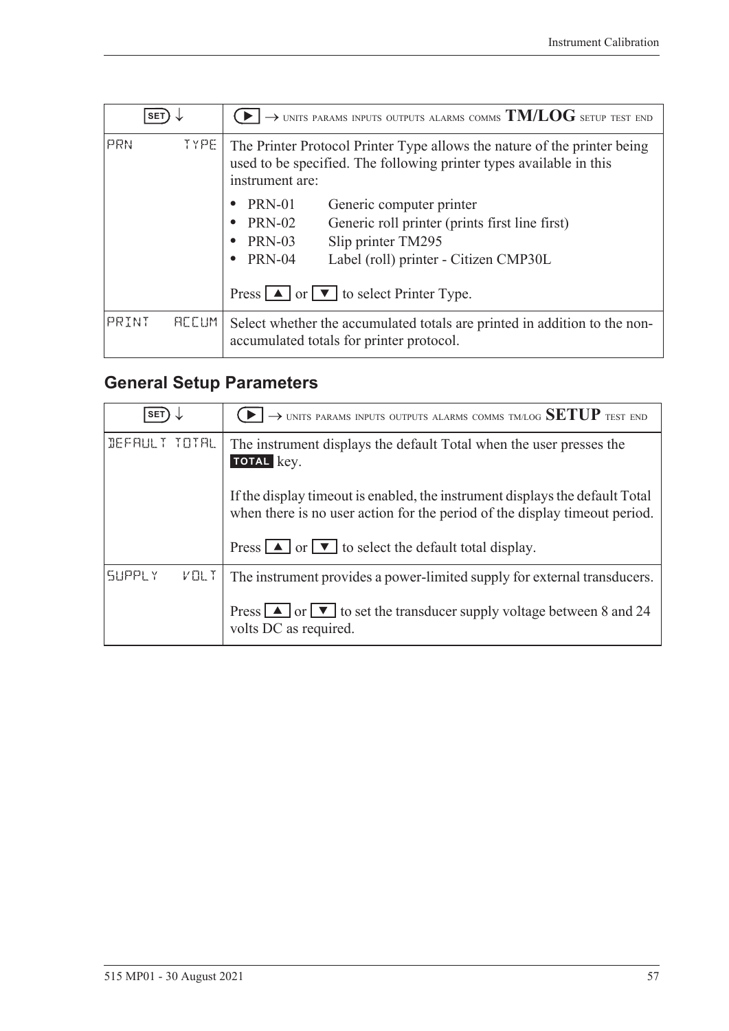| SET ↓ | ▶ → UNITS PARAMS INPUTS OUTPUTS ALARMS COMMS **TM/LOG** SETUP TEST END |
|---|---|
| PRN TYPE | The Printer Protocol Printer Type allows the nature of the printer being used to be specified. The following printer types available in this instrument are:<br>• PRN-01 Generic computer printer<br>• PRN-02 Generic roll printer (prints first line first)<br>• PRN-03 Slip printer TM295<br>• PRN-04 Label (roll) printer - Citizen CMP30L<br><br>Press ▲ or ▼ to select Printer Type. |
| PRINT ACCUM | Select whether the accumulated totals are printed in addition to the non-accumulated totals for printer protocol. |

## General Setup Parameters

| SET ↓ | ▶ → UNITS PARAMS INPUTS OUTPUTS ALARMS COMMS TM/LOG **SETUP** TEST END |
|---|---|
| DEFAULT TOTAL | The instrument displays the default Total when the user presses the **TOTAL** key.<br><br>If the display timeout is enabled, the instrument displays the default Total when there is no user action for the period of the display timeout period.<br><br>Press ▲ or ▼ to select the default total display. |
| SUPPLY VOLT | The instrument provides a power-limited supply for external transducers.<br><br>Press ▲ or ▼ to set the transducer supply voltage between 8 and 24 volts DC as required. |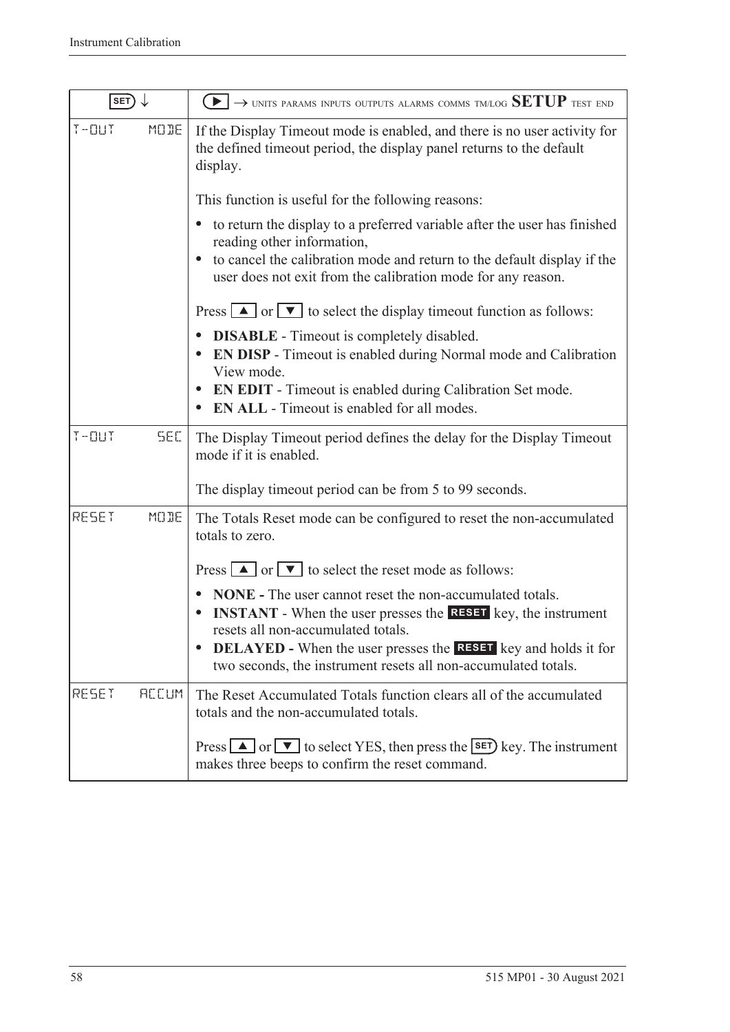| SET ↓ | ▶ → UNITS PARAMS INPUTS OUTPUTS ALARMS COMMS TM/LOG **SETUP** TEST END |
|---|---|
| T-OUT MODE | If the Display Timeout mode is enabled, and there is no user activity for the defined timeout period, the display panel returns to the default display.<br><br>This function is useful for the following reasons:<br><br>• to return the display to a preferred variable after the user has finished reading other information,<br>• to cancel the calibration mode and return to the default display if the user does not exit from the calibration mode for any reason.<br><br>Press ▲ or ▼ to select the display timeout function as follows:<br><br>• **DISABLE** - Timeout is completely disabled.<br>• **EN DISP** - Timeout is enabled during Normal mode and Calibration View mode.<br>• **EN EDIT** - Timeout is enabled during Calibration Set mode.<br>• **EN ALL** - Timeout is enabled for all modes. |
| T-OUT SEC | The Display Timeout period defines the delay for the Display Timeout mode if it is enabled.<br><br>The display timeout period can be from 5 to 99 seconds. |
| RESET MODE | The Totals Reset mode can be configured to reset the non-accumulated totals to zero.<br><br>Press ▲ or ▼ to select the reset mode as follows:<br><br>• **NONE -** The user cannot reset the non-accumulated totals.<br>• **INSTANT** - When the user presses the **RESET** key, the instrument resets all non-accumulated totals.<br>• **DELAYED -** When the user presses the **RESET** key and holds it for two seconds, the instrument resets all non-accumulated totals. |
| RESET ACCUM | The Reset Accumulated Totals function clears all of the accumulated totals and the non-accumulated totals.<br><br>Press ▲ or ▼ to select YES, then press the SET key. The instrument makes three beeps to confirm the reset command. |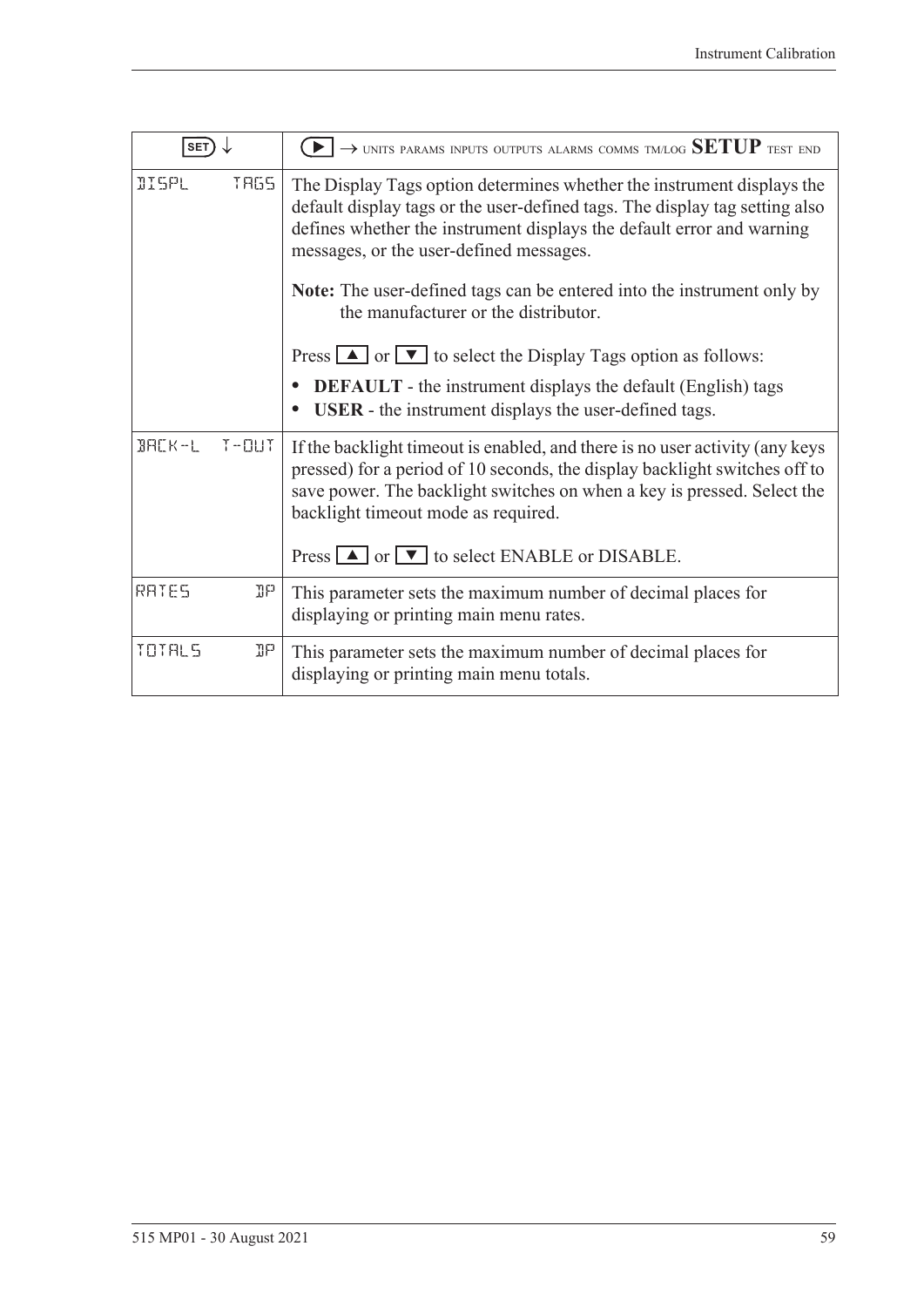| SET ↓ | ▶ → UNITS PARAMS INPUTS OUTPUTS ALARMS COMMS TM/LOG **SETUP** TEST END |
|---|---|
| DISPL TAGS | The Display Tags option determines whether the instrument displays the default display tags or the user-defined tags. The display tag setting also defines whether the instrument displays the default error and warning messages, or the user-defined messages.<br><br>**Note:** The user-defined tags can be entered into the instrument only by the manufacturer or the distributor.<br><br>Press ▲ or ▼ to select the Display Tags option as follows:<br>• **DEFAULT** - the instrument displays the default (English) tags<br>• **USER** - the instrument displays the user-defined tags. |
| BACK-L T-OUT | If the backlight timeout is enabled, and there is no user activity (any keys pressed) for a period of 10 seconds, the display backlight switches off to save power. The backlight switches on when a key is pressed. Select the backlight timeout mode as required.<br><br>Press ▲ or ▼ to select ENABLE or DISABLE. |
| RATES DP | This parameter sets the maximum number of decimal places for displaying or printing main menu rates. |
| TOTALS DP | This parameter sets the maximum number of decimal places for displaying or printing main menu totals. |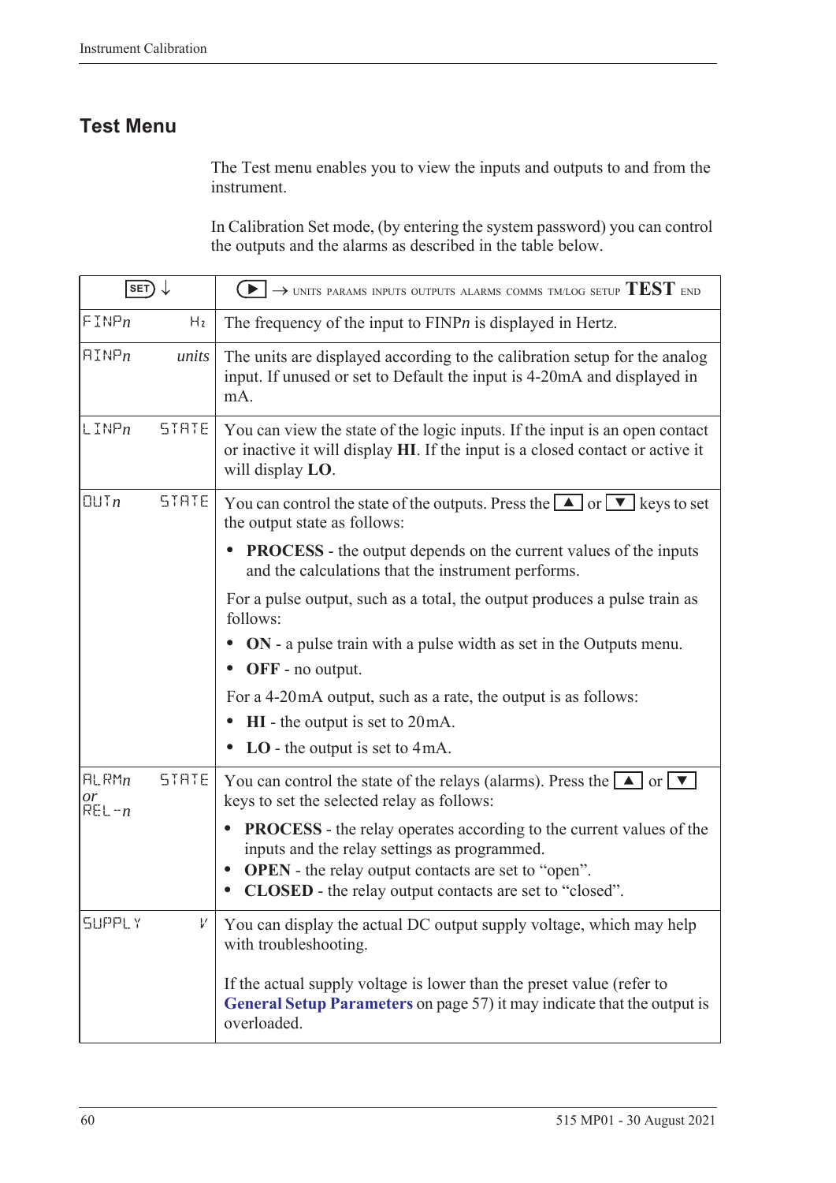## Test Menu

The Test menu enables you to view the inputs and outputs to and from the instrument.

In Calibration Set mode, (by entering the system password) you can control the outputs and the alarms as described in the table below.

| SET ↓ | | ▶ → UNITS PARAMS INPUTS OUTPUTS ALARMS COMMS TM/LOG SETUP **TEST** END |
|---|---|---|
| FINP*n* | Hz | The frequency of the input to FINP*n* is displayed in Hertz. |
| AINP*n* | *units* | The units are displayed according to the calibration setup for the analog input. If unused or set to Default the input is 4-20mA and displayed in mA. |
| LINP*n* | STATE | You can view the state of the logic inputs. If the input is an open contact or inactive it will display **HI**. If the input is a closed contact or active it will display **LO**. |
| OUT*n* | STATE | You can control the state of the outputs. Press the ▲ or ▼ keys to set the output state as follows:<br>• **PROCESS** - the output depends on the current values of the inputs and the calculations that the instrument performs.<br>For a pulse output, such as a total, the output produces a pulse train as follows:<br>• **ON** - a pulse train with a pulse width as set in the Outputs menu.<br>• **OFF** - no output.<br>For a 4-20mA output, such as a rate, the output is as follows:<br>• **HI** - the output is set to 20mA.<br>• **LO** - the output is set to 4mA. |
| ALRM*n* *or* REL-*n* | STATE | You can control the state of the relays (alarms). Press the ▲ or ▼ keys to set the selected relay as follows:<br>• **PROCESS** - the relay operates according to the current values of the inputs and the relay settings as programmed.<br>• **OPEN** - the relay output contacts are set to "open".<br>• **CLOSED** - the relay output contacts are set to "closed". |
| SUPPLY | V | You can display the actual DC output supply voltage, which may help with troubleshooting.<br><br>If the actual supply voltage is lower than the preset value (refer to **General Setup Parameters** on page 57) it may indicate that the output is overloaded. |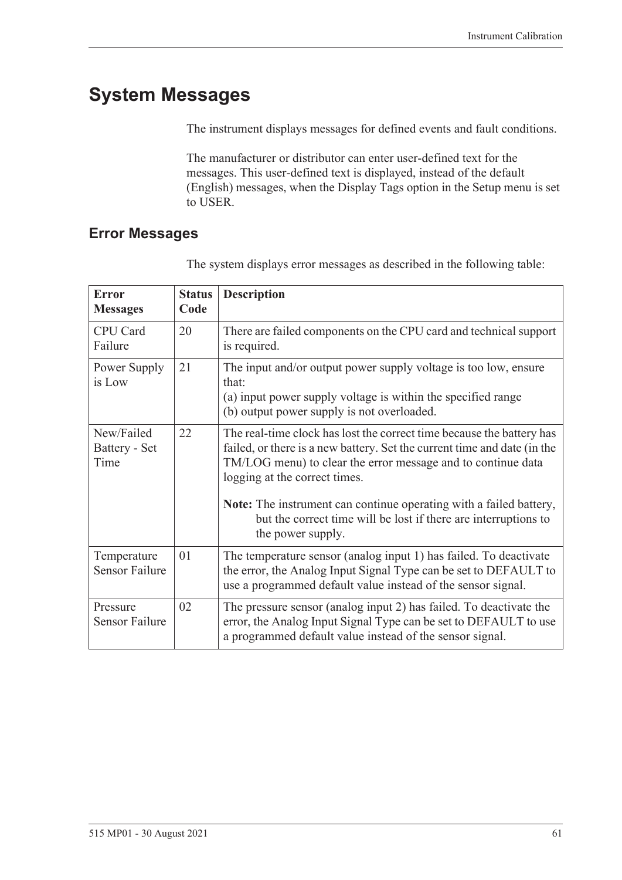# System Messages

The instrument displays messages for defined events and fault conditions.

The manufacturer or distributor can enter user-defined text for the messages. This user-defined text is displayed, instead of the default (English) messages, when the Display Tags option in the Setup menu is set to USER.

## Error Messages

The system displays error messages as described in the following table:

| Error Messages | Status Code | Description |
|---|---|---|
| CPU Card Failure | 20 | There are failed components on the CPU card and technical support is required. |
| Power Supply is Low | 21 | The input and/or output power supply voltage is too low, ensure that:<br>(a) input power supply voltage is within the specified range<br>(b) output power supply is not overloaded. |
| New/Failed Battery - Set Time | 22 | The real-time clock has lost the correct time because the battery has failed, or there is a new battery. Set the current time and date (in the TM/LOG menu) to clear the error message and to continue data logging at the correct times.<br><br>**Note:** The instrument can continue operating with a failed battery, but the correct time will be lost if there are interruptions to the power supply. |
| Temperature Sensor Failure | 01 | The temperature sensor (analog input 1) has failed. To deactivate the error, the Analog Input Signal Type can be set to DEFAULT to use a programmed default value instead of the sensor signal. |
| Pressure Sensor Failure | 02 | The pressure sensor (analog input 2) has failed. To deactivate the error, the Analog Input Signal Type can be set to DEFAULT to use a programmed default value instead of the sensor signal. |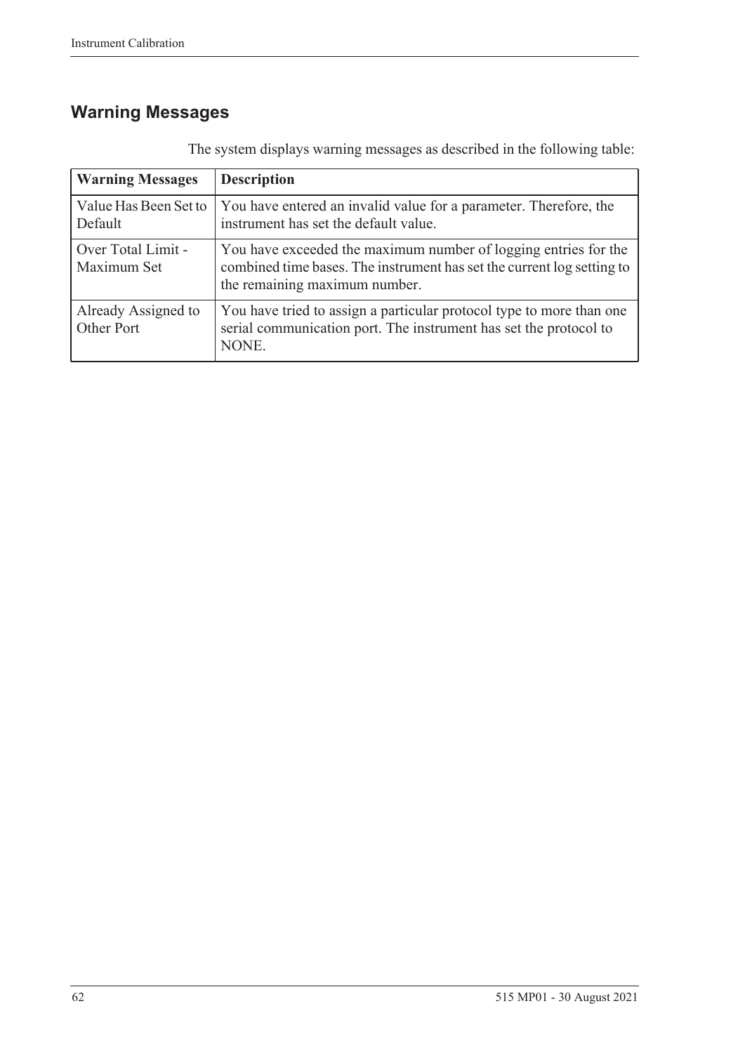## Warning Messages

The system displays warning messages as described in the following table:

| Warning Messages | Description |
|---|---|
| Value Has Been Set to Default | You have entered an invalid value for a parameter. Therefore, the instrument has set the default value. |
| Over Total Limit - Maximum Set | You have exceeded the maximum number of logging entries for the combined time bases. The instrument has set the current log setting to the remaining maximum number. |
| Already Assigned to Other Port | You have tried to assign a particular protocol type to more than one serial communication port. The instrument has set the protocol to NONE. |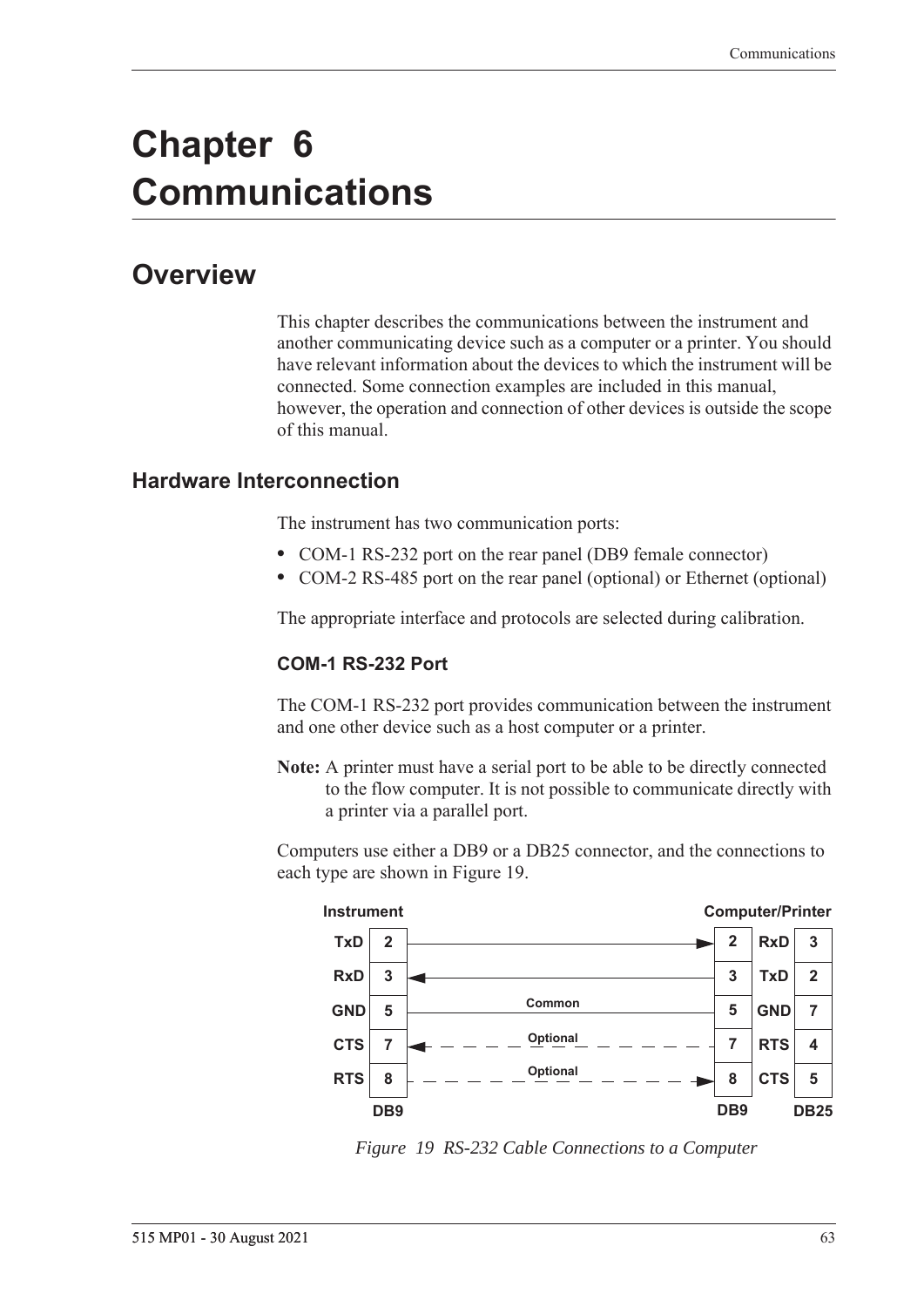# Chapter 6 Communications

## Overview

This chapter describes the communications between the instrument and another communicating device such as a computer or a printer. You should have relevant information about the devices to which the instrument will be connected. Some connection examples are included in this manual, however, the operation and connection of other devices is outside the scope of this manual.

### Hardware Interconnection

The instrument has two communication ports:

- COM-1 RS-232 port on the rear panel (DB9 female connector)
- COM-2 RS-485 port on the rear panel (optional) or Ethernet (optional)

The appropriate interface and protocols are selected during calibration.

#### COM-1 RS-232 Port

The COM-1 RS-232 port provides communication between the instrument and one other device such as a host computer or a printer.

**Note:** A printer must have a serial port to be able to be directly connected to the flow computer. It is not possible to communicate directly with a printer via a parallel port.

Computers use either a DB9 or a DB25 connector, and the connections to each type are shown in Figure 19.

| Instrument Signal | Instrument Pin (DB9) | Connection | Computer/Printer Pin (DB9) | Computer/Printer Signal | Computer/Printer Pin (DB25) |
|---|---|---|---|---|---|
| TxD | 2 | → | 2 | RxD | 3 |
| RxD | 3 | ← | 3 | TxD | 2 |
| GND | 5 | Common | 5 | GND | 7 |
| CTS | 7 | ← Optional | 7 | RTS | 4 |
| RTS | 8 | → Optional | 8 | CTS | 5 |

*Figure 19 RS-232 Cable Connections to a Computer*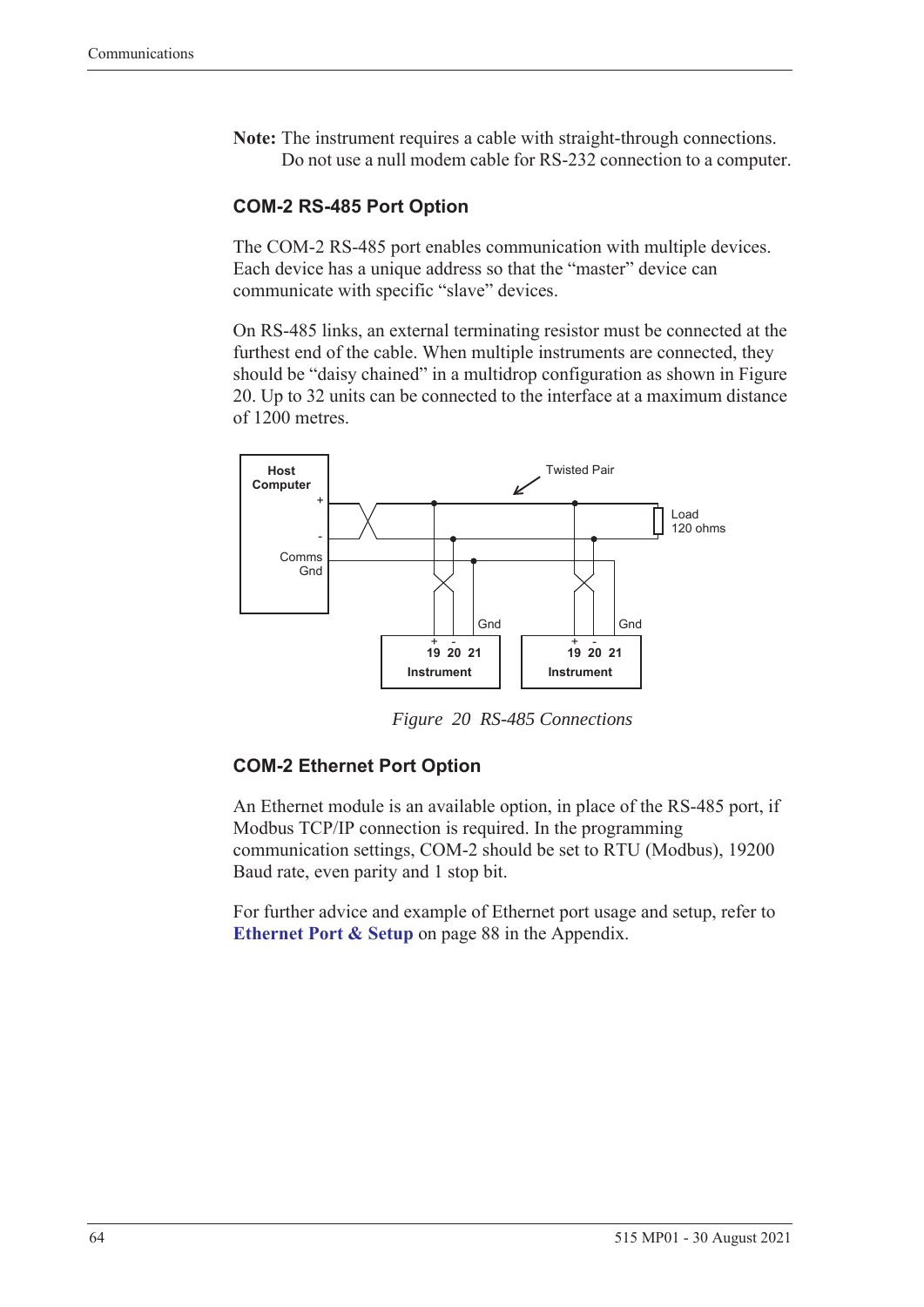**Note:** The instrument requires a cable with straight-through connections. Do not use a null modem cable for RS-232 connection to a computer.

### COM-2 RS-485 Port Option

The COM-2 RS-485 port enables communication with multiple devices. Each device has a unique address so that the "master" device can communicate with specific "slave" devices.

On RS-485 links, an external terminating resistor must be connected at the furthest end of the cable. When multiple instruments are connected, they should be "daisy chained" in a multidrop configuration as shown in Figure 20. Up to 32 units can be connected to the interface at a maximum distance of 1200 metres.

*Figure 20 RS-485 Connections*

### COM-2 Ethernet Port Option

An Ethernet module is an available option, in place of the RS-485 port, if Modbus TCP/IP connection is required. In the programming communication settings, COM-2 should be set to RTU (Modbus), 19200 Baud rate, even parity and 1 stop bit.

For further advice and example of Ethernet port usage and setup, refer to **Ethernet Port & Setup** on page 88 in the Appendix.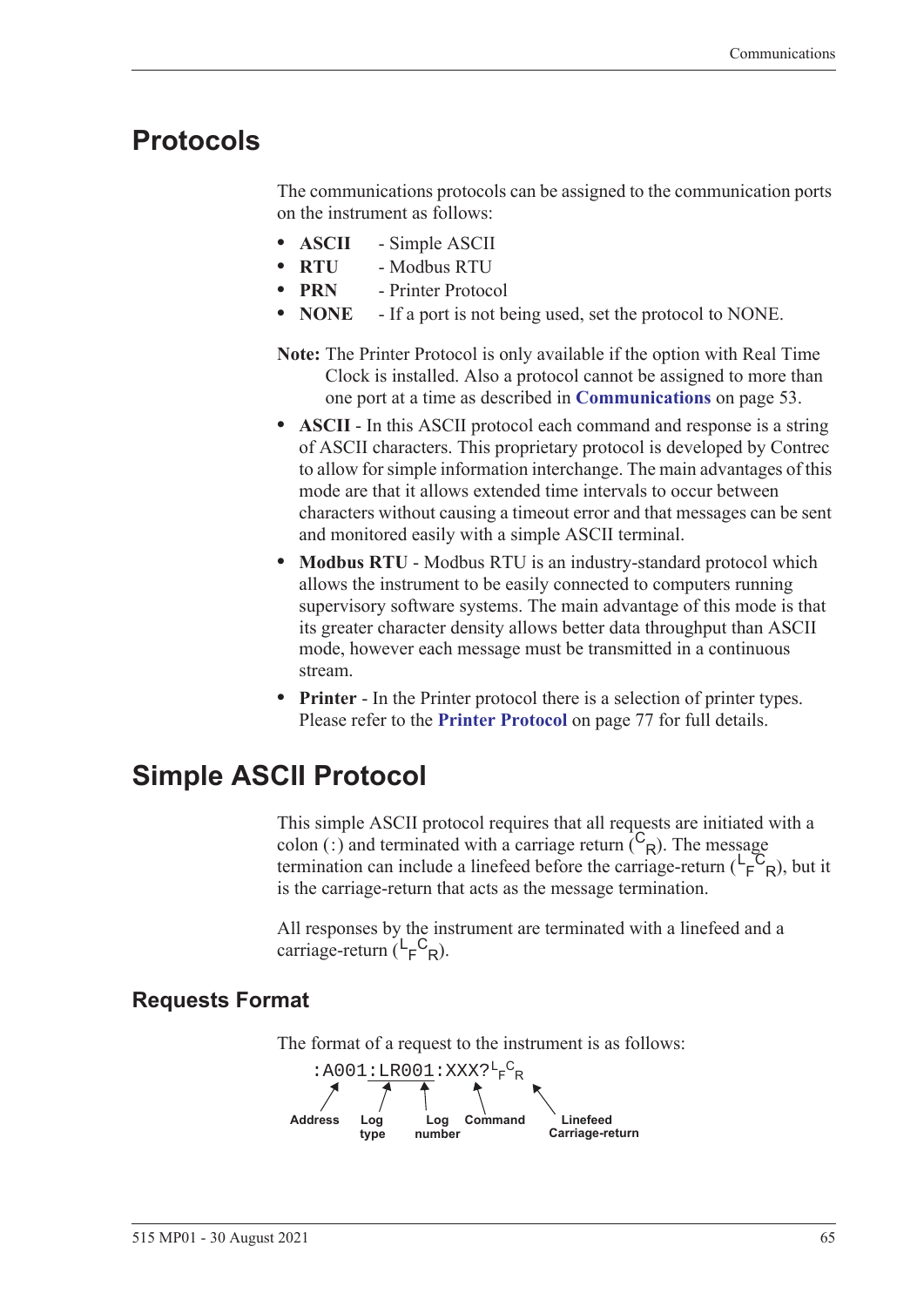## Protocols

The communications protocols can be assigned to the communication ports on the instrument as follows:

- **ASCII** - Simple ASCII
- **RTU** - Modbus RTU
- **PRN** - Printer Protocol
- **NONE** - If a port is not being used, set the protocol to NONE.

**Note:** The Printer Protocol is only available if the option with Real Time Clock is installed. Also a protocol cannot be assigned to more than one port at a time as described in **Communications** on page 53.

- **ASCII** - In this ASCII protocol each command and response is a string of ASCII characters. This proprietary protocol is developed by Contrec to allow for simple information interchange. The main advantages of this mode are that it allows extended time intervals to occur between characters without causing a timeout error and that messages can be sent and monitored easily with a simple ASCII terminal.
- **Modbus RTU** - Modbus RTU is an industry-standard protocol which allows the instrument to be easily connected to computers running supervisory software systems. The main advantage of this mode is that its greater character density allows better data throughput than ASCII mode, however each message must be transmitted in a continuous stream.
- **Printer** - In the Printer protocol there is a selection of printer types. Please refer to the **Printer Protocol** on page 77 for full details.

## Simple ASCII Protocol

This simple ASCII protocol requires that all requests are initiated with a colon (:) and terminated with a carriage return ($^{C}{}_{R}$). The message termination can include a linefeed before the carriage-return ($^{L}{}_{F}{}^{C}{}_{R}$), but it is the carriage-return that acts as the message termination.

All responses by the instrument are terminated with a linefeed and a carriage-return ($^{L}{}_{F}{}^{C}{}_{R}$).

### Requests Format

The format of a request to the instrument is as follows:

```
:A001:LR001:XXX?LFCR
```

- Address: A001
- Log type: LR
- Log number: 001
- Command: XXX?
- Linefeed Carriage-return: $^{L}{}_{F}{}^{C}{}_{R}$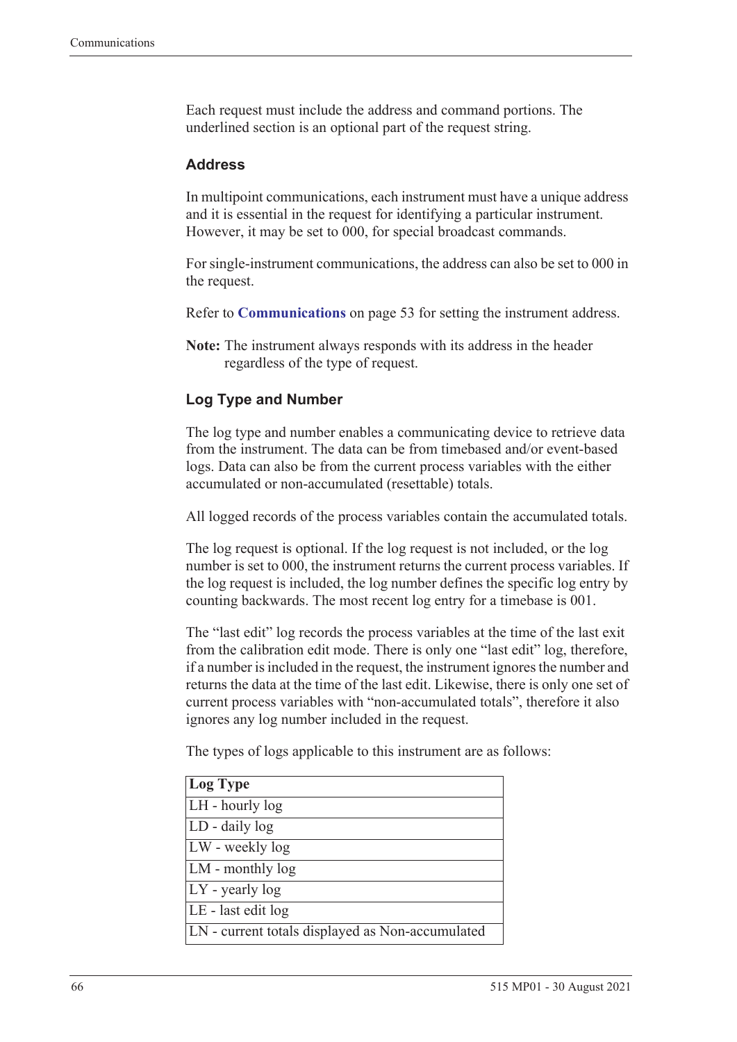Each request must include the address and command portions. The underlined section is an optional part of the request string.

### Address

In multipoint communications, each instrument must have a unique address and it is essential in the request for identifying a particular instrument. However, it may be set to 000, for special broadcast commands.

For single-instrument communications, the address can also be set to 000 in the request.

Refer to **Communications** on page 53 for setting the instrument address.

**Note:** The instrument always responds with its address in the header regardless of the type of request.

### Log Type and Number

The log type and number enables a communicating device to retrieve data from the instrument. The data can be from timebased and/or event-based logs. Data can also be from the current process variables with the either accumulated or non-accumulated (resettable) totals.

All logged records of the process variables contain the accumulated totals.

The log request is optional. If the log request is not included, or the log number is set to 000, the instrument returns the current process variables. If the log request is included, the log number defines the specific log entry by counting backwards. The most recent log entry for a timebase is 001.

The “last edit” log records the process variables at the time of the last exit from the calibration edit mode. There is only one “last edit” log, therefore, if a number is included in the request, the instrument ignores the number and returns the data at the time of the last edit. Likewise, there is only one set of current process variables with “non-accumulated totals”, therefore it also ignores any log number included in the request.

The types of logs applicable to this instrument are as follows:

| Log Type |
| --- |
| LH - hourly log |
| LD - daily log |
| LW - weekly log |
| LM - monthly log |
| LY - yearly log |
| LE - last edit log |
| LN - current totals displayed as Non-accumulated |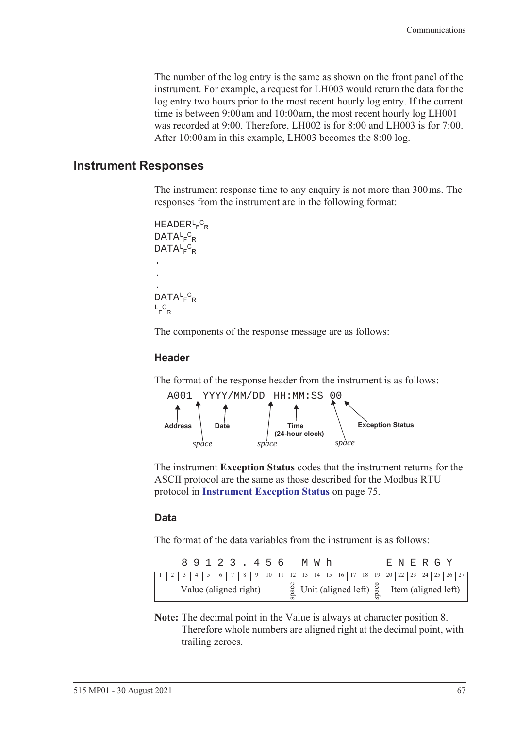The number of the log entry is the same as shown on the front panel of the instrument. For example, a request for LH003 would return the data for the log entry two hours prior to the most recent hourly log entry. If the current time is between 9:00 am and 10:00 am, the most recent hourly log LH001 was recorded at 9:00. Therefore, LH002 is for 8:00 and LH003 is for 7:00. After 10:00 am in this example, LH003 becomes the 8:00 log.

## Instrument Responses

The instrument response time to any enquiry is not more than 300 ms. The responses from the instrument are in the following format:

```
HEADER LF CR
DATA LF CR
DATA LF CR
.
.
.
DATA LF CR
LF CR
```

The components of the response message are as follows:

### Header

The format of the response header from the instrument is as follows:

```
A001 YYYY/MM/DD HH:MM:SS 00
```

- **Address** – A001
- *space*
- **Date** – YYYY/MM/DD
- *space*
- **Time (24-hour clock)** – HH:MM:SS
- *space*
- **Exception Status** – 00

The instrument **Exception Status** codes that the instrument returns for the ASCII protocol are the same as those described for the Modbus RTU protocol in **Instrument Exception Status** on page 75.

### Data

The format of the data variables from the instrument is as follows:

| 1 | 2 | 3 | 4 | 5 | 6 | 7 | 8 | 9 | 10 | 11 | 12 | 13 | 14 | 15 | 16 | 17 | 18 | 19 | 20 | 22 | 23 | 24 | 25 | 26 | 27 |
|---|---|---|---|---|---|---|---|---|---|---|---|---|---|---|---|---|---|---|---|---|---|---|---|---|---|
| | | 8 | 9 | 1 | 2 | 3 | . | 4 | 5 | 6 | | M | W | h | | | | | E | N | E | R | G | Y | |
| Value (aligned right) | | | | | | | | | | | space | Unit (aligned left) | | | | | | space | Item (aligned left) | | | | | | |

**Note:** The decimal point in the Value is always at character position 8. Therefore whole numbers are aligned right at the decimal point, with trailing zeroes.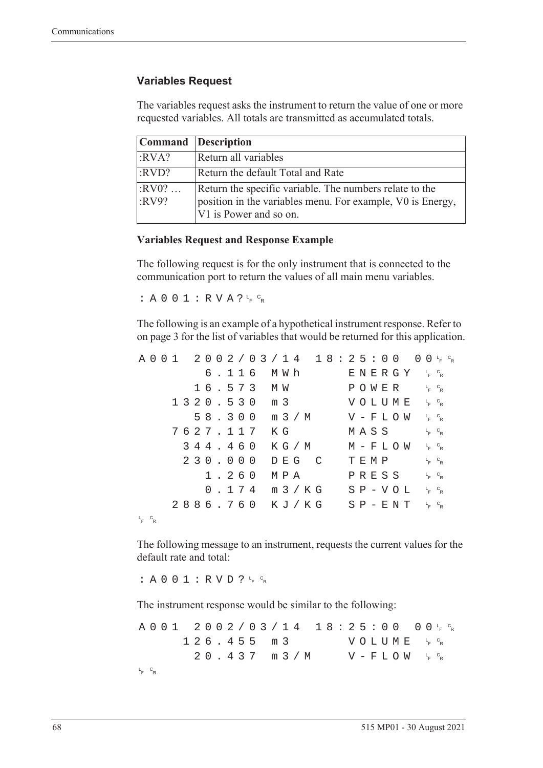### Variables Request

The variables request asks the instrument to return the value of one or more requested variables. All totals are transmitted as accumulated totals.

| Command | Description |
|---|---|
| :RVA? | Return all variables |
| :RVD? | Return the default Total and Rate |
| :RV0? … :RV9? | Return the specific variable. The numbers relate to the position in the variables menu. For example, V0 is Energy, V1 is Power and so on. |

**Variables Request and Response Example**

The following request is for the only instrument that is connected to the communication port to return the values of all main menu variables.

```
:A001:RVA?LFCR
```

The following is an example of a hypothetical instrument response. Refer to on page 3 for the list of variables that would be returned for this application.

```
A001 2002/03/14 18:25:00 00LFCR
        6.116  MWh      ENERGY  LFCR
       16.573  MW       POWER   LFCR
     1320.530  m3       VOLUME  LFCR
       58.300  m3/M     V-FLOW  LFCR
     7627.117  KG       MASS    LFCR
      344.460  KG/M     M-FLOW  LFCR
      230.000  DEG C    TEMP    LFCR
        1.260  MPA      PRESS   LFCR
        0.174  m3/KG    SP-VOL  LFCR
     2886.760  KJ/KG    SP-ENT  LFCR
LFCR
```

The following message to an instrument, requests the current values for the default rate and total:

```
:A001:RVD?LFCR
```

The instrument response would be similar to the following:

```
A001 2002/03/14 18:25:00 00LFCR
      126.455  m3       VOLUME  LFCR
       20.437  m3/M     V-FLOW  LFCR
LFCR
```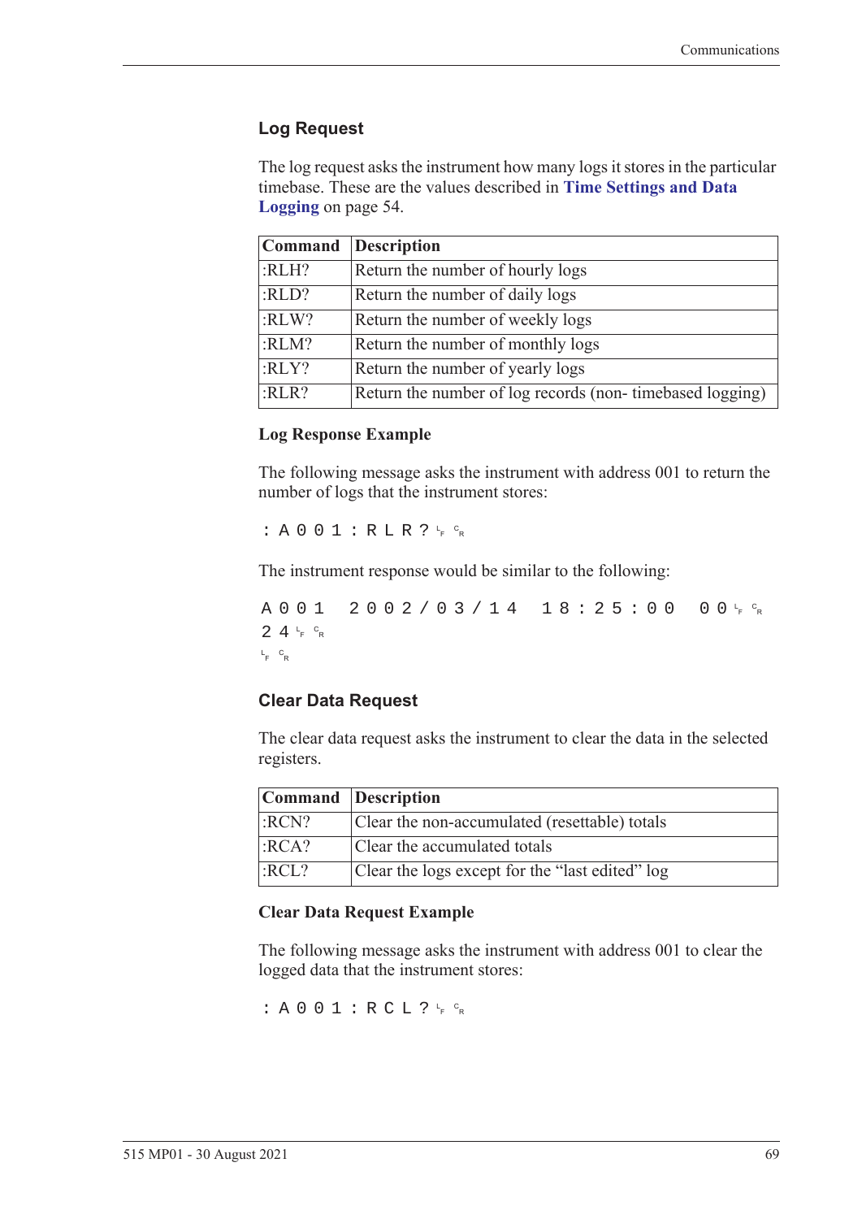## Log Request

The log request asks the instrument how many logs it stores in the particular timebase. These are the values described in **Time Settings and Data Logging** on page 54.

| Command | Description |
|---|---|
| :RLH? | Return the number of hourly logs |
| :RLD? | Return the number of daily logs |
| :RLW? | Return the number of weekly logs |
| :RLM? | Return the number of monthly logs |
| :RLY? | Return the number of yearly logs |
| :RLR? | Return the number of log records (non- timebased logging) |

### Log Response Example

The following message asks the instrument with address 001 to return the number of logs that the instrument stores:

```
:A001:RLR?LFCR
```

The instrument response would be similar to the following:

```
A001 2002/03/14 18:25:00 00LFCR
24LFCR
LFCR
```

## Clear Data Request

The clear data request asks the instrument to clear the data in the selected registers.

| Command | Description |
|---|---|
| :RCN? | Clear the non-accumulated (resettable) totals |
| :RCA? | Clear the accumulated totals |
| :RCL? | Clear the logs except for the "last edited" log |

### Clear Data Request Example

The following message asks the instrument with address 001 to clear the logged data that the instrument stores:

```
:A001:RCL?LFCR
```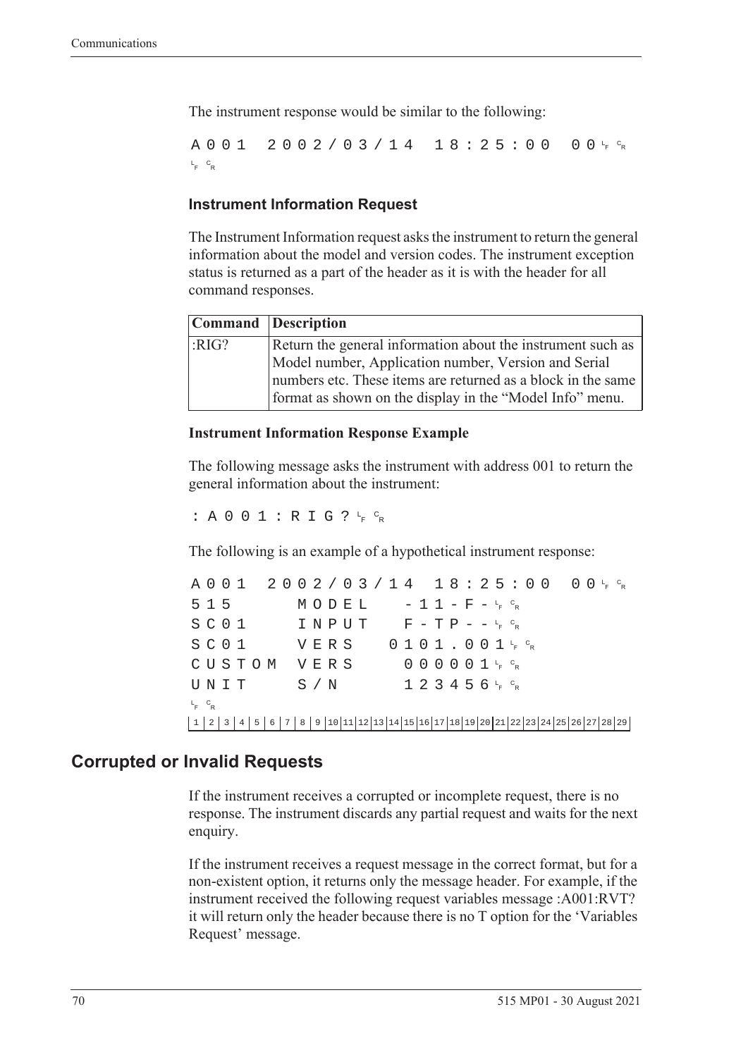The instrument response would be similar to the following:

```
A001  2002/03/14  18:25:00  00LFCR
LFCR
```

### Instrument Information Request

The Instrument Information request asks the instrument to return the general information about the model and version codes. The instrument exception status is returned as a part of the header as it is with the header for all command responses.

| Command | Description |
|---|---|
| :RIG? | Return the general information about the instrument such as Model number, Application number, Version and Serial numbers etc. These items are returned as a block in the same format as shown on the display in the "Model Info" menu. |

#### Instrument Information Response Example

The following message asks the instrument with address 001 to return the general information about the instrument:

```
:A001:RIG?LFCR
```

The following is an example of a hypothetical instrument response:

```
A001  2002/03/14  18:25:00  00LFCR
515     MODEL    -11-F-LFCR
SC01    INPUT    F-TP--LFCR
SC01    VERS   0101.001LFCR
CUSTOM  VERS     000001LFCR
UNIT    S/N      123456LFCR
LFCR
1 2 3 4 5 6 7 8 9 10 11 12 13 14 15 16 17 18 19 20 21 22 23 24 25 26 27 28 29
```

## Corrupted or Invalid Requests

If the instrument receives a corrupted or incomplete request, there is no response. The instrument discards any partial request and waits for the next enquiry.

If the instrument receives a request message in the correct format, but for a non-existent option, it returns only the message header. For example, if the instrument received the following request variables message :A001:RVT? it will return only the header because there is no T option for the 'Variables Request' message.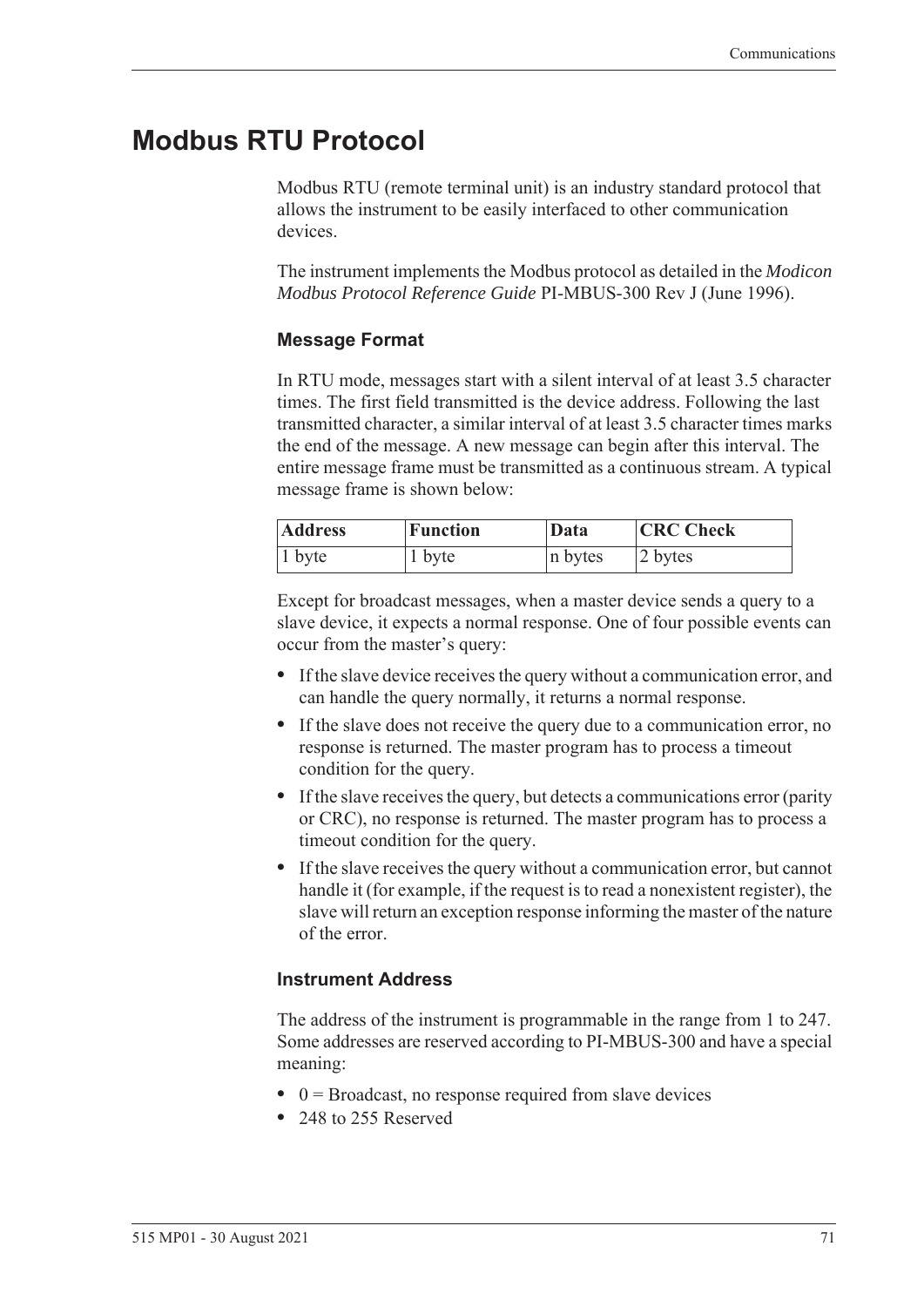# Modbus RTU Protocol

Modbus RTU (remote terminal unit) is an industry standard protocol that allows the instrument to be easily interfaced to other communication devices.

The instrument implements the Modbus protocol as detailed in the *Modicon Modbus Protocol Reference Guide* PI-MBUS-300 Rev J (June 1996).

### Message Format

In RTU mode, messages start with a silent interval of at least 3.5 character times. The first field transmitted is the device address. Following the last transmitted character, a similar interval of at least 3.5 character times marks the end of the message. A new message can begin after this interval. The entire message frame must be transmitted as a continuous stream. A typical message frame is shown below:

| Address | Function | Data | CRC Check |
|---|---|---|---|
| 1 byte | 1 byte | n bytes | 2 bytes |

Except for broadcast messages, when a master device sends a query to a slave device, it expects a normal response. One of four possible events can occur from the master's query:

- If the slave device receives the query without a communication error, and can handle the query normally, it returns a normal response.
- If the slave does not receive the query due to a communication error, no response is returned. The master program has to process a timeout condition for the query.
- If the slave receives the query, but detects a communications error (parity or CRC), no response is returned. The master program has to process a timeout condition for the query.
- If the slave receives the query without a communication error, but cannot handle it (for example, if the request is to read a nonexistent register), the slave will return an exception response informing the master of the nature of the error.

### Instrument Address

The address of the instrument is programmable in the range from 1 to 247. Some addresses are reserved according to PI-MBUS-300 and have a special meaning:

- 0 = Broadcast, no response required from slave devices
- 248 to 255 Reserved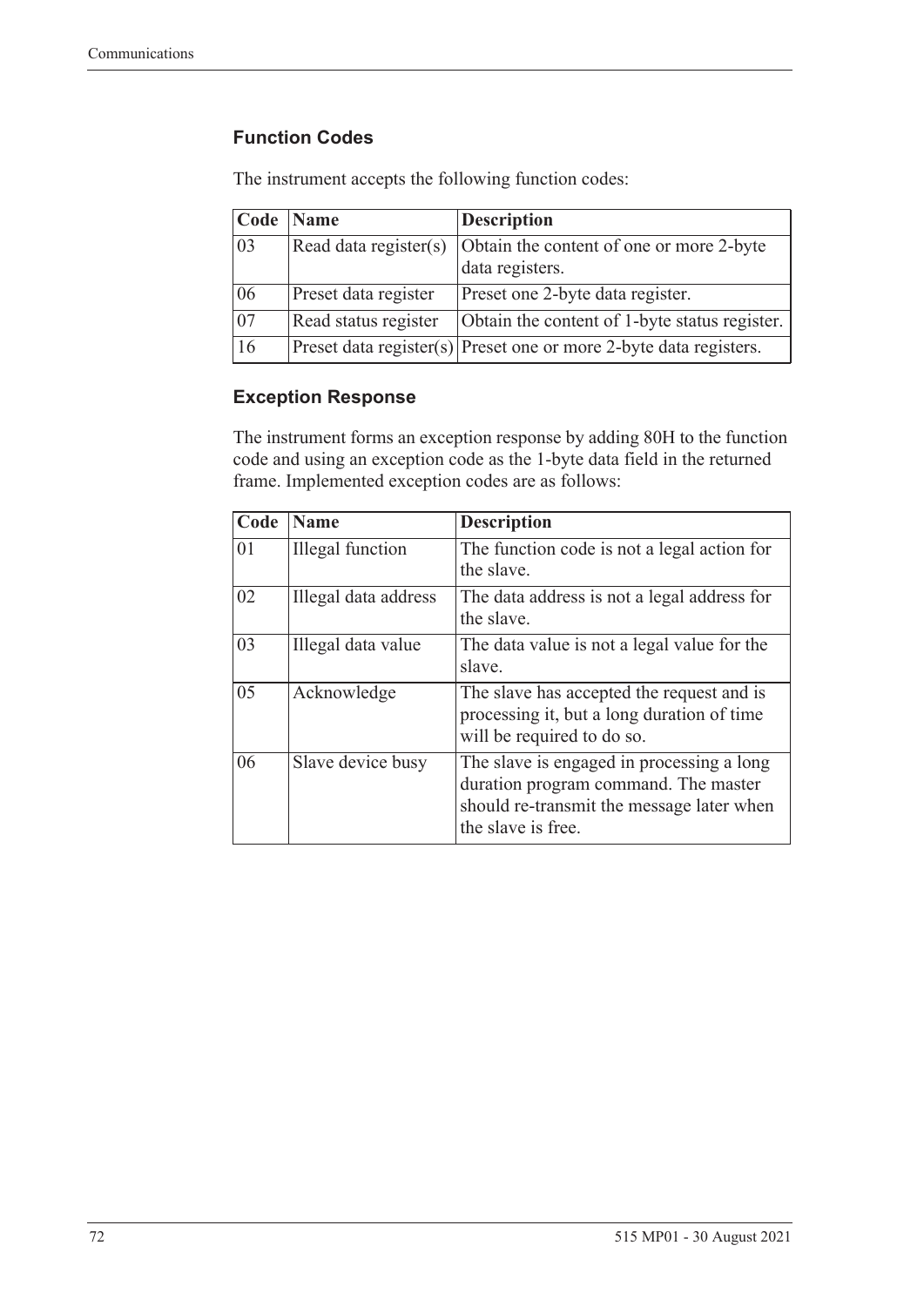### Function Codes

The instrument accepts the following function codes:

| Code | Name | Description |
|---|---|---|
| 03 | Read data register(s) | Obtain the content of one or more 2-byte data registers. |
| 06 | Preset data register | Preset one 2-byte data register. |
| 07 | Read status register | Obtain the content of 1-byte status register. |
| 16 | Preset data register(s) | Preset one or more 2-byte data registers. |

### Exception Response

The instrument forms an exception response by adding 80H to the function code and using an exception code as the 1-byte data field in the returned frame. Implemented exception codes are as follows:

| Code | Name | Description |
|---|---|---|
| 01 | Illegal function | The function code is not a legal action for the slave. |
| 02 | Illegal data address | The data address is not a legal address for the slave. |
| 03 | Illegal data value | The data value is not a legal value for the slave. |
| 05 | Acknowledge | The slave has accepted the request and is processing it, but a long duration of time will be required to do so. |
| 06 | Slave device busy | The slave is engaged in processing a long duration program command. The master should re-transmit the message later when the slave is free. |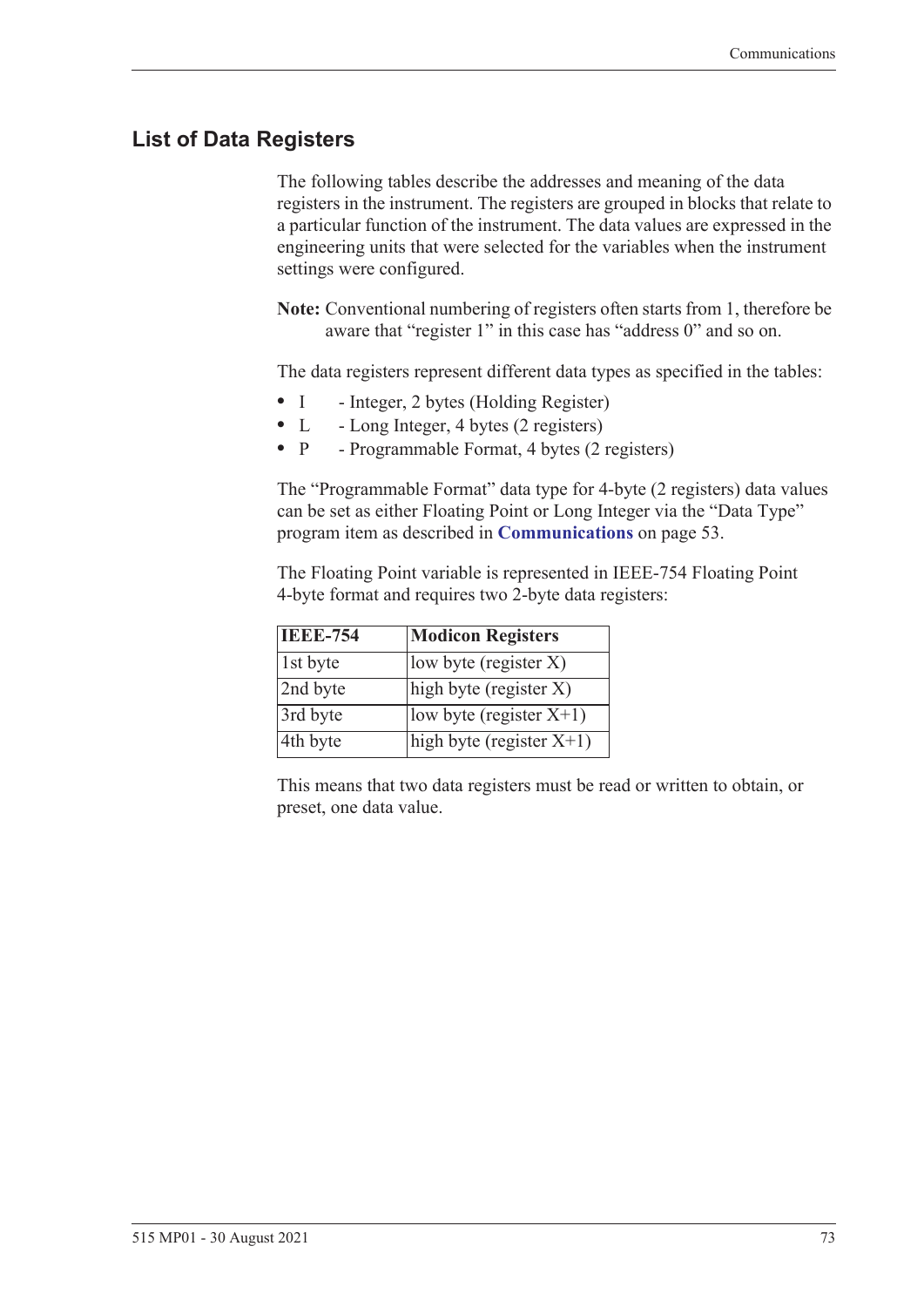## List of Data Registers

The following tables describe the addresses and meaning of the data registers in the instrument. The registers are grouped in blocks that relate to a particular function of the instrument. The data values are expressed in the engineering units that were selected for the variables when the instrument settings were configured.

**Note:** Conventional numbering of registers often starts from 1, therefore be aware that "register 1" in this case has "address 0" and so on.

The data registers represent different data types as specified in the tables:

- I - Integer, 2 bytes (Holding Register)
- L - Long Integer, 4 bytes (2 registers)
- P - Programmable Format, 4 bytes (2 registers)

The "Programmable Format" data type for 4-byte (2 registers) data values can be set as either Floating Point or Long Integer via the "Data Type" program item as described in **Communications** on page 53.

The Floating Point variable is represented in IEEE-754 Floating Point 4-byte format and requires two 2-byte data registers:

| IEEE-754 | Modicon Registers |
|---|---|
| 1st byte | low byte (register X) |
| 2nd byte | high byte (register X) |
| 3rd byte | low byte (register X+1) |
| 4th byte | high byte (register X+1) |

This means that two data registers must be read or written to obtain, or preset, one data value.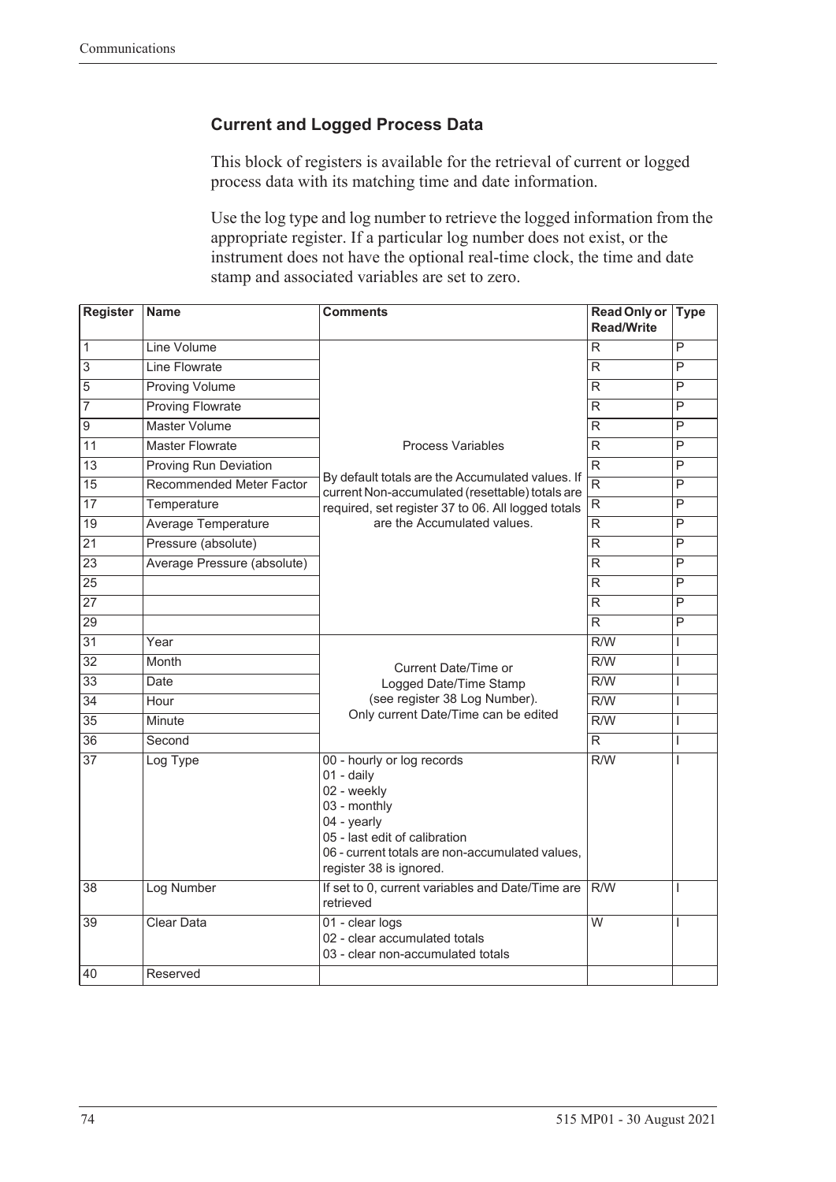### Current and Logged Process Data

This block of registers is available for the retrieval of current or logged process data with its matching time and date information.

Use the log type and log number to retrieve the logged information from the appropriate register. If a particular log number does not exist, or the instrument does not have the optional real-time clock, the time and date stamp and associated variables are set to zero.

| Register | Name | Comments | Read Only or Read/Write | Type |
|---|---|---|---|---|
| 1 | Line Volume | Process Variables<br><br>By default totals are the Accumulated values. If current Non-accumulated (resettable) totals are required, set register 37 to 06. All logged totals are the Accumulated values. | R | P |
| 3 | Line Flowrate | | R | P |
| 5 | Proving Volume | | R | P |
| 7 | Proving Flowrate | | R | P |
| 9 | Master Volume | | R | P |
| 11 | Master Flowrate | | R | P |
| 13 | Proving Run Deviation | | R | P |
| 15 | Recommended Meter Factor | | R | P |
| 17 | Temperature | | R | P |
| 19 | Average Temperature | | R | P |
| 21 | Pressure (absolute) | | R | P |
| 23 | Average Pressure (absolute) | | R | P |
| 25 | | | R | P |
| 27 | | | R | P |
| 29 | | | R | P |
| 31 | Year | Current Date/Time or Logged Date/Time Stamp (see register 38 Log Number). Only current Date/Time can be edited | R/W | I |
| 32 | Month | | R/W | I |
| 33 | Date | | R/W | I |
| 34 | Hour | | R/W | I |
| 35 | Minute | | R/W | I |
| 36 | Second | | R | I |
| 37 | Log Type | 00 - hourly or log records<br>01 - daily<br>02 - weekly<br>03 - monthly<br>04 - yearly<br>05 - last edit of calibration<br>06 - current totals are non-accumulated values, register 38 is ignored. | R/W | I |
| 38 | Log Number | If set to 0, current variables and Date/Time are retrieved | R/W | I |
| 39 | Clear Data | 01 - clear logs<br>02 - clear accumulated totals<br>03 - clear non-accumulated totals | W | I |
| 40 | Reserved | | | |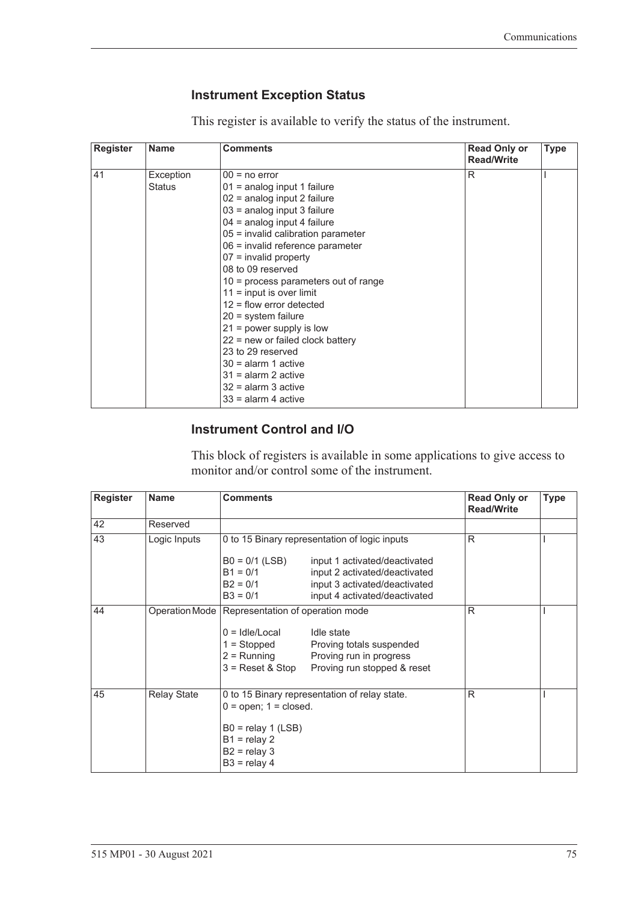### Instrument Exception Status

This register is available to verify the status of the instrument.

| Register | Name | Comments | Read Only or Read/Write | Type |
|---|---|---|---|---|
| 41 | Exception Status | 00 = no error<br>01 = analog input 1 failure<br>02 = analog input 2 failure<br>03 = analog input 3 failure<br>04 = analog input 4 failure<br>05 = invalid calibration parameter<br>06 = invalid reference parameter<br>07 = invalid property<br>08 to 09 reserved<br>10 = process parameters out of range<br>11 = input is over limit<br>12 = flow error detected<br>20 = system failure<br>21 = power supply is low<br>22 = new or failed clock battery<br>23 to 29 reserved<br>30 = alarm 1 active<br>31 = alarm 2 active<br>32 = alarm 3 active<br>33 = alarm 4 active | R | I |

### Instrument Control and I/O

This block of registers is available in some applications to give access to monitor and/or control some of the instrument.

| Register | Name | Comments | Read Only or Read/Write | Type |
|---|---|---|---|---|
| 42 | Reserved | | | |
| 43 | Logic Inputs | 0 to 15 Binary representation of logic inputs<br><br>B0 = 0/1 (LSB) input 1 activated/deactivated<br>B1 = 0/1 input 2 activated/deactivated<br>B2 = 0/1 input 3 activated/deactivated<br>B3 = 0/1 input 4 activated/deactivated | R | I |
| 44 | Operation Mode | Representation of operation mode<br><br>0 = Idle/Local Idle state<br>1 = Stopped Proving totals suspended<br>2 = Running Proving run in progress<br>3 = Reset & Stop Proving run stopped & reset | R | I |
| 45 | Relay State | 0 to 15 Binary representation of relay state.<br>0 = open; 1 = closed.<br><br>B0 = relay 1 (LSB)<br>B1 = relay 2<br>B2 = relay 3<br>B3 = relay 4 | R | I |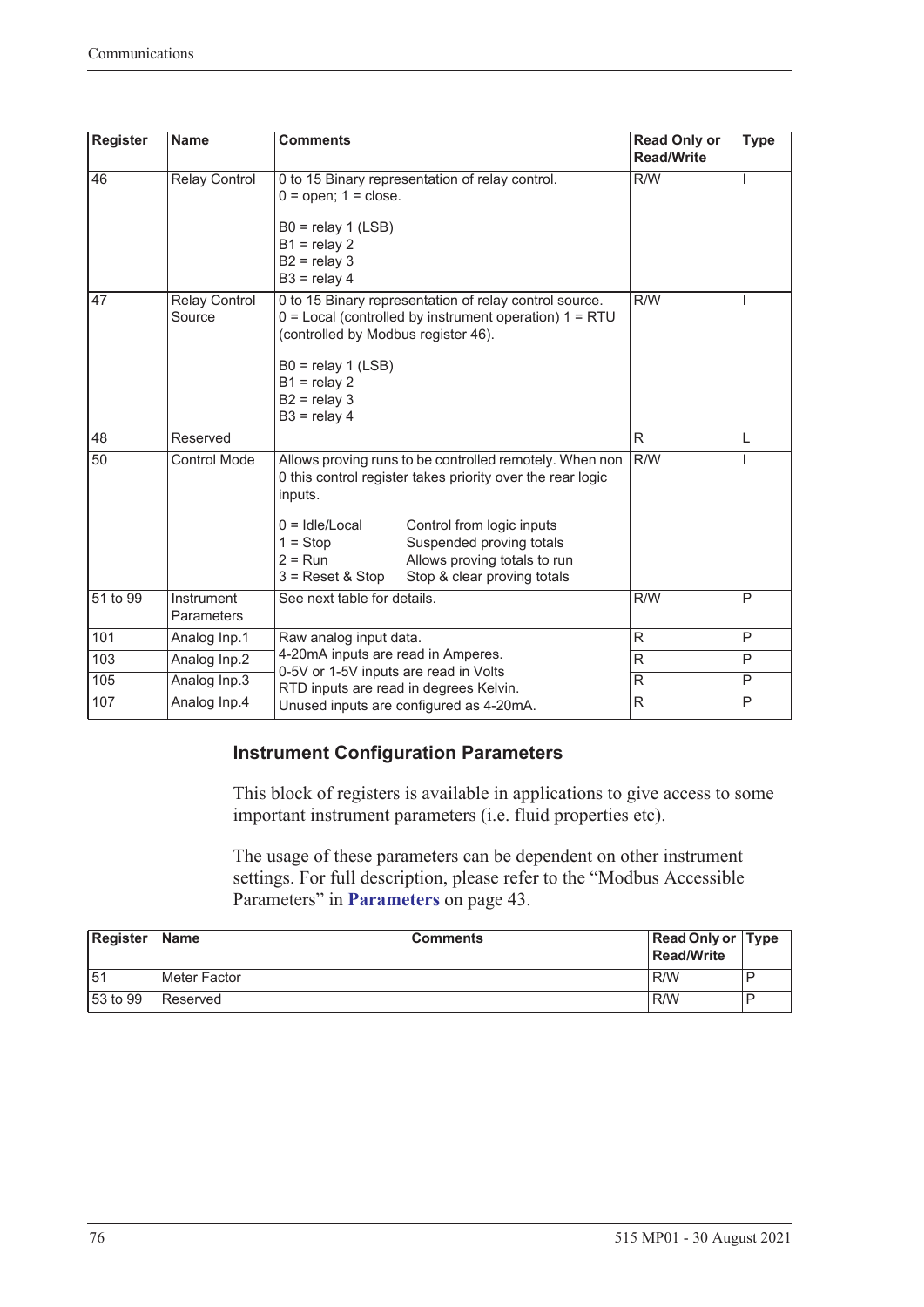| Register | Name | Comments | Read Only or Read/Write | Type |
|---|---|---|---|---|
| 46 | Relay Control | 0 to 15 Binary representation of relay control.<br>0 = open; 1 = close.<br><br>B0 = relay 1 (LSB)<br>B1 = relay 2<br>B2 = relay 3<br>B3 = relay 4 | R/W | I |
| 47 | Relay Control Source | 0 to 15 Binary representation of relay control source.<br>0 = Local (controlled by instrument operation) 1 = RTU (controlled by Modbus register 46).<br><br>B0 = relay 1 (LSB)<br>B1 = relay 2<br>B2 = relay 3<br>B3 = relay 4 | R/W | I |
| 48 | Reserved | | R | L |
| 50 | Control Mode | Allows proving runs to be controlled remotely. When non 0 this control register takes priority over the rear logic inputs.<br><br>0 = Idle/Local    Control from logic inputs<br>1 = Stop    Suspended proving totals<br>2 = Run    Allows proving totals to run<br>3 = Reset & Stop    Stop & clear proving totals | R/W | I |
| 51 to 99 | Instrument Parameters | See next table for details. | R/W | P |
| 101 | Analog Inp.1 | Raw analog input data.<br>4-20mA inputs are read in Amperes.<br>0-5V or 1-5V inputs are read in Volts<br>RTD inputs are read in degrees Kelvin.<br>Unused inputs are configured as 4-20mA. | R | P |
| 103 | Analog Inp.2 | | R | P |
| 105 | Analog Inp.3 | | R | P |
| 107 | Analog Inp.4 | | R | P |

### Instrument Configuration Parameters

This block of registers is available in applications to give access to some important instrument parameters (i.e. fluid properties etc).

The usage of these parameters can be dependent on other instrument settings. For full description, please refer to the "Modbus Accessible Parameters" in **Parameters** on page 43.

| Register | Name | Comments | Read Only or Read/Write | Type |
|---|---|---|---|---|
| 51 | Meter Factor | | R/W | P |
| 53 to 99 | Reserved | | R/W | P |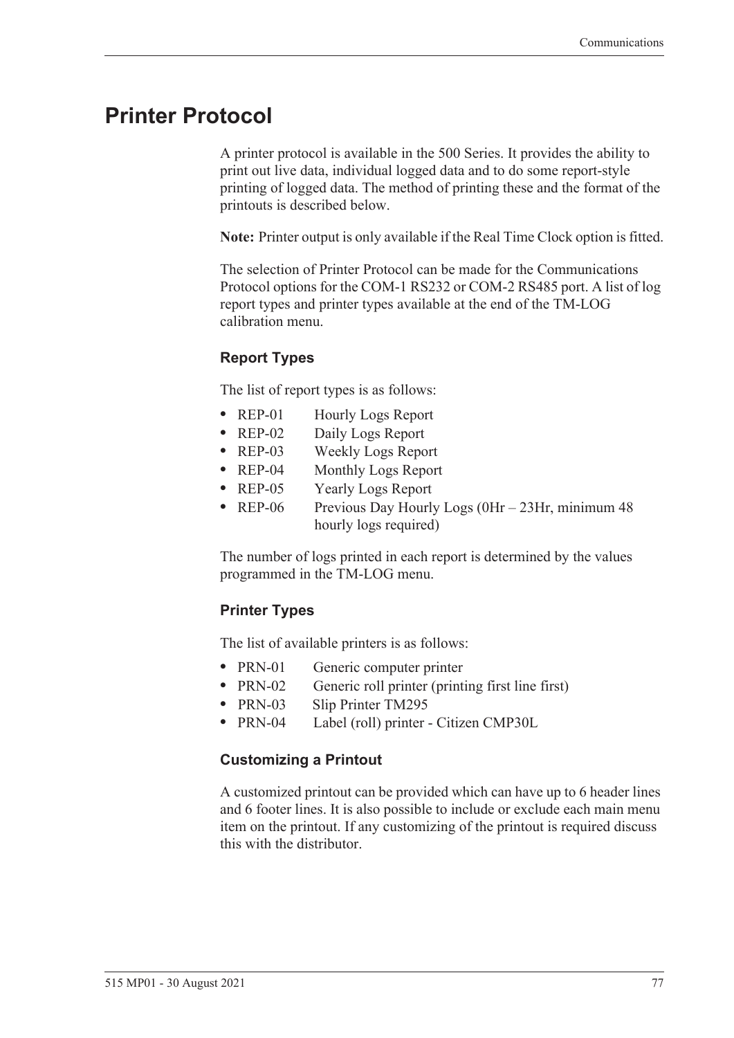# Printer Protocol

A printer protocol is available in the 500 Series. It provides the ability to print out live data, individual logged data and to do some report-style printing of logged data. The method of printing these and the format of the printouts is described below.

**Note:** Printer output is only available if the Real Time Clock option is fitted.

The selection of Printer Protocol can be made for the Communications Protocol options for the COM-1 RS232 or COM-2 RS485 port. A list of log report types and printer types available at the end of the TM-LOG calibration menu.

### Report Types

The list of report types is as follows:

- REP-01 Hourly Logs Report
- REP-02 Daily Logs Report
- REP-03 Weekly Logs Report
- REP-04 Monthly Logs Report
- REP-05 Yearly Logs Report
- REP-06 Previous Day Hourly Logs (0Hr – 23Hr, minimum 48 hourly logs required)

The number of logs printed in each report is determined by the values programmed in the TM-LOG menu.

### Printer Types

The list of available printers is as follows:

- PRN-01 Generic computer printer
- PRN-02 Generic roll printer (printing first line first)
- PRN-03 Slip Printer TM295
- PRN-04 Label (roll) printer - Citizen CMP30L

### Customizing a Printout

A customized printout can be provided which can have up to 6 header lines and 6 footer lines. It is also possible to include or exclude each main menu item on the printout. If any customizing of the printout is required discuss this with the distributor.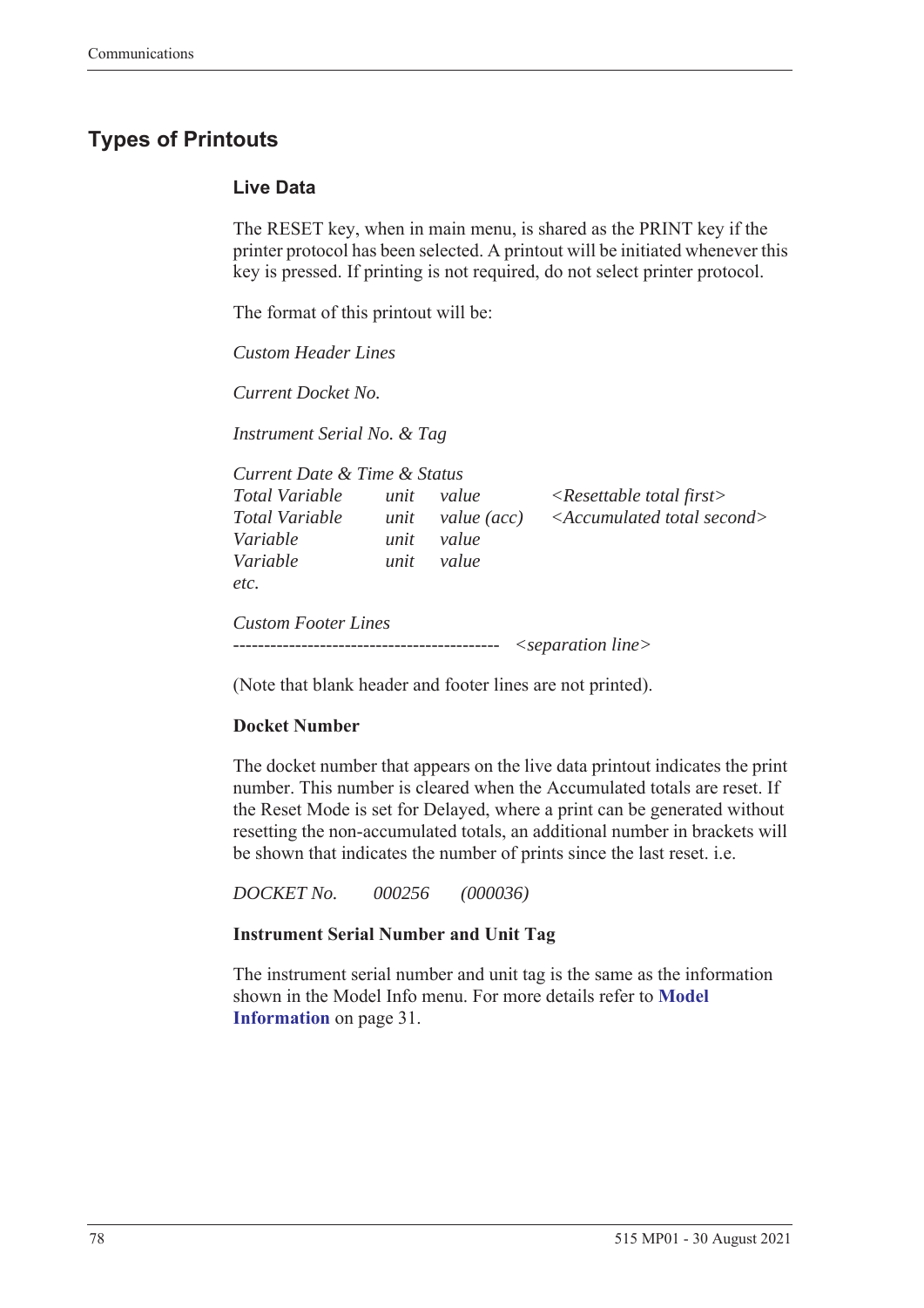## Types of Printouts

### Live Data

The RESET key, when in main menu, is shared as the PRINT key if the printer protocol has been selected. A printout will be initiated whenever this key is pressed. If printing is not required, do not select printer protocol.

The format of this printout will be:

*Custom Header Lines*

*Current Docket No.*

*Instrument Serial No. & Tag*

*Current Date & Time & Status*

| | | | |
|---|---|---|---|
| *Total Variable* | *unit* | *value* | *<Resettable total first>* |
| *Total Variable* | *unit* | *value (acc)* | *<Accumulated total second>* |
| *Variable* | *unit* | *value* | |
| *Variable* | *unit* | *value* | |
| *etc.* | | | |

*Custom Footer Lines*

------------------------------------------- *<separation line>*

(Note that blank header and footer lines are not printed).

**Docket Number**

The docket number that appears on the live data printout indicates the print number. This number is cleared when the Accumulated totals are reset. If the Reset Mode is set for Delayed, where a print can be generated without resetting the non-accumulated totals, an additional number in brackets will be shown that indicates the number of prints since the last reset. i.e.

*DOCKET No.* *000256* *(000036)*

**Instrument Serial Number and Unit Tag**

The instrument serial number and unit tag is the same as the information shown in the Model Info menu. For more details refer to **Model Information** on page 31.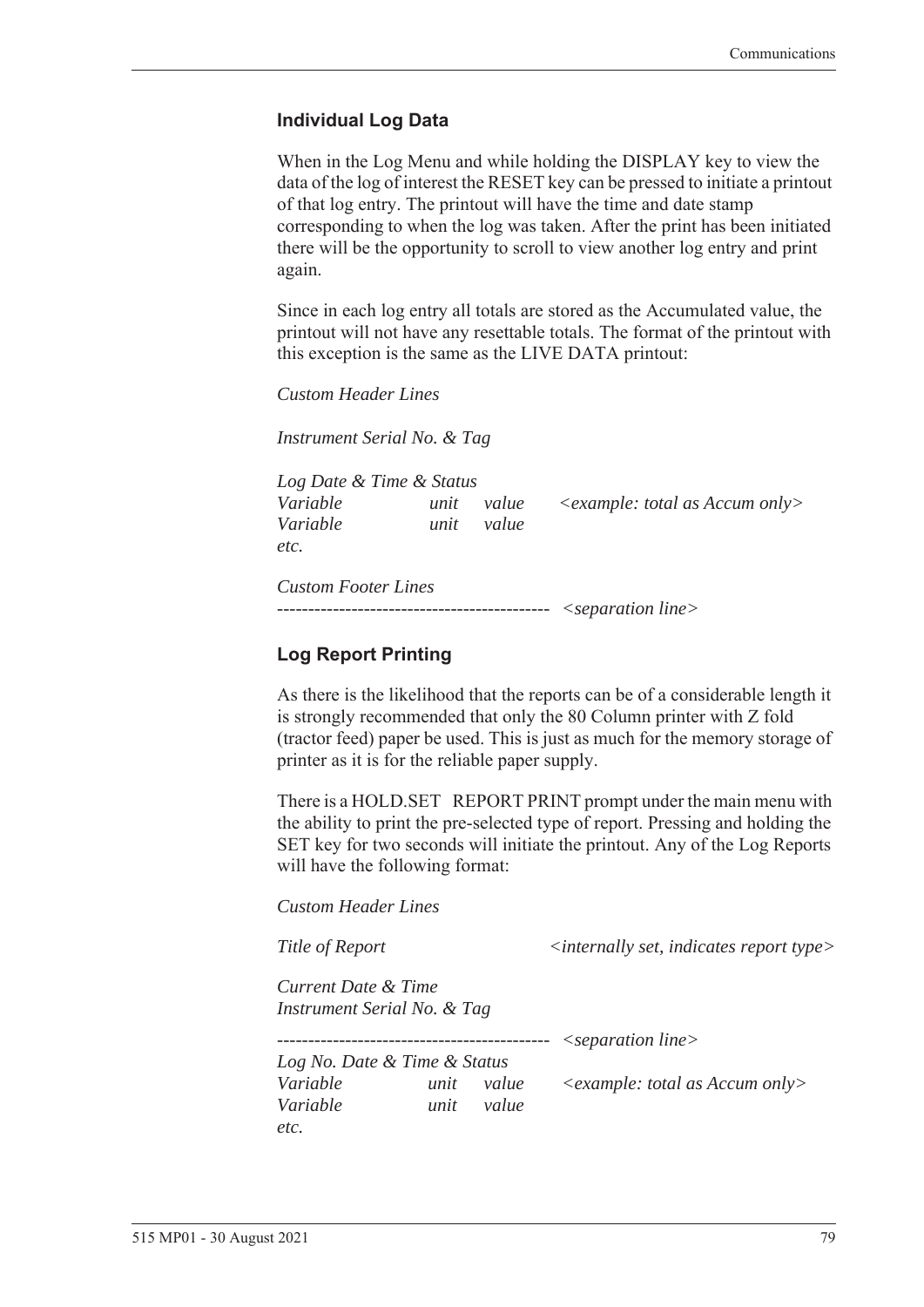### Individual Log Data

When in the Log Menu and while holding the DISPLAY key to view the data of the log of interest the RESET key can be pressed to initiate a printout of that log entry. The printout will have the time and date stamp corresponding to when the log was taken. After the print has been initiated there will be the opportunity to scroll to view another log entry and print again.

Since in each log entry all totals are stored as the Accumulated value, the printout will not have any resettable totals. The format of the printout with this exception is the same as the LIVE DATA printout:

*Custom Header Lines*

*Instrument Serial No. & Tag*

*Log Date & Time & Status*
*Variable  unit  value  <example: total as Accum only>*
*Variable  unit  value*
*etc.*

*Custom Footer Lines*
\-------------------------------------------- *<separation line>*

### Log Report Printing

As there is the likelihood that the reports can be of a considerable length it is strongly recommended that only the 80 Column printer with Z fold (tractor feed) paper be used. This is just as much for the memory storage of printer as it is for the reliable paper supply.

There is a HOLD.SET REPORT PRINT prompt under the main menu with the ability to print the pre-selected type of report. Pressing and holding the SET key for two seconds will initiate the printout. Any of the Log Reports will have the following format:

*Custom Header Lines*

*Title of Report  <internally set, indicates report type>*

*Current Date & Time*
*Instrument Serial No. & Tag*

\-------------------------------------------- *<separation line>*
*Log No. Date & Time & Status*
*Variable  unit  value  <example: total as Accum only>*
*Variable  unit  value*
*etc.*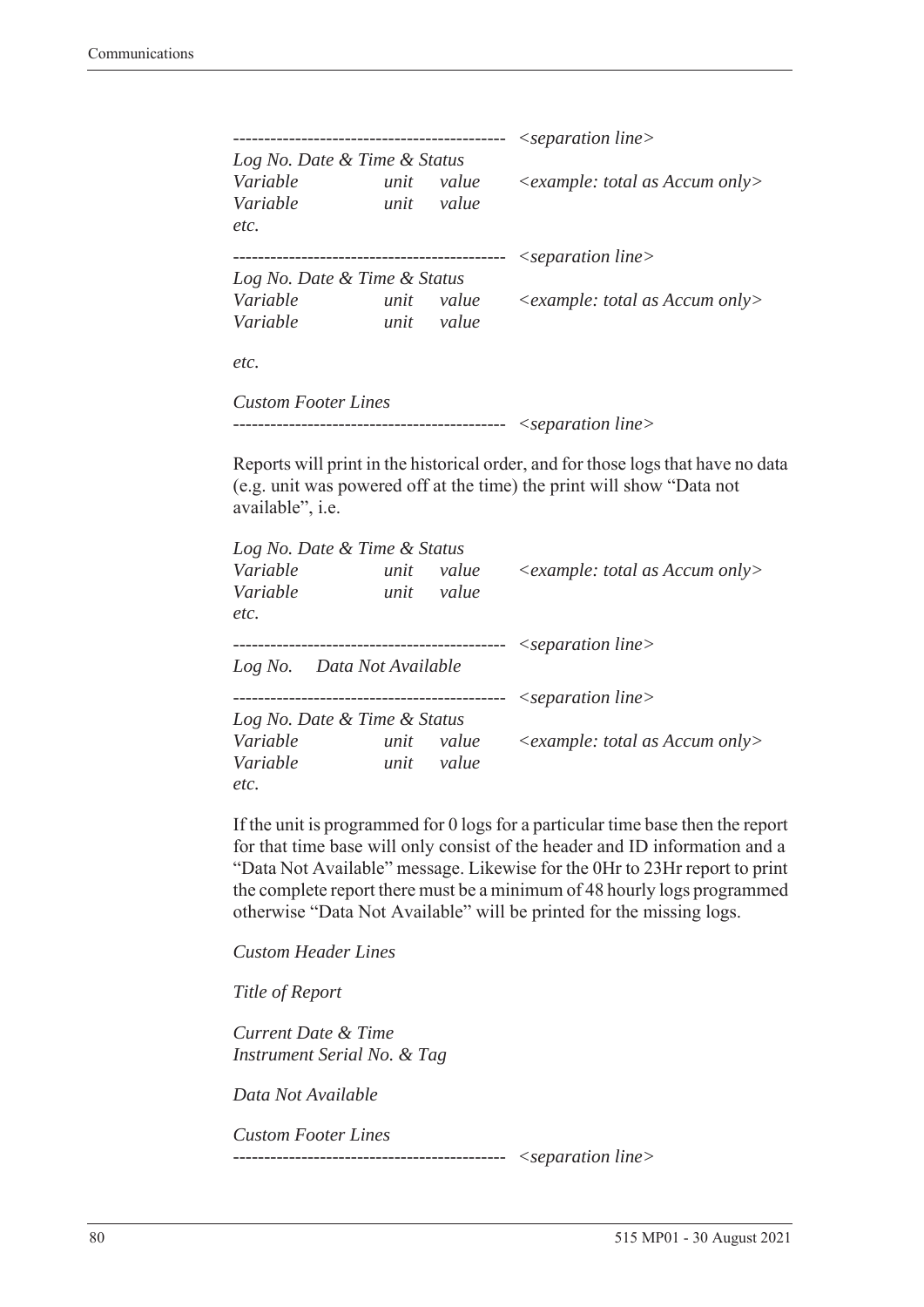```
------------------------------------------- <separation line>
Log No. Date & Time & Status
Variable          unit    value     <example: total as Accum only>
Variable          unit    value
etc.
------------------------------------------- <separation line>
Log No. Date & Time & Status
Variable          unit    value     <example: total as Accum only>
Variable          unit    value

etc.

Custom Footer Lines
------------------------------------------- <separation line>
```

Reports will print in the historical order, and for those logs that have no data (e.g. unit was powered off at the time) the print will show "Data not available", i.e.

```
Log No. Date & Time & Status
Variable          unit    value     <example: total as Accum only>
Variable          unit    value
etc.
------------------------------------------- <separation line>
Log No.    Data Not Available
------------------------------------------- <separation line>
Log No. Date & Time & Status
Variable          unit    value     <example: total as Accum only>
Variable          unit    value
etc.
```

If the unit is programmed for 0 logs for a particular time base then the report for that time base will only consist of the header and ID information and a "Data Not Available" message. Likewise for the 0Hr to 23Hr report to print the complete report there must be a minimum of 48 hourly logs programmed otherwise "Data Not Available" will be printed for the missing logs.

```
Custom Header Lines

Title of Report

Current Date & Time
Instrument Serial No. & Tag

Data Not Available

Custom Footer Lines
------------------------------------------- <separation line>
```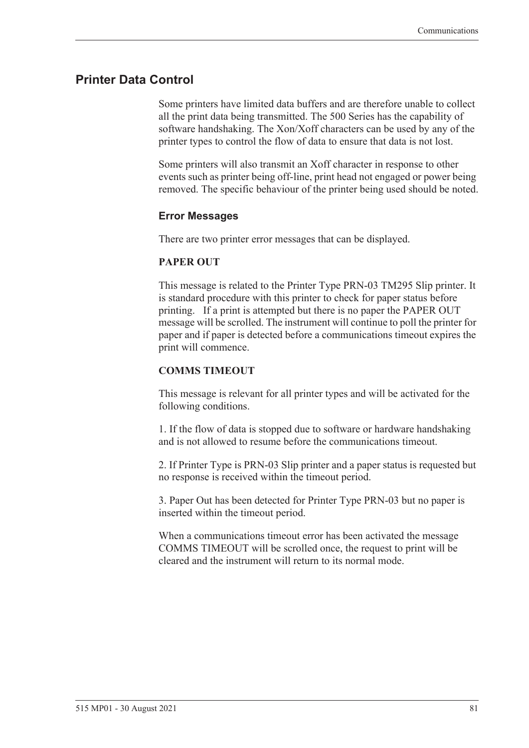## Printer Data Control

Some printers have limited data buffers and are therefore unable to collect all the print data being transmitted. The 500 Series has the capability of software handshaking. The Xon/Xoff characters can be used by any of the printer types to control the flow of data to ensure that data is not lost.

Some printers will also transmit an Xoff character in response to other events such as printer being off-line, print head not engaged or power being removed. The specific behaviour of the printer being used should be noted.

### Error Messages

There are two printer error messages that can be displayed.

**PAPER OUT**

This message is related to the Printer Type PRN-03 TM295 Slip printer. It is standard procedure with this printer to check for paper status before printing. If a print is attempted but there is no paper the PAPER OUT message will be scrolled. The instrument will continue to poll the printer for paper and if paper is detected before a communications timeout expires the print will commence.

**COMMS TIMEOUT**

This message is relevant for all printer types and will be activated for the following conditions.

1. If the flow of data is stopped due to software or hardware handshaking and is not allowed to resume before the communications timeout.

2. If Printer Type is PRN-03 Slip printer and a paper status is requested but no response is received within the timeout period.

3. Paper Out has been detected for Printer Type PRN-03 but no paper is inserted within the timeout period.

When a communications timeout error has been activated the message COMMS TIMEOUT will be scrolled once, the request to print will be cleared and the instrument will return to its normal mode.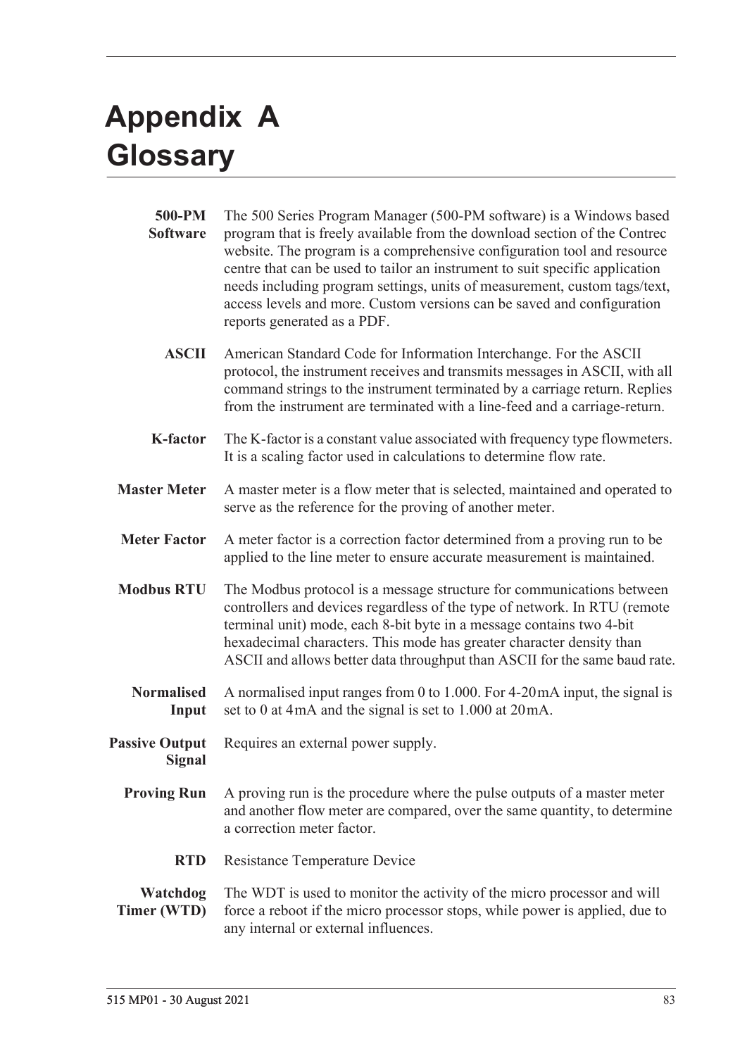# Appendix A Glossary

**500-PM Software** The 500 Series Program Manager (500-PM software) is a Windows based program that is freely available from the download section of the Contrec website. The program is a comprehensive configuration tool and resource centre that can be used to tailor an instrument to suit specific application needs including program settings, units of measurement, custom tags/text, access levels and more. Custom versions can be saved and configuration reports generated as a PDF.

**ASCII** American Standard Code for Information Interchange. For the ASCII protocol, the instrument receives and transmits messages in ASCII, with all command strings to the instrument terminated by a carriage return. Replies from the instrument are terminated with a line-feed and a carriage-return.

**K-factor** The K-factor is a constant value associated with frequency type flowmeters. It is a scaling factor used in calculations to determine flow rate.

**Master Meter** A master meter is a flow meter that is selected, maintained and operated to serve as the reference for the proving of another meter.

**Meter Factor** A meter factor is a correction factor determined from a proving run to be applied to the line meter to ensure accurate measurement is maintained.

**Modbus RTU** The Modbus protocol is a message structure for communications between controllers and devices regardless of the type of network. In RTU (remote terminal unit) mode, each 8-bit byte in a message contains two 4-bit hexadecimal characters. This mode has greater character density than ASCII and allows better data throughput than ASCII for the same baud rate.

**Normalised Input** A normalised input ranges from 0 to 1.000. For 4-20 mA input, the signal is set to 0 at 4 mA and the signal is set to 1.000 at 20 mA.

**Passive Output Signal** Requires an external power supply.

**Proving Run** A proving run is the procedure where the pulse outputs of a master meter and another flow meter are compared, over the same quantity, to determine a correction meter factor.

**RTD** Resistance Temperature Device

**Watchdog Timer (WTD)** The WDT is used to monitor the activity of the micro processor and will force a reboot if the micro processor stops, while power is applied, due to any internal or external influences.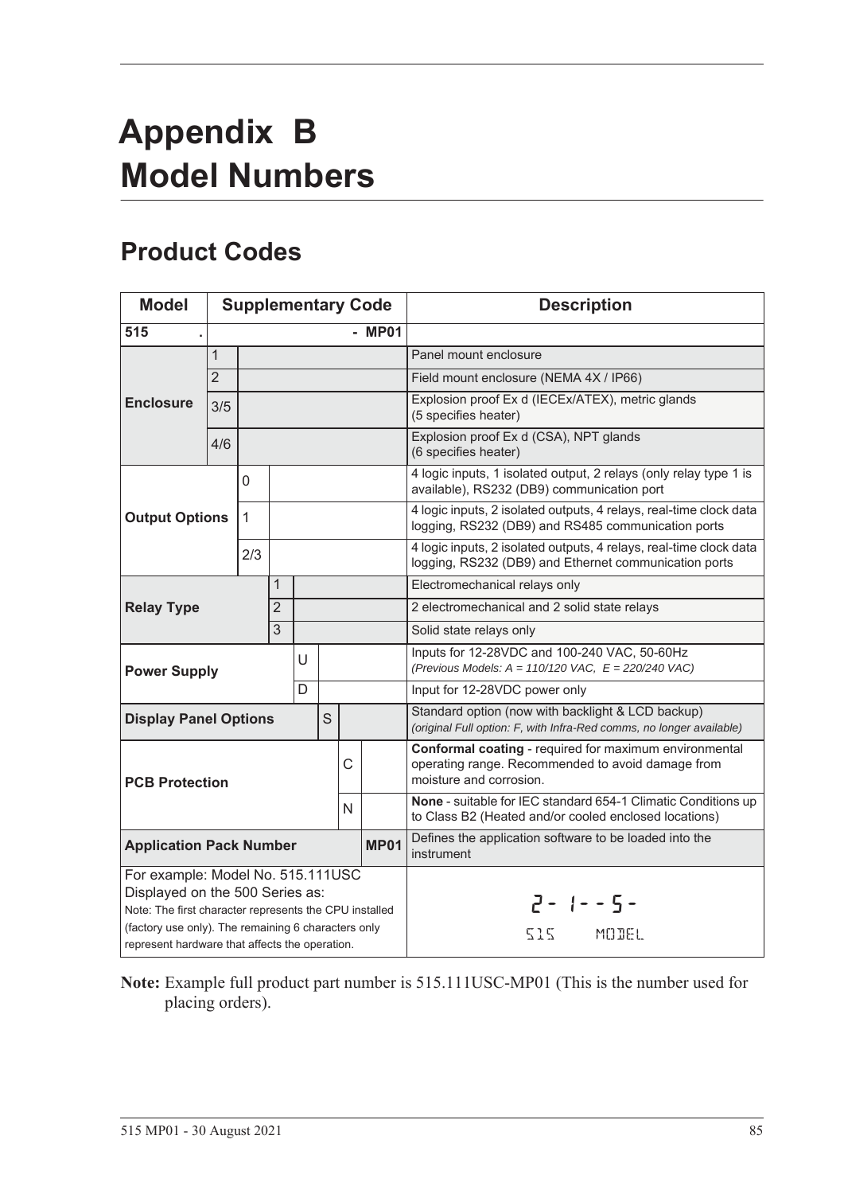# Appendix B Model Numbers

## Product Codes

| Model | Supplementary Code | | | | | | | Description |
|---|---|---|---|---|---|---|---|---|
| 515 . | | | | | | | - MP01 | |
| **Enclosure** | 1 | | | | | | | Panel mount enclosure |
| | 2 | | | | | | | Field mount enclosure (NEMA 4X / IP66) |
| | 3/5 | | | | | | | Explosion proof Ex d (IECEx/ATEX), metric glands (5 specifies heater) |
| | 4/6 | | | | | | | Explosion proof Ex d (CSA), NPT glands (6 specifies heater) |
| **Output Options** | | 0 | | | | | | 4 logic inputs, 1 isolated output, 2 relays (only relay type 1 is available), RS232 (DB9) communication port |
| | | 1 | | | | | | 4 logic inputs, 2 isolated outputs, 4 relays, real-time clock data logging, RS232 (DB9) and RS485 communication ports |
| | | 2/3 | | | | | | 4 logic inputs, 2 isolated outputs, 4 relays, real-time clock data logging, RS232 (DB9) and Ethernet communication ports |
| **Relay Type** | | | 1 | | | | | Electromechanical relays only |
| | | | 2 | | | | | 2 electromechanical and 2 solid state relays |
| | | | 3 | | | | | Solid state relays only |
| **Power Supply** | | | | U | | | | Inputs for 12-28VDC and 100-240 VAC, 50-60Hz *(Previous Models: A = 110/120 VAC, E = 220/240 VAC)* |
| | | | | D | | | | Input for 12-28VDC power only |
| **Display Panel Options** | | | | | S | | | Standard option (now with backlight & LCD backup) *(original Full option: F, with Infra-Red comms, no longer available)* |
| **PCB Protection** | | | | | | C | | **Conformal coating** - required for maximum environmental operating range. Recommended to avoid damage from moisture and corrosion. |
| | | | | | | N | | **None** - suitable for IEC standard 654-1 Climatic Conditions up to Class B2 (Heated and/or cooled enclosed locations) |
| **Application Pack Number** | | | | | | | **MP01** | Defines the application software to be loaded into the instrument |
| For example: Model No. 515.111USC Displayed on the 500 Series as: Note: The first character represents the CPU installed (factory use only). The remaining 6 characters only represent hardware that affects the operation. | | | | | | | | 2- 1--5- 515 MODEL |

**Note:** Example full product part number is 515.111USC-MP01 (This is the number used for placing orders).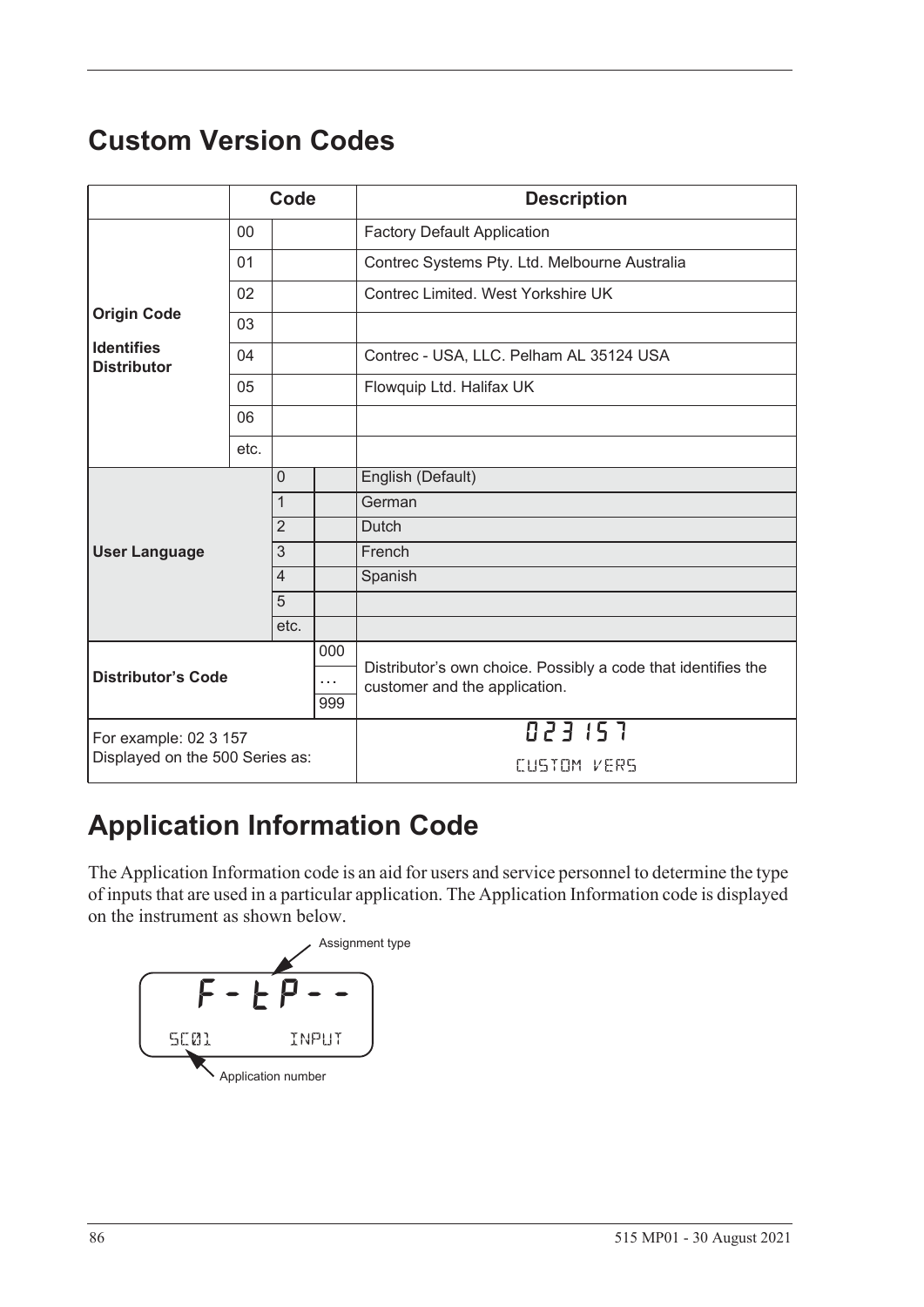## Custom Version Codes

| | Code | | | Description |
|---|---|---|---|---|
| **Origin Code** **Identifies Distributor** | 00 | | | Factory Default Application |
| | 01 | | | Contrec Systems Pty. Ltd. Melbourne Australia |
| | 02 | | | Contrec Limited. West Yorkshire UK |
| | 03 | | | |
| | 04 | | | Contrec - USA, LLC. Pelham AL 35124 USA |
| | 05 | | | Flowquip Ltd. Halifax UK |
| | 06 | | | |
| | etc. | | | |
| **User Language** | | 0 | | English (Default) |
| | | 1 | | German |
| | | 2 | | Dutch |
| | | 3 | | French |
| | | 4 | | Spanish |
| | | 5 | | |
| | | etc. | | |
| **Distributor's Code** | | | 000 … 999 | Distributor's own choice. Possibly a code that identifies the customer and the application. |
| For example: 02 3 157 Displayed on the 500 Series as: | | | | 023 157 CUSTOM VERS |

## Application Information Code

The Application Information code is an aid for users and service personnel to determine the type of inputs that are used in a particular application. The Application Information code is displayed on the instrument as shown below.

Assignment type

F - t P - -

SC01 INPUT

Application number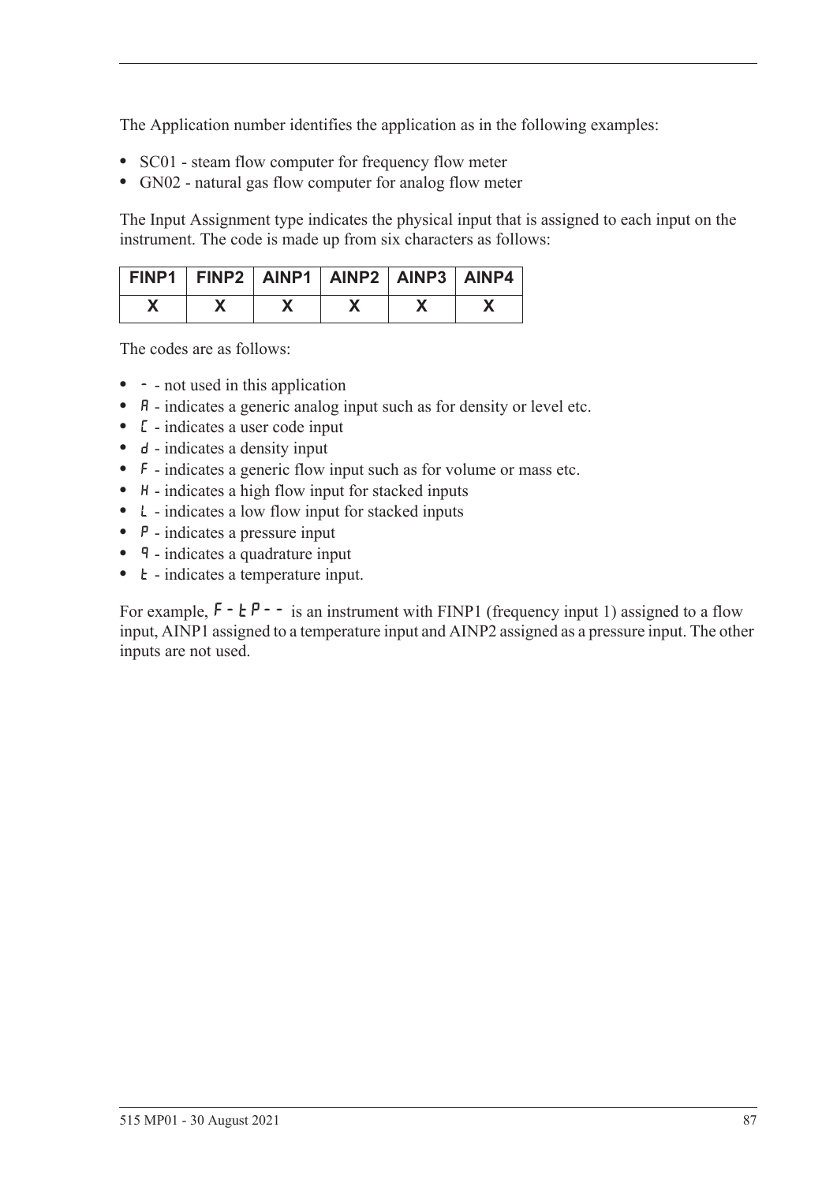The Application number identifies the application as in the following examples:

- SC01 - steam flow computer for frequency flow meter
- GN02 - natural gas flow computer for analog flow meter

The Input Assignment type indicates the physical input that is assigned to each input on the instrument. The code is made up from six characters as follows:

| FINP1 | FINP2 | AINP1 | AINP2 | AINP3 | AINP4 |
|---|---|---|---|---|---|
| X | X | X | X | X | X |

The codes are as follows:

- - - not used in this application
- A - indicates a generic analog input such as for density or level etc.
- C - indicates a user code input
- d - indicates a density input
- F - indicates a generic flow input such as for volume or mass etc.
- H - indicates a high flow input for stacked inputs
- L - indicates a low flow input for stacked inputs
- P - indicates a pressure input
- q - indicates a quadrature input
- t - indicates a temperature input.

For example, F-tP-- is an instrument with FINP1 (frequency input 1) assigned to a flow input, AINP1 assigned to a temperature input and AINP2 assigned as a pressure input. The other inputs are not used.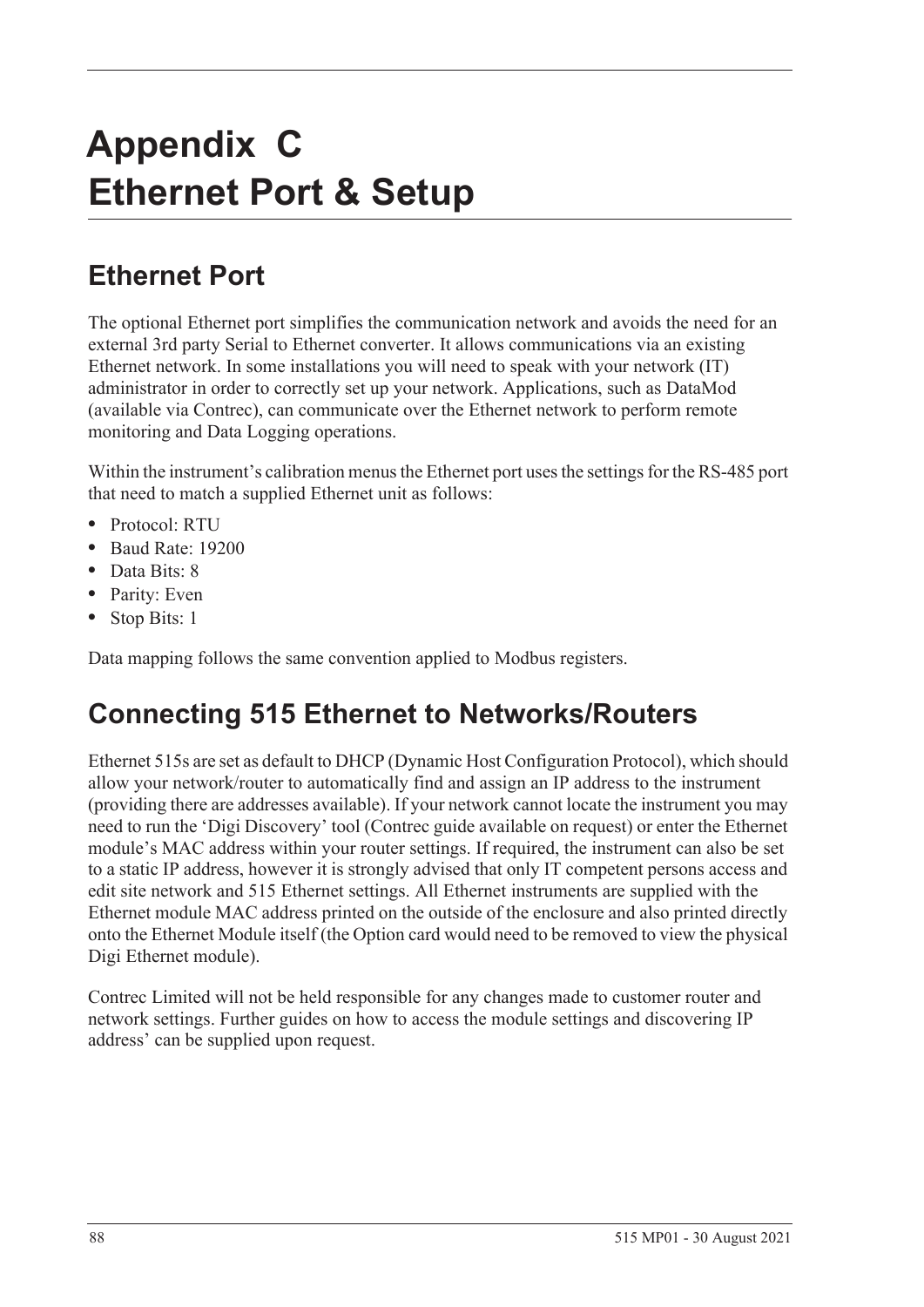# Appendix C
# Ethernet Port & Setup

## Ethernet Port

The optional Ethernet port simplifies the communication network and avoids the need for an external 3rd party Serial to Ethernet converter. It allows communications via an existing Ethernet network. In some installations you will need to speak with your network (IT) administrator in order to correctly set up your network. Applications, such as DataMod (available via Contrec), can communicate over the Ethernet network to perform remote monitoring and Data Logging operations.

Within the instrument's calibration menus the Ethernet port uses the settings for the RS-485 port that need to match a supplied Ethernet unit as follows:

- Protocol: RTU
- Baud Rate: 19200
- Data Bits: 8
- Parity: Even
- Stop Bits: 1

Data mapping follows the same convention applied to Modbus registers.

## Connecting 515 Ethernet to Networks/Routers

Ethernet 515s are set as default to DHCP (Dynamic Host Configuration Protocol), which should allow your network/router to automatically find and assign an IP address to the instrument (providing there are addresses available). If your network cannot locate the instrument you may need to run the 'Digi Discovery' tool (Contrec guide available on request) or enter the Ethernet module's MAC address within your router settings. If required, the instrument can also be set to a static IP address, however it is strongly advised that only IT competent persons access and edit site network and 515 Ethernet settings. All Ethernet instruments are supplied with the Ethernet module MAC address printed on the outside of the enclosure and also printed directly onto the Ethernet Module itself (the Option card would need to be removed to view the physical Digi Ethernet module).

Contrec Limited will not be held responsible for any changes made to customer router and network settings. Further guides on how to access the module settings and discovering IP address' can be supplied upon request.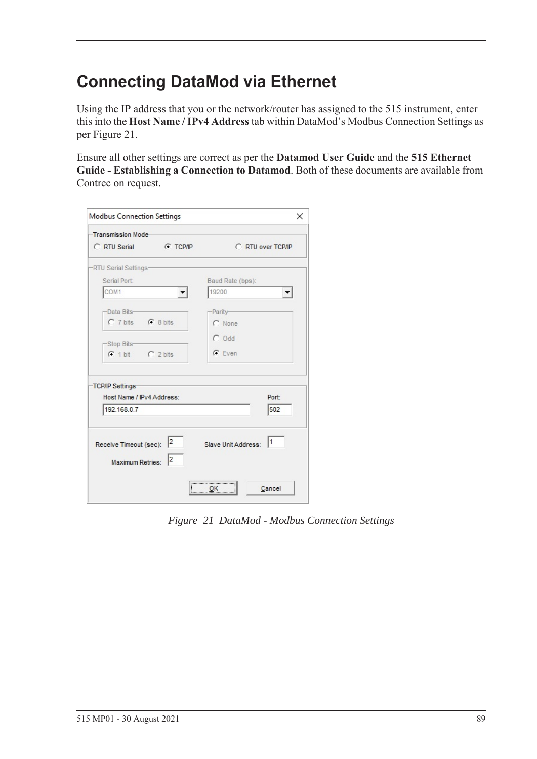# Connecting DataMod via Ethernet

Using the IP address that you or the network/router has assigned to the 515 instrument, enter this into the **Host Name / IPv4 Address** tab within DataMod's Modbus Connection Settings as per Figure 21.

Ensure all other settings are correct as per the **Datamod User Guide** and the **515 Ethernet Guide - Establishing a Connection to Datamod**. Both of these documents are available from Contrec on request.

*Figure 21 DataMod - Modbus Connection Settings*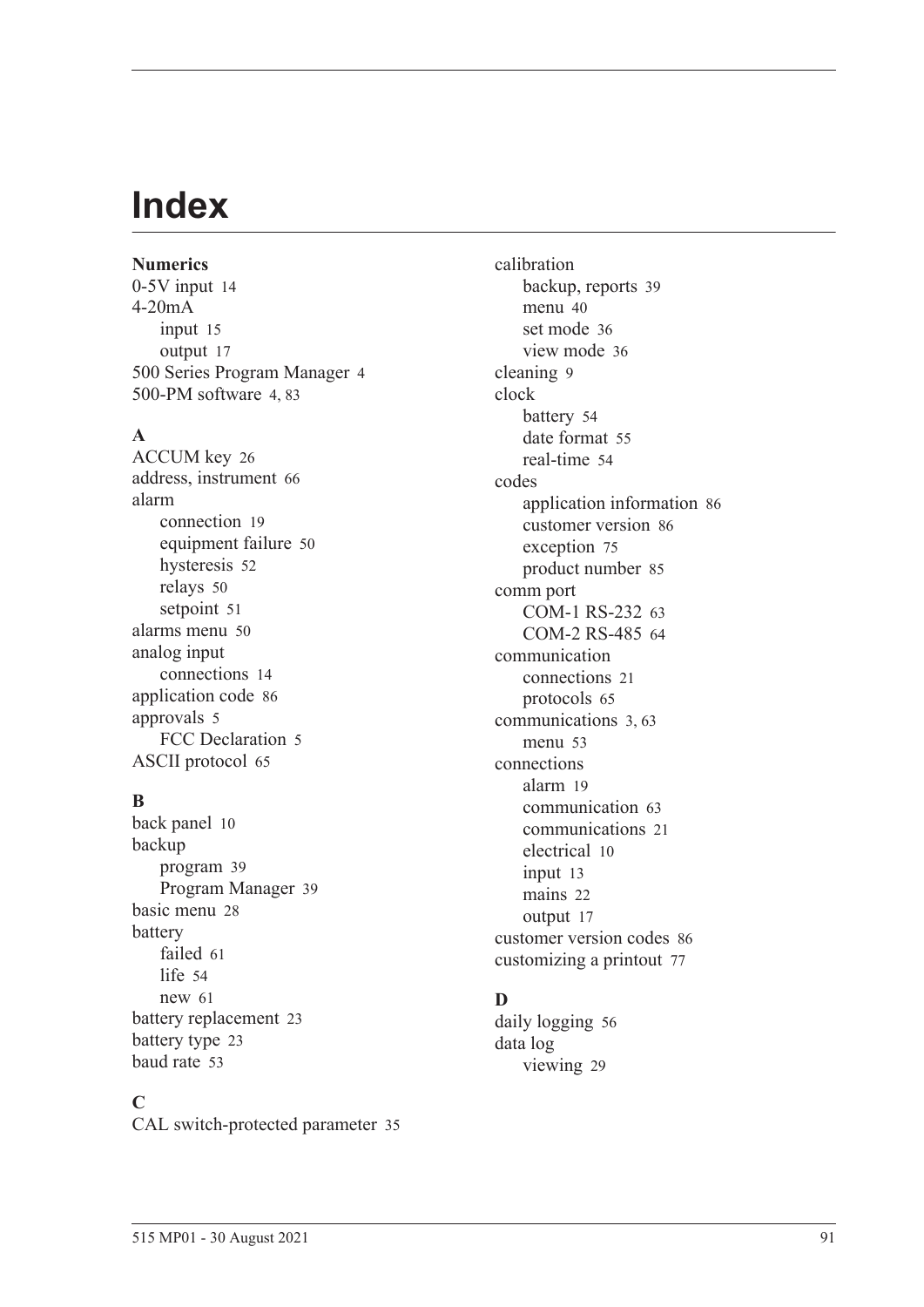# Index

**Numerics**

0-5V input 14
4-20mA
- input 15
- output 17

500 Series Program Manager 4
500-PM software 4, 83

**A**

ACCUM key 26
address, instrument 66
alarm
- connection 19
- equipment failure 50
- hysteresis 52
- relays 50
- setpoint 51

alarms menu 50
analog input
- connections 14

application code 86
approvals 5
- FCC Declaration 5

ASCII protocol 65

**B**

back panel 10
backup
- program 39
- Program Manager 39

basic menu 28
battery
- failed 61
- life 54
- new 61

battery replacement 23
battery type 23
baud rate 53

**C**

CAL switch-protected parameter 35
calibration
- backup, reports 39
- menu 40
- set mode 36
- view mode 36

cleaning 9
clock
- battery 54
- date format 55
- real-time 54

codes
- application information 86
- customer version 86
- exception 75
- product number 85

comm port
- COM-1 RS-232 63
- COM-2 RS-485 64

communication
- connections 21
- protocols 65

communications 3, 63
- menu 53

connections
- alarm 19
- communication 63
- communications 21
- electrical 10
- input 13
- mains 22
- output 17

customer version codes 86
customizing a printout 77

**D**

daily logging 56
data log
- viewing 29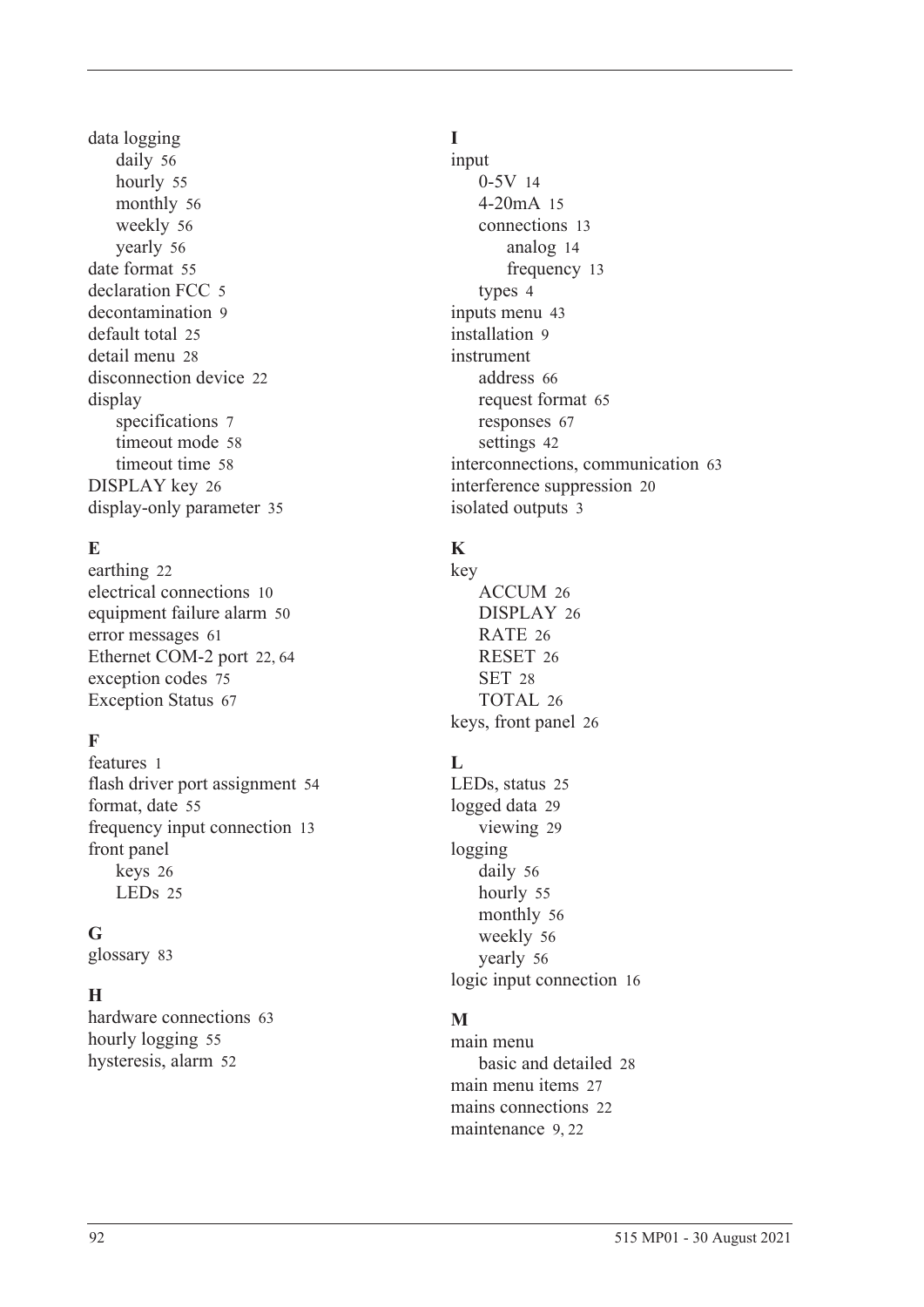data logging
- daily 56
- hourly 55
- monthly 56
- weekly 56
- yearly 56

date format 55
declaration FCC 5
decontamination 9
default total 25
detail menu 28
disconnection device 22
display
- specifications 7
- timeout mode 58
- timeout time 58

DISPLAY key 26
display-only parameter 35

**E**

earthing 22
electrical connections 10
equipment failure alarm 50
error messages 61
Ethernet COM-2 port 22, 64
exception codes 75
Exception Status 67

**F**

features 1
flash driver port assignment 54
format, date 55
frequency input connection 13
front panel
- keys 26
- LEDs 25

**G**

glossary 83

**H**

hardware connections 63
hourly logging 55
hysteresis, alarm 52

**I**

input
- 0-5V 14
- 4-20mA 15
- connections 13
  - analog 14
  - frequency 13
- types 4

inputs menu 43
installation 9
instrument
- address 66
- request format 65
- responses 67
- settings 42

interconnections, communication 63
interference suppression 20
isolated outputs 3

**K**

key
- ACCUM 26
- DISPLAY 26
- RATE 26
- RESET 26
- SET 28
- TOTAL 26

keys, front panel 26

**L**

LEDs, status 25
logged data 29
- viewing 29

logging
- daily 56
- hourly 55
- monthly 56
- weekly 56
- yearly 56

logic input connection 16

**M**

main menu
- basic and detailed 28

main menu items 27
mains connections 22
maintenance 9, 22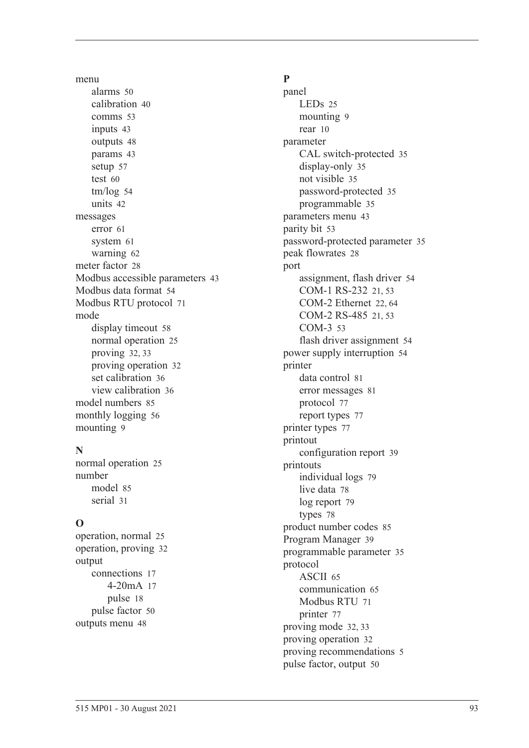menu
- alarms 50
- calibration 40
- comms 53
- inputs 43
- outputs 48
- params 43
- setup 57
- test 60
- tm/log 54
- units 42

messages
- error 61
- system 61
- warning 62

meter factor 28
Modbus accessible parameters 43
Modbus data format 54
Modbus RTU protocol 71
mode
- display timeout 58
- normal operation 25
- proving 32, 33
- proving operation 32
- set calibration 36
- view calibration 36

model numbers 85
monthly logging 56
mounting 9

**N**

normal operation 25
number
- model 85
- serial 31

**O**

operation, normal 25
operation, proving 32
output
- connections 17
  - 4-20mA 17
  - pulse 18
- pulse factor 50

outputs menu 48

**P**

panel
- LEDs 25
- mounting 9
- rear 10

parameter
- CAL switch-protected 35
- display-only 35
- not visible 35
- password-protected 35
- programmable 35

parameters menu 43
parity bit 53
password-protected parameter 35
peak flowrates 28
port
- assignment, flash driver 54
- COM-1 RS-232 21, 53
- COM-2 Ethernet 22, 64
- COM-2 RS-485 21, 53
- COM-3 53
- flash driver assignment 54

power supply interruption 54
printer
- data control 81
- error messages 81
- protocol 77
- report types 77

printer types 77
printout
- configuration report 39

printouts
- individual logs 79
- live data 78
- log report 79
- types 78

product number codes 85
Program Manager 39
programmable parameter 35
protocol
- ASCII 65
- communication 65
- Modbus RTU 71
- printer 77

proving mode 32, 33
proving operation 32
proving recommendations 5
pulse factor, output 50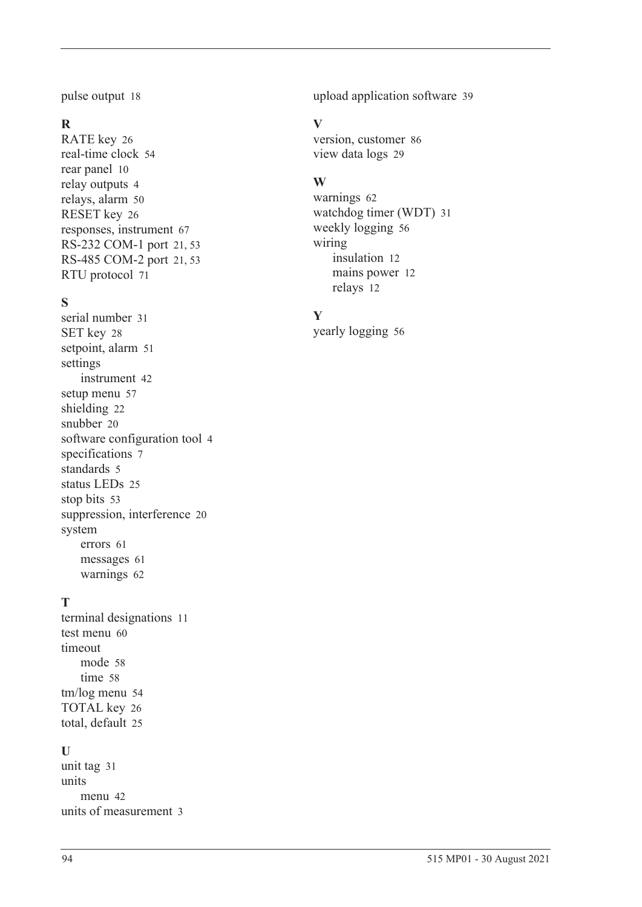pulse output 18

**R**

RATE key 26
real-time clock 54
rear panel 10
relay outputs 4
relays, alarm 50
RESET key 26
responses, instrument 67
RS-232 COM-1 port 21, 53
RS-485 COM-2 port 21, 53
RTU protocol 71

**S**

serial number 31
SET key 28
setpoint, alarm 51
settings
  instrument 42
setup menu 57
shielding 22
snubber 20
software configuration tool 4
specifications 7
standards 5
status LEDs 25
stop bits 53
suppression, interference 20
system
  errors 61
  messages 61
  warnings 62

**T**

terminal designations 11
test menu 60
timeout
  mode 58
  time 58
tm/log menu 54
TOTAL key 26
total, default 25

**U**

unit tag 31
units
  menu 42
units of measurement 3
upload application software 39

**V**

version, customer 86
view data logs 29

**W**

warnings 62
watchdog timer (WDT) 31
weekly logging 56
wiring
  insulation 12
  mains power 12
  relays 12

**Y**

yearly logging 56